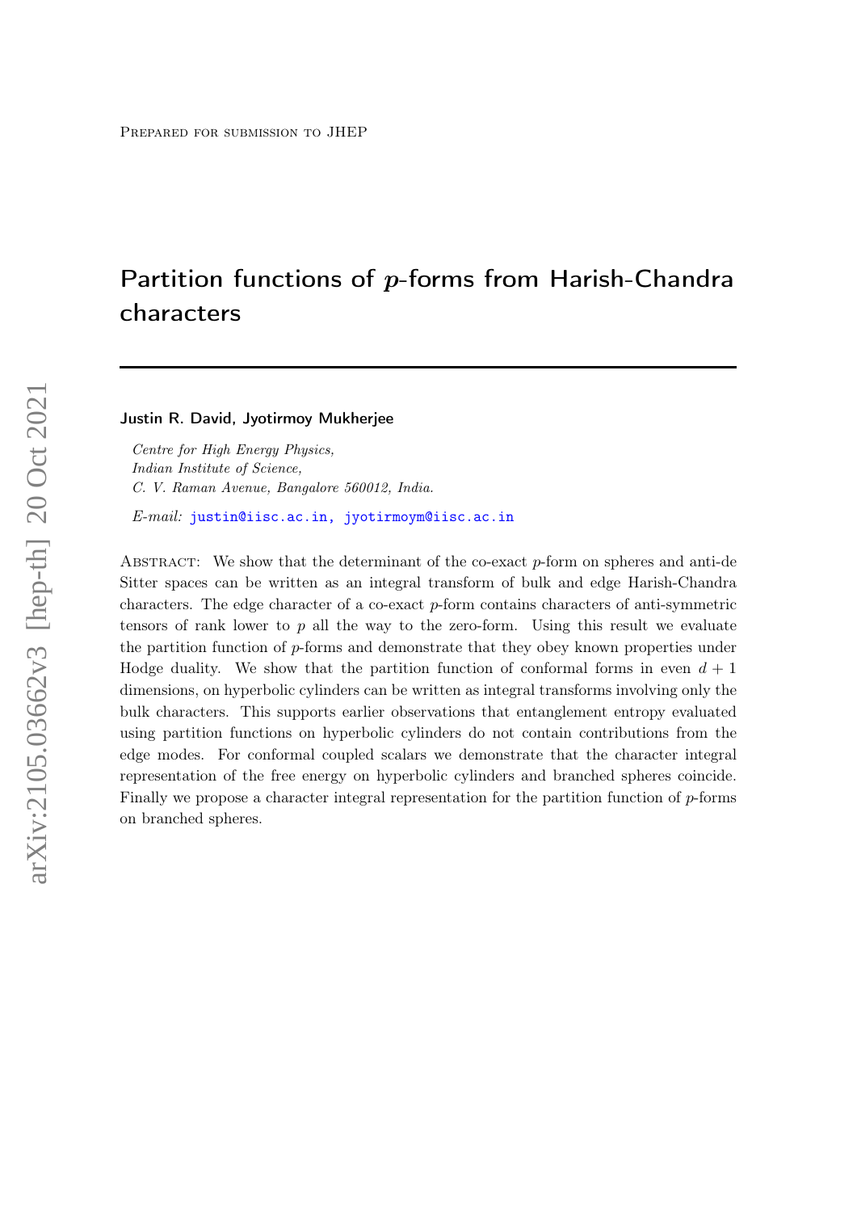Prepared for submission to JHEP

# Partition functions of $p$-forms from Harish-Chandra characters

**Justin R. David, Jyotirmoy Mukherjee**

*Centre for High Energy Physics,*
*Indian Institute of Science,*
*C. V. Raman Avenue, Bangalore 560012, India.*

*E-mail:* justin@iisc.ac.in, jyotirmoym@iisc.ac.in

Abstract: We show that the determinant of the co-exact $p$-form on spheres and anti-de Sitter spaces can be written as an integral transform of bulk and edge Harish-Chandra characters. The edge character of a co-exact $p$-form contains characters of anti-symmetric tensors of rank lower to $p$ all the way to the zero-form. Using this result we evaluate the partition function of $p$-forms and demonstrate that they obey known properties under Hodge duality. We show that the partition function of conformal forms in even $d+1$ dimensions, on hyperbolic cylinders can be written as integral transforms involving only the bulk characters. This supports earlier observations that entanglement entropy evaluated using partition functions on hyperbolic cylinders do not contain contributions from the edge modes. For conformal coupled scalars we demonstrate that the character integral representation of the free energy on hyperbolic cylinders and branched spheres coincide. Finally we propose a character integral representation for the partition function of $p$-forms on branched spheres.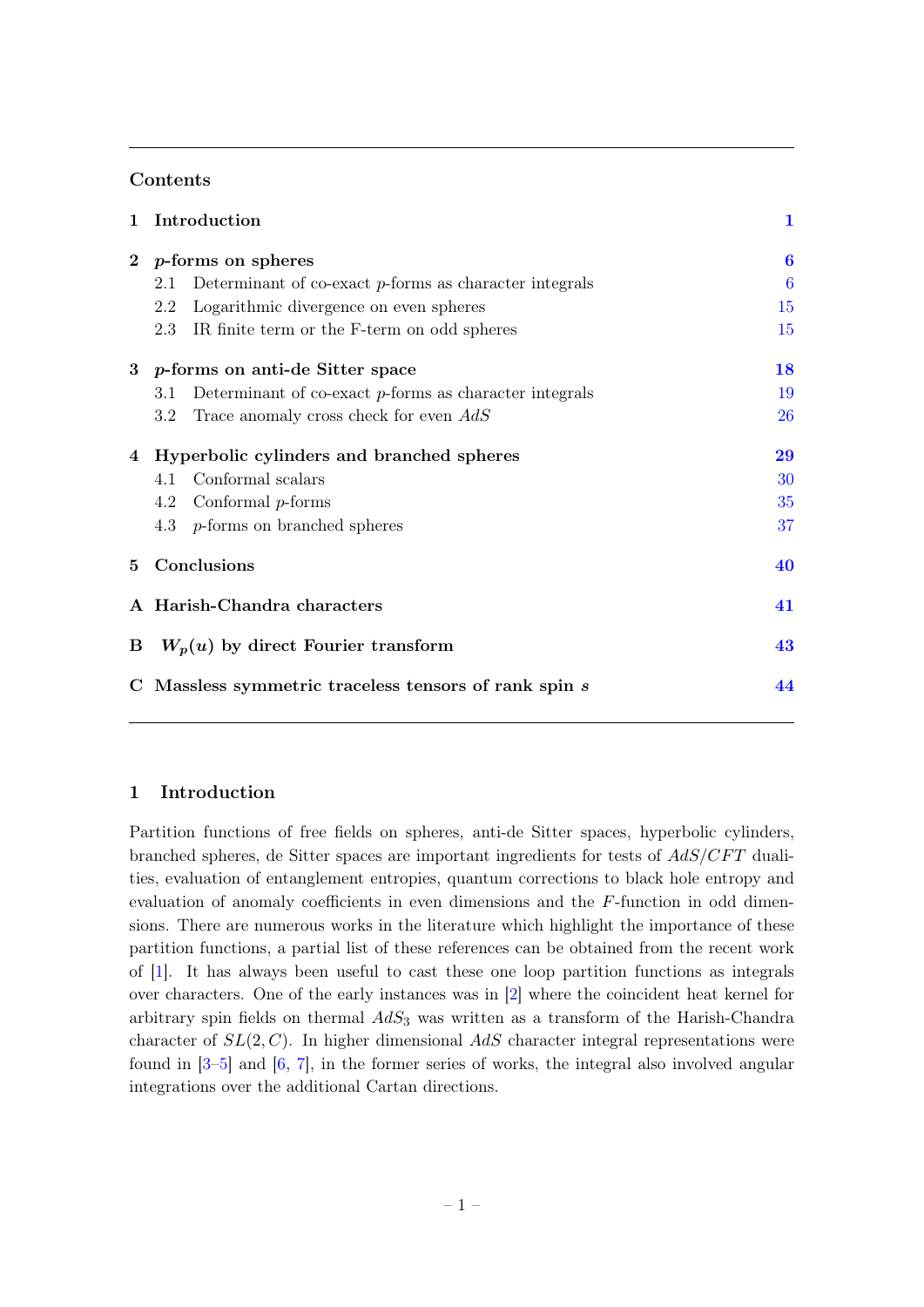## Contents

- 1 Introduction — 1
- 2 $p$-forms on spheres — 6
  - 2.1 Determinant of co-exact $p$-forms as character integrals — 6
  - 2.2 Logarithmic divergence on even spheres — 15
  - 2.3 IR finite term or the F-term on odd spheres — 15
- 3 $p$-forms on anti-de Sitter space — 18
  - 3.1 Determinant of co-exact $p$-forms as character integrals — 19
  - 3.2 Trace anomaly cross check for even $AdS$ — 26
- 4 Hyperbolic cylinders and branched spheres — 29
  - 4.1 Conformal scalars — 30
  - 4.2 Conformal $p$-forms — 35
  - 4.3 $p$-forms on branched spheres — 37
- 5 Conclusions — 40
- A Harish-Chandra characters — 41
- B $W_p(u)$ by direct Fourier transform — 43
- C Massless symmetric traceless tensors of rank spin $s$ — 44

# 1 Introduction

Partition functions of free fields on spheres, anti-de Sitter spaces, hyperbolic cylinders, branched spheres, de Sitter spaces are important ingredients for tests of $AdS/CFT$ dualities, evaluation of entanglement entropies, quantum corrections to black hole entropy and evaluation of anomaly coefficients in even dimensions and the $F$-function in odd dimensions. There are numerous works in the literature which highlight the importance of these partition functions, a partial list of these references can be obtained from the recent work of [1]. It has always been useful to cast these one loop partition functions as integrals over characters. One of the early instances was in [2] where the coincident heat kernel for arbitrary spin fields on thermal $AdS_3$ was written as a transform of the Harish-Chandra character of $SL(2, C)$. In higher dimensional $AdS$ character integral representations were found in [3–5] and [6, 7], in the former series of works, the integral also involved angular integrations over the additional Cartan directions.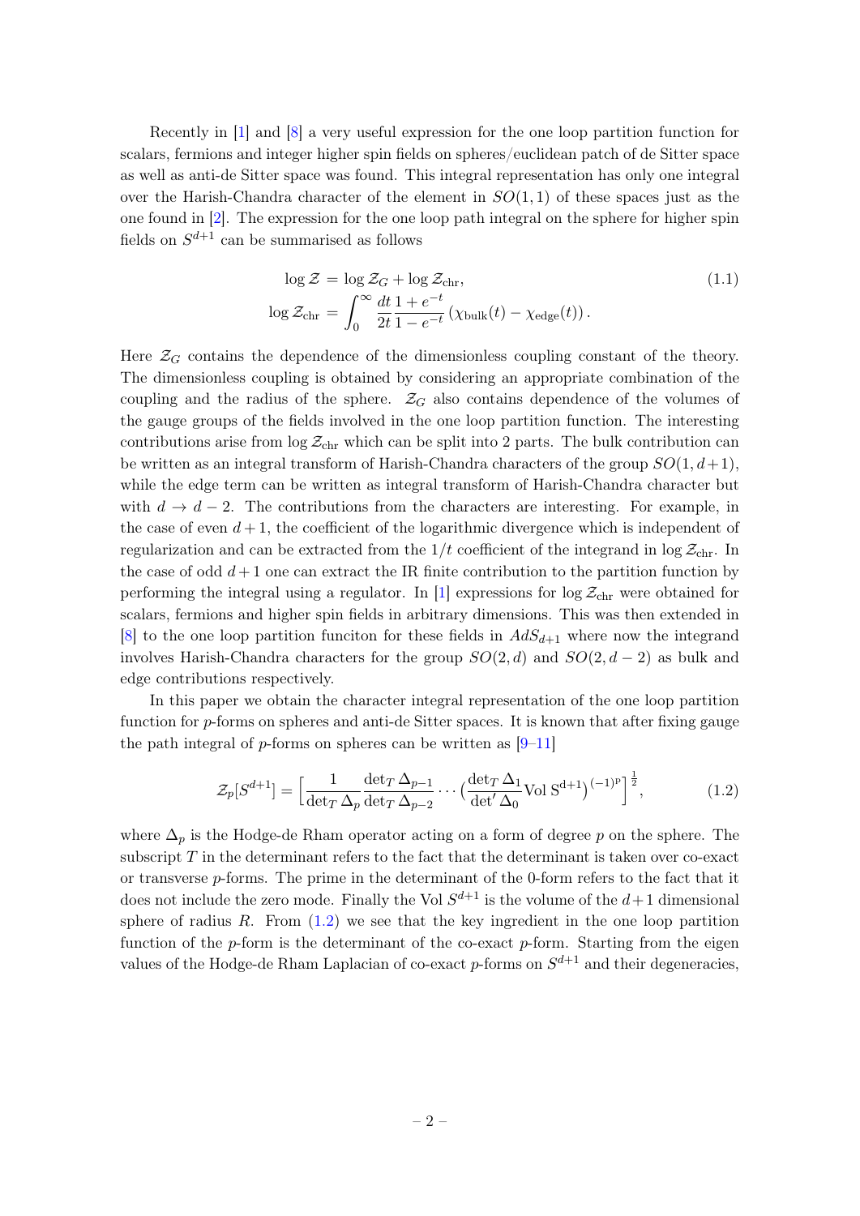Recently in [1] and [8] a very useful expression for the one loop partition function for scalars, fermions and integer higher spin fields on spheres/euclidean patch of de Sitter space as well as anti-de Sitter space was found. This integral representation has only one integral over the Harish-Chandra character of the element in $SO(1,1)$ of these spaces just as the one found in [2]. The expression for the one loop path integral on the sphere for higher spin fields on $S^{d+1}$ can be summarised as follows

$$
\begin{aligned}
\log \mathcal{Z} &= \log \mathcal{Z}_G + \log \mathcal{Z}_{\rm chr}, \\
\log \mathcal{Z}_{\rm chr} &= \int_0^\infty \frac{dt}{2t} \frac{1+e^{-t}}{1-e^{-t}} \left( \chi_{\rm bulk}(t) - \chi_{\rm edge}(t) \right).
\end{aligned}
\tag{1.1}
$$

Here $\mathcal{Z}_G$ contains the dependence of the dimensionless coupling constant of the theory. The dimensionless coupling is obtained by considering an appropriate combination of the coupling and the radius of the sphere. $\mathcal{Z}_G$ also contains dependence of the volumes of the gauge groups of the fields involved in the one loop partition function. The interesting contributions arise from $\log \mathcal{Z}_{\rm chr}$ which can be split into 2 parts. The bulk contribution can be written as an integral transform of Harish-Chandra characters of the group $SO(1,d+1)$, while the edge term can be written as integral transform of Harish-Chandra character but with $d \to d-2$. The contributions from the characters are interesting. For example, in the case of even $d+1$, the coefficient of the logarithmic divergence which is independent of regularization and can be extracted from the $1/t$ coefficient of the integrand in $\log \mathcal{Z}_{\rm chr}$. In the case of odd $d+1$ one can extract the IR finite contribution to the partition function by performing the integral using a regulator. In [1] expressions for $\log \mathcal{Z}_{\rm chr}$ were obtained for scalars, fermions and higher spin fields in arbitrary dimensions. This was then extended in [8] to the one loop partition funciton for these fields in $AdS_{d+1}$ where now the integrand involves Harish-Chandra characters for the group $SO(2,d)$ and $SO(2,d-2)$ as bulk and edge contributions respectively.

In this paper we obtain the character integral representation of the one loop partition function for $p$-forms on spheres and anti-de Sitter spaces. It is known that after fixing gauge the path integral of $p$-forms on spheres can be written as [9–11]

$$
\mathcal{Z}_p[S^{d+1}] = \Big[ \frac{1}{\det_T \Delta_p} \frac{\det_T \Delta_{p-1}}{\det_T \Delta_{p-2}} \cdots \big( \frac{\det_T \Delta_1}{\det' \Delta_0} {\rm Vol}\, {\rm S}^{{\rm d}+1} \big)^{(-1)^{\rm p}} \Big]^{\frac{1}{2}},
\tag{1.2}
$$

where $\Delta_p$ is the Hodge-de Rham operator acting on a form of degree $p$ on the sphere. The subscript $T$ in the determinant refers to the fact that the determinant is taken over co-exact or transverse $p$-forms. The prime in the determinant of the 0-form refers to the fact that it does not include the zero mode. Finally the Vol $S^{d+1}$ is the volume of the $d+1$ dimensional sphere of radius $R$. From (1.2) we see that the key ingredient in the one loop partition function of the $p$-form is the determinant of the co-exact $p$-form. Starting from the eigen values of the Hodge-de Rham Laplacian of co-exact $p$-forms on $S^{d+1}$ and their degeneracies,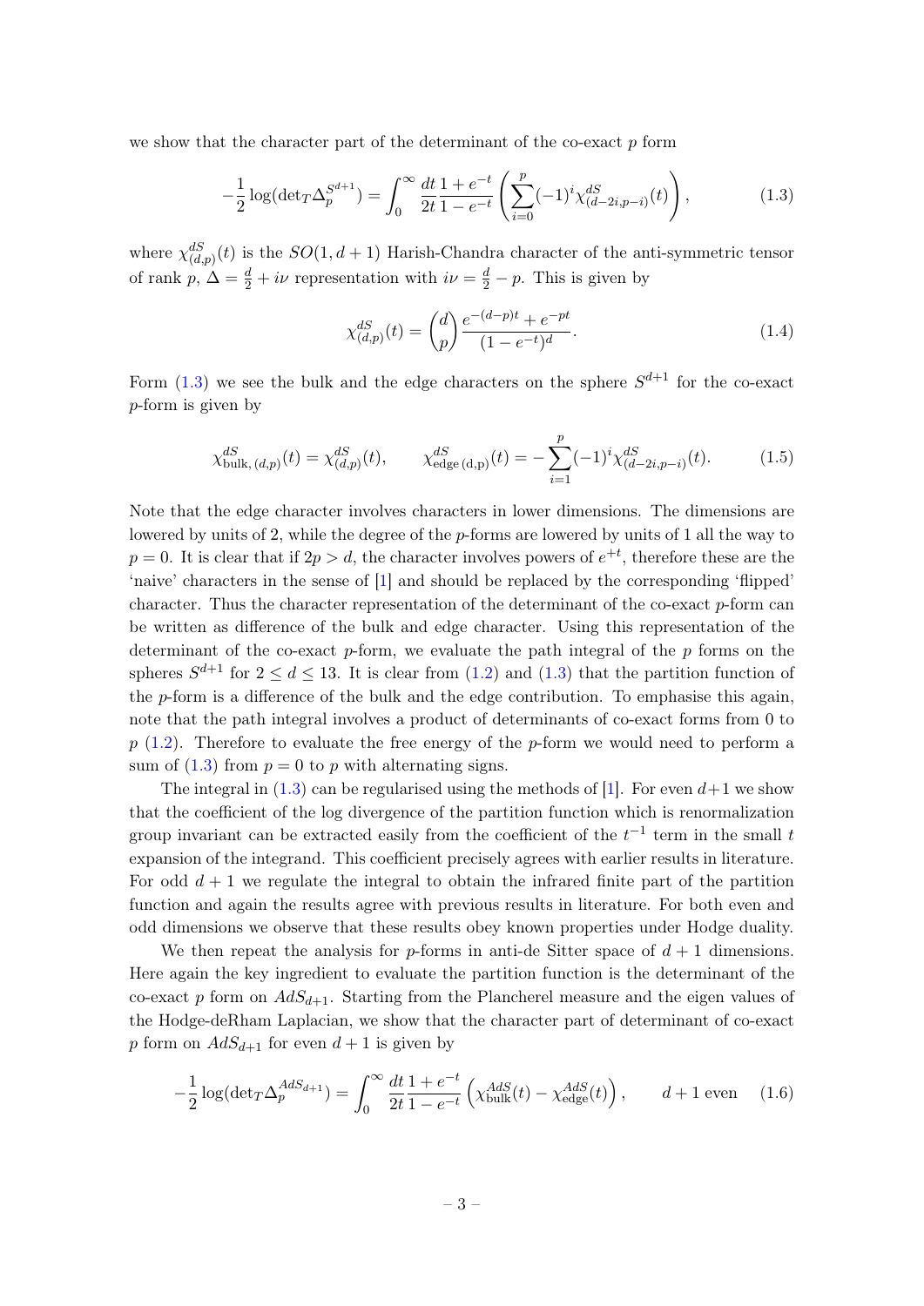we show that the character part of the determinant of the co-exact $p$ form

$$
-\frac{1}{2}\log(\det{}_T\Delta_p^{S^{d+1}}) = \int_0^\infty \frac{dt}{2t}\frac{1+e^{-t}}{1-e^{-t}}\left(\sum_{i=0}^{p}(-1)^i\chi^{dS}_{(d-2i,p-i)}(t)\right), \tag{1.3}
$$

where $\chi^{dS}_{(d,p)}(t)$ is the $SO(1,d+1)$ Harish-Chandra character of the anti-symmetric tensor of rank $p$, $\Delta = \frac{d}{2}+i\nu$ representation with $i\nu = \frac{d}{2}-p$. This is given by

$$
\chi^{dS}_{(d,p)}(t) = \binom{d}{p}\frac{e^{-(d-p)t}+e^{-pt}}{(1-e^{-t})^d}. \tag{1.4}
$$

Form (1.3) we see the bulk and the edge characters on the sphere $S^{d+1}$ for the co-exact $p$-form is given by

$$
\chi^{dS}_{\text{bulk},\,(d,p)}(t) = \chi^{dS}_{(d,p)}(t), \qquad \chi^{dS}_{\text{edge}\,(\text{d,p})}(t) = -\sum_{i=1}^{p}(-1)^i\chi^{dS}_{(d-2i,p-i)}(t). \tag{1.5}
$$

Note that the edge character involves characters in lower dimensions. The dimensions are lowered by units of 2, while the degree of the $p$-forms are lowered by units of 1 all the way to $p=0$. It is clear that if $2p>d$, the character involves powers of $e^{+t}$, therefore these are the 'naive' characters in the sense of [1] and should be replaced by the corresponding 'flipped' character. Thus the character representation of the determinant of the co-exact $p$-form can be written as difference of the bulk and edge character. Using this representation of the determinant of the co-exact $p$-form, we evaluate the path integral of the $p$ forms on the spheres $S^{d+1}$ for $2\leq d\leq 13$. It is clear from (1.2) and (1.3) that the partition function of the $p$-form is a difference of the bulk and the edge contribution. To emphasise this again, note that the path integral involves a product of determinants of co-exact forms from 0 to $p$ (1.2). Therefore to evaluate the free energy of the $p$-form we would need to perform a sum of (1.3) from $p=0$ to $p$ with alternating signs.

The integral in (1.3) can be regularised using the methods of [1]. For even $d+1$ we show that the coefficient of the log divergence of the partition function which is renormalization group invariant can be extracted easily from the coefficient of the $t^{-1}$ term in the small $t$ expansion of the integrand. This coefficient precisely agrees with earlier results in literature. For odd $d+1$ we regulate the integral to obtain the infrared finite part of the partition function and again the results agree with previous results in literature. For both even and odd dimensions we observe that these results obey known properties under Hodge duality.

We then repeat the analysis for $p$-forms in anti-de Sitter space of $d+1$ dimensions. Here again the key ingredient to evaluate the partition function is the determinant of the co-exact $p$ form on $AdS_{d+1}$. Starting from the Plancherel measure and the eigen values of the Hodge-deRham Laplacian, we show that the character part of determinant of co-exact $p$ form on $AdS_{d+1}$ for even $d+1$ is given by

$$
-\frac{1}{2}\log(\det{}_T\Delta_p^{AdS_{d+1}}) = \int_0^\infty \frac{dt}{2t}\frac{1+e^{-t}}{1-e^{-t}}\left(\chi^{AdS}_{\text{bulk}}(t) - \chi^{AdS}_{\text{edge}}(t)\right), \qquad d+1 \text{ even} \tag{1.6}
$$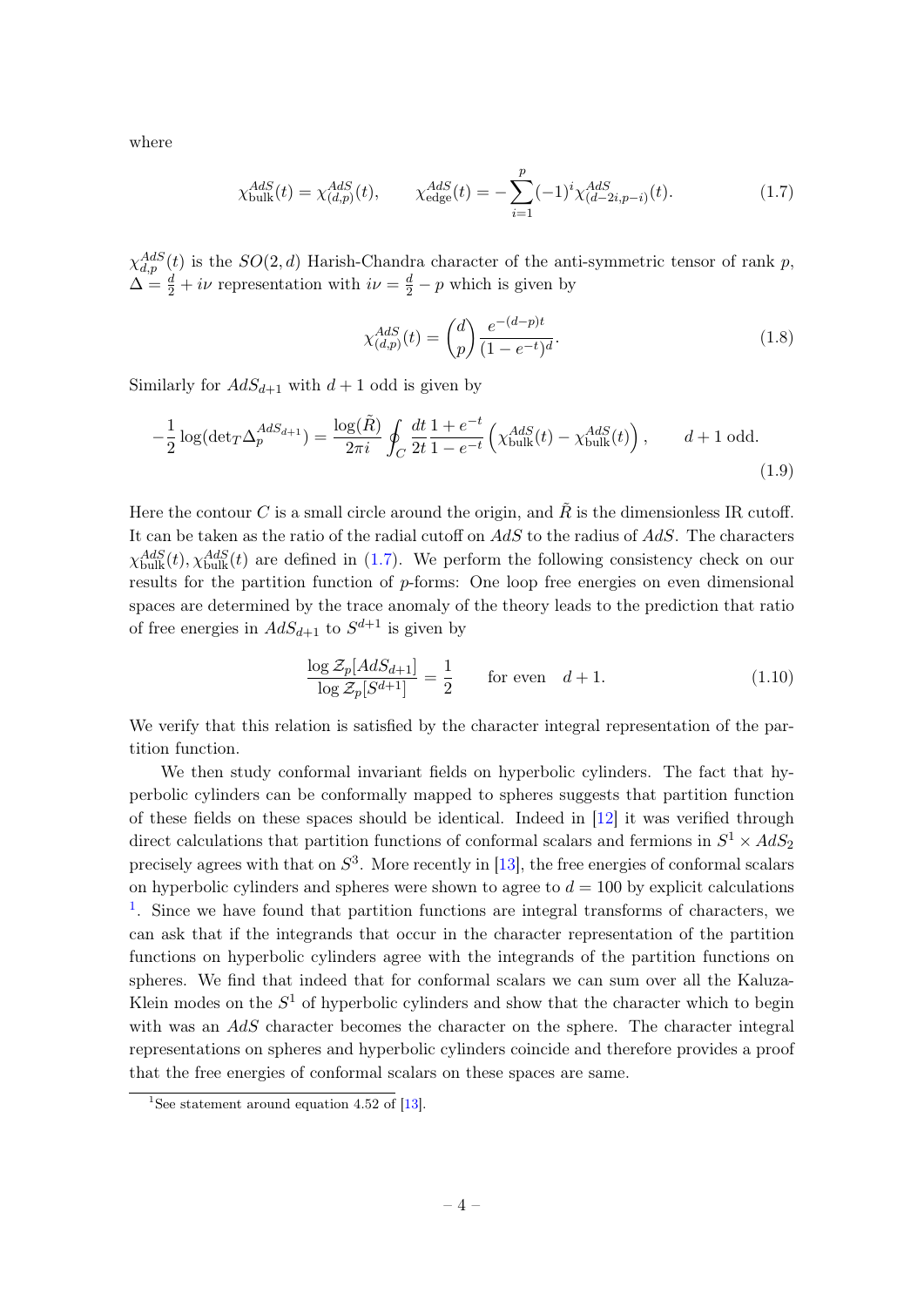where

$$\chi^{AdS}_{\rm bulk}(t) = \chi^{AdS}_{(d,p)}(t), \qquad \chi^{AdS}_{\rm edge}(t) = -\sum_{i=1}^{p} (-1)^i \chi^{AdS}_{(d-2i,p-i)}(t). \tag{1.7}$$

$\chi^{AdS}_{d,p}(t)$ is the $SO(2,d)$ Harish-Chandra character of the anti-symmetric tensor of rank $p$, $\Delta = \frac{d}{2} + i\nu$ representation with $i\nu = \frac{d}{2} - p$ which is given by

$$\chi^{AdS}_{(d,p)}(t) = \binom{d}{p} \frac{e^{-(d-p)t}}{(1-e^{-t})^d}. \tag{1.8}$$

Similarly for $AdS_{d+1}$ with $d+1$ odd is given by

$$-\frac{1}{2}\log(\det{}_T \Delta_p^{AdS_{d+1}}) = \frac{\log(\tilde{R})}{2\pi i} \oint_C \frac{dt}{2t} \frac{1+e^{-t}}{1-e^{-t}} \left( \chi^{AdS}_{\rm bulk}(t) - \chi^{AdS}_{\rm bulk}(t) \right), \qquad d+1 \text{ odd}. \tag{1.9}$$

Here the contour $C$ is a small circle around the origin, and $\tilde{R}$ is the dimensionless IR cutoff. It can be taken as the ratio of the radial cutoff on $AdS$ to the radius of $AdS$. The characters $\chi^{AdS}_{\rm bulk}(t), \chi^{AdS}_{\rm bulk}(t)$ are defined in (1.7). We perform the following consistency check on our results for the partition function of $p$-forms: One loop free energies on even dimensional spaces are determined by the trace anomaly of the theory leads to the prediction that ratio of free energies in $AdS_{d+1}$ to $S^{d+1}$ is given by

$$\frac{\log \mathcal{Z}_p[AdS_{d+1}]}{\log \mathcal{Z}_p[S^{d+1}]} = \frac{1}{2} \qquad \text{for even} \quad d+1. \tag{1.10}$$

We verify that this relation is satisfied by the character integral representation of the partition function.

We then study conformal invariant fields on hyperbolic cylinders. The fact that hyperbolic cylinders can be conformally mapped to spheres suggests that partition function of these fields on these spaces should be identical. Indeed in [12] it was verified through direct calculations that partition functions of conformal scalars and fermions in $S^1 \times AdS_2$ precisely agrees with that on $S^3$. More recently in [13], the free energies of conformal scalars on hyperbolic cylinders and spheres were shown to agree to $d = 100$ by explicit calculations [1]. Since we have found that partition functions are integral transforms of characters, we can ask that if the integrands that occur in the character representation of the partition functions on hyperbolic cylinders agree with the integrands of the partition functions on spheres. We find that indeed that for conformal scalars we can sum over all the Kaluza-Klein modes on the $S^1$ of hyperbolic cylinders and show that the character which to begin with was an $AdS$ character becomes the character on the sphere. The character integral representations on spheres and hyperbolic cylinders coincide and therefore provides a proof that the free energies of conformal scalars on these spaces are same.

[1] See statement around equation 4.52 of [13].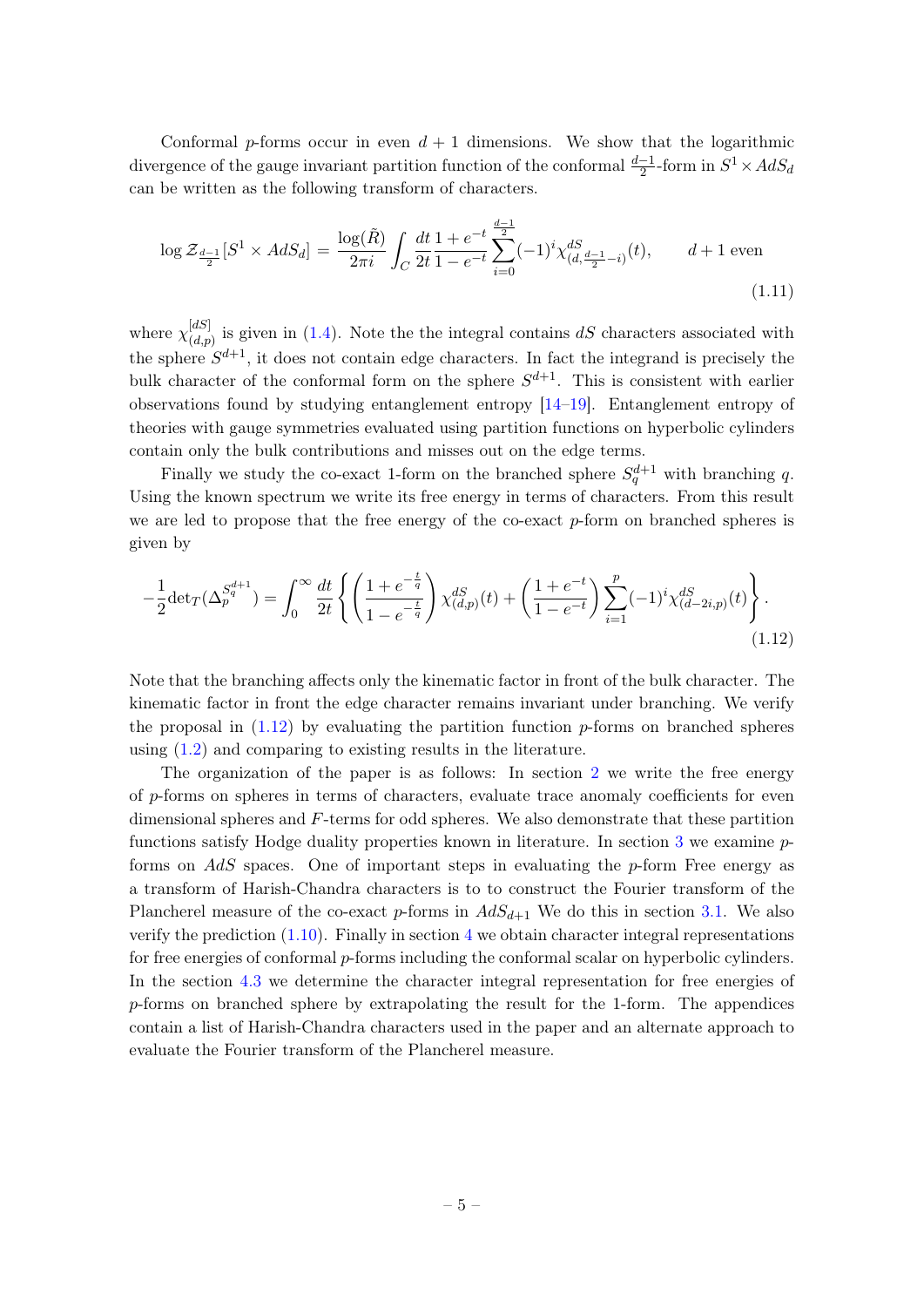Conformal $p$-forms occur in even $d+1$ dimensions. We show that the logarithmic divergence of the gauge invariant partition function of the conformal $\frac{d-1}{2}$-form in $S^1 \times AdS_d$ can be written as the following transform of characters.

$$
\log \mathcal{Z}_{\frac{d-1}{2}}[S^1 \times AdS_d] = \frac{\log(\tilde{R})}{2\pi i} \int_C \frac{dt}{2t} \frac{1+e^{-t}}{1-e^{-t}} \sum_{i=0}^{\frac{d-1}{2}} (-1)^i \chi^{dS}_{(d, \frac{d-1}{2}-i)}(t), \qquad d+1 \text{ even} \tag{1.11}
$$

where $\chi^{[dS]}_{(d,p)}$ is given in (1.4). Note the the integral contains $dS$ characters associated with the sphere $S^{d+1}$, it does not contain edge characters. In fact the integrand is precisely the bulk character of the conformal form on the sphere $S^{d+1}$. This is consistent with earlier observations found by studying entanglement entropy [14–19]. Entanglement entropy of theories with gauge symmetries evaluated using partition functions on hyperbolic cylinders contain only the bulk contributions and misses out on the edge terms.

Finally we study the co-exact 1-form on the branched sphere $S^{d+1}_q$ with branching $q$. Using the known spectrum we write its free energy in terms of characters. From this result we are led to propose that the free energy of the co-exact $p$-form on branched spheres is given by

$$
-\frac{1}{2}\det{}_T(\Delta_p^{S_q^{d+1}}) = \int_0^\infty \frac{dt}{2t} \left\{ \left( \frac{1+e^{-\frac{t}{q}}}{1-e^{-\frac{t}{q}}} \right) \chi^{dS}_{(d,p)}(t) + \left( \frac{1+e^{-t}}{1-e^{-t}} \right) \sum_{i=1}^{p} (-1)^i \chi^{dS}_{(d-2i,p)}(t) \right\}. \tag{1.12}
$$

Note that the branching affects only the kinematic factor in front of the bulk character. The kinematic factor in front the edge character remains invariant under branching. We verify the proposal in (1.12) by evaluating the partition function $p$-forms on branched spheres using (1.2) and comparing to existing results in the literature.

The organization of the paper is as follows: In section 2 we write the free energy of $p$-forms on spheres in terms of characters, evaluate trace anomaly coefficients for even dimensional spheres and $F$-terms for odd spheres. We also demonstrate that these partition functions satisfy Hodge duality properties known in literature. In section 3 we examine $p$-forms on $AdS$ spaces. One of important steps in evaluating the $p$-form Free energy as a transform of Harish-Chandra characters is to to construct the Fourier transform of the Plancherel measure of the co-exact $p$-forms in $AdS_{d+1}$ We do this in section 3.1. We also verify the prediction (1.10). Finally in section 4 we obtain character integral representations for free energies of conformal $p$-forms including the conformal scalar on hyperbolic cylinders. In the section 4.3 we determine the character integral representation for free energies of $p$-forms on branched sphere by extrapolating the result for the 1-form. The appendices contain a list of Harish-Chandra characters used in the paper and an alternate approach to evaluate the Fourier transform of the Plancherel measure.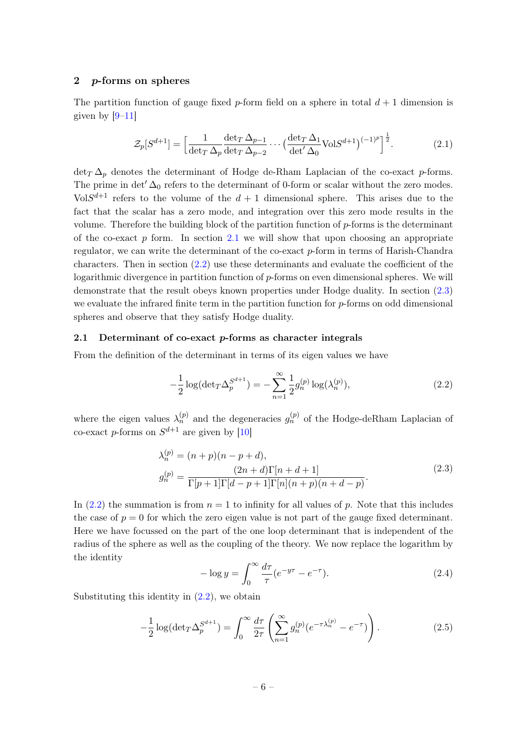## 2 $p$-forms on spheres

The partition function of gauge fixed $p$-form field on a sphere in total $d+1$ dimension is given by [9–11]

$$\mathcal{Z}_p[S^{d+1}] = \Big[\frac{1}{\det_T \Delta_p}\frac{\det_T \Delta_{p-1}}{\det_T \Delta_{p-2}}\cdots\big(\frac{\det_T \Delta_1}{\det' \Delta_0}\mathrm{Vol}S^{d+1}\big)^{(-1)^p}\Big]^{\frac{1}{2}}. \tag{2.1}$$

$\det_T \Delta_p$ denotes the determinant of Hodge de-Rham Laplacian of the co-exact $p$-forms. The prime in $\det' \Delta_0$ refers to the determinant of 0-form or scalar without the zero modes. $\mathrm{Vol}S^{d+1}$ refers to the volume of the $d+1$ dimensional sphere. This arises due to the fact that the scalar has a zero mode, and integration over this zero mode results in the volume. Therefore the building block of the partition function of $p$-forms is the determinant of the co-exact $p$ form. In section 2.1 we will show that upon choosing an appropriate regulator, we can write the determinant of the co-exact $p$-form in terms of Harish-Chandra characters. Then in section (2.2) use these determinants and evaluate the coefficient of the logarithmic divergence in partition function of $p$-forms on even dimensional spheres. We will demonstrate that the result obeys known properties under Hodge duality. In section (2.3) we evaluate the infrared finite term in the partition function for $p$-forms on odd dimensional spheres and observe that they satisfy Hodge duality.

### 2.1 Determinant of co-exact $p$-forms as character integrals

From the definition of the determinant in terms of its eigen values we have

$$-\frac{1}{2}\log(\det{}_T\Delta_p^{S^{d+1}}) = -\sum_{n=1}^{\infty}\frac{1}{2}g_n^{(p)}\log(\lambda_n^{(p)}), \tag{2.2}$$

where the eigen values $\lambda_n^{(p)}$ and the degeneracies $g_n^{(p)}$ of the Hodge-deRham Laplacian of co-exact $p$-forms on $S^{d+1}$ are given by [10]

$$\begin{aligned}
\lambda_n^{(p)} &= (n+p)(n-p+d),\\
g_n^{(p)} &= \frac{(2n+d)\Gamma[n+d+1]}{\Gamma[p+1]\Gamma[d-p+1]\Gamma[n](n+p)(n+d-p)}.
\end{aligned} \tag{2.3}$$

In (2.2) the summation is from $n=1$ to infinity for all values of $p$. Note that this includes the case of $p=0$ for which the zero eigen value is not part of the gauge fixed determinant. Here we have focussed on the part of the one loop determinant that is independent of the radius of the sphere as well as the coupling of the theory. We now replace the logarithm by the identity

$$-\log y = \int_0^\infty \frac{d\tau}{\tau}(e^{-y\tau} - e^{-\tau}). \tag{2.4}$$

Substituting this identity in (2.2), we obtain

$$-\frac{1}{2}\log(\det{}_T\Delta_p^{S^{d+1}}) = \int_0^\infty \frac{d\tau}{2\tau}\left(\sum_{n=1}^{\infty} g_n^{(p)}(e^{-\tau\lambda_n^{(p)}} - e^{-\tau})\right). \tag{2.5}$$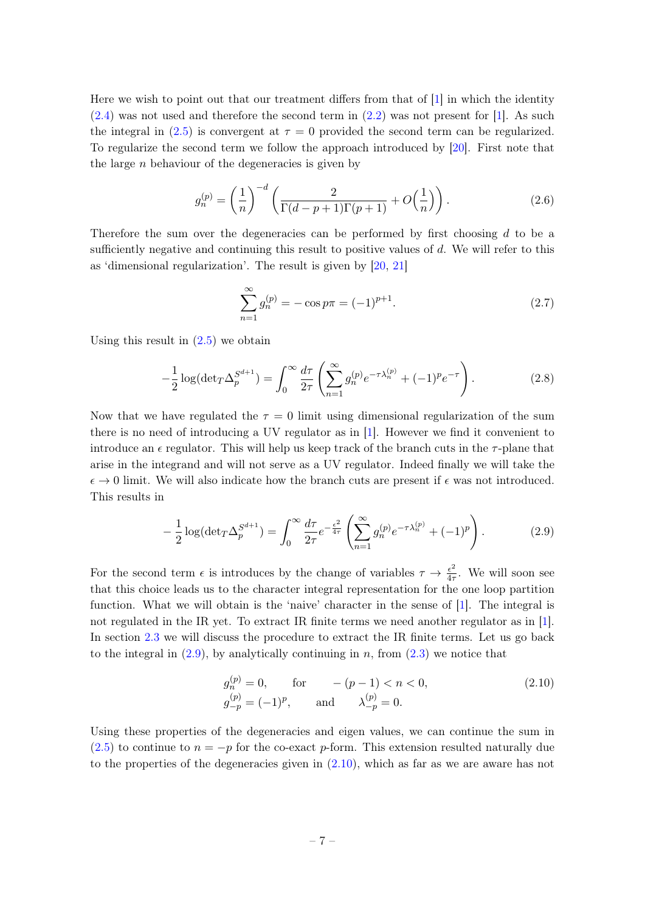Here we wish to point out that our treatment differs from that of [1] in which the identity (2.4) was not used and therefore the second term in (2.2) was not present for [1]. As such the integral in (2.5) is convergent at $\tau = 0$ provided the second term can be regularized. To regularize the second term we follow the approach introduced by [20]. First note that the large $n$ behaviour of the degeneracies is given by

$$g_n^{(p)} = \left(\frac{1}{n}\right)^{-d}\left(\frac{2}{\Gamma(d-p+1)\Gamma(p+1)} + O\Big(\frac{1}{n}\Big)\right). \tag{2.6}$$

Therefore the sum over the degeneracies can be performed by first choosing $d$ to be a sufficiently negative and continuing this result to positive values of $d$. We will refer to this as 'dimensional regularization'. The result is given by [20, 21]

$$\sum_{n=1}^{\infty} g_n^{(p)} = -\cos p\pi = (-1)^{p+1}. \tag{2.7}$$

Using this result in (2.5) we obtain

$$-\frac{1}{2}\log(\det{}_T\Delta_p^{S^{d+1}}) = \int_0^\infty \frac{d\tau}{2\tau}\left(\sum_{n=1}^{\infty} g_n^{(p)} e^{-\tau\lambda_n^{(p)}} + (-1)^p e^{-\tau}\right). \tag{2.8}$$

Now that we have regulated the $\tau = 0$ limit using dimensional regularization of the sum there is no need of introducing a UV regulator as in [1]. However we find it convenient to introduce an $\epsilon$ regulator. This will help us keep track of the branch cuts in the $\tau$-plane that arise in the integrand and will not serve as a UV regulator. Indeed finally we will take the $\epsilon \to 0$ limit. We will also indicate how the branch cuts are present if $\epsilon$ was not introduced. This results in

$$-\frac{1}{2}\log(\det{}_T\Delta_p^{S^{d+1}}) = \int_0^\infty \frac{d\tau}{2\tau} e^{-\frac{\epsilon^2}{4\tau}}\left(\sum_{n=1}^{\infty} g_n^{(p)} e^{-\tau\lambda_n^{(p)}} + (-1)^p\right). \tag{2.9}$$

For the second term $\epsilon$ is introduces by the change of variables $\tau \to \frac{\epsilon^2}{4\tau}$. We will soon see that this choice leads us to the character integral representation for the one loop partition function. What we will obtain is the 'naive' character in the sense of [1]. The integral is not regulated in the IR yet. To extract IR finite terms we need another regulator as in [1]. In section 2.3 we will discuss the procedure to extract the IR finite terms. Let us go back to the integral in (2.9), by analytically continuing in $n$, from (2.3) we notice that

$$\begin{aligned} &g_n^{(p)} = 0, \qquad \text{for} \qquad -(p-1) < n < 0, \\ &g_{-p}^{(p)} = (-1)^p, \qquad \text{and} \qquad \lambda_{-p}^{(p)} = 0. \end{aligned} \tag{2.10}$$

Using these properties of the degeneracies and eigen values, we can continue the sum in (2.5) to continue to $n = -p$ for the co-exact $p$-form. This extension resulted naturally due to the properties of the degeneracies given in (2.10), which as far as we are aware has not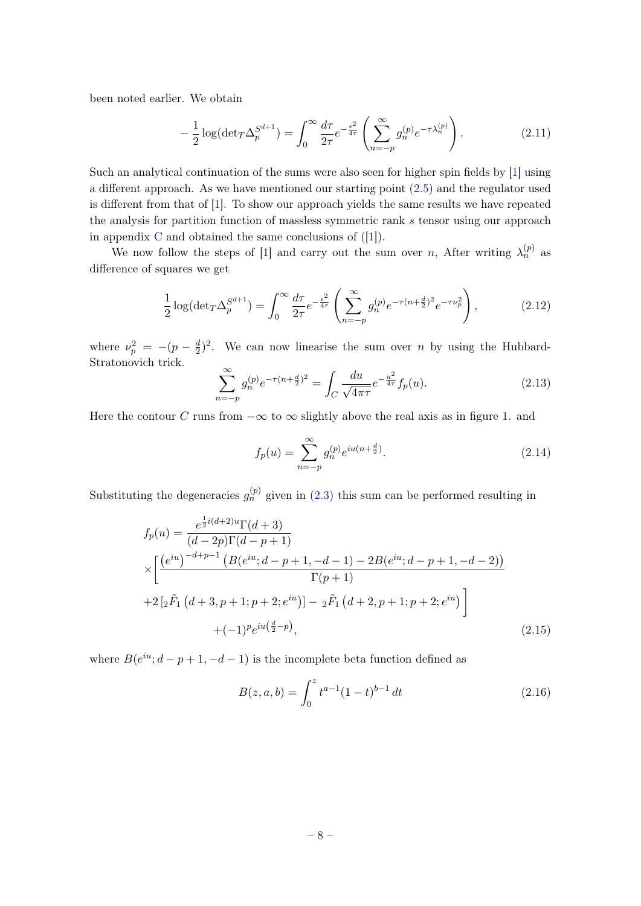been noted earlier. We obtain

$$
-\frac{1}{2}\log(\det{}_T\Delta_p^{S^{d+1}}) = \int_0^\infty \frac{d\tau}{2\tau} e^{-\frac{\epsilon^2}{4\tau}} \left( \sum_{n=-p}^{\infty} g_n^{(p)} e^{-\tau\lambda_n^{(p)}} \right). \tag{2.11}
$$

Such an analytical continuation of the sums were also seen for higher spin fields by [1] using a different approach. As we have mentioned our starting point (2.5) and the regulator used is different from that of [1]. To show our approach yields the same results we have repeated the analysis for partition function of massless symmetric rank $s$ tensor using our approach in appendix C and obtained the same conclusions of ([1]).

We now follow the steps of [1] and carry out the sum over $n$, After writing $\lambda_n^{(p)}$ as difference of squares we get

$$
\frac{1}{2}\log(\det{}_T\Delta_p^{S^{d+1}}) = \int_0^\infty \frac{d\tau}{2\tau} e^{-\frac{\epsilon^2}{4\tau}} \left( \sum_{n=-p}^{\infty} g_n^{(p)} e^{-\tau(n+\frac{d}{2})^2} e^{-\tau\nu_p^2} \right), \tag{2.12}
$$

where $\nu_p^2 = -(p-\frac{d}{2})^2$. We can now linearise the sum over $n$ by using the Hubbard-Stratonovich trick.

$$
\sum_{n=-p}^{\infty} g_n^{(p)} e^{-\tau(n+\frac{d}{2})^2} = \int_C \frac{du}{\sqrt{4\pi\tau}} e^{-\frac{u^2}{4\tau}} f_p(u). \tag{2.13}
$$

Here the contour $C$ runs from $-\infty$ to $\infty$ slightly above the real axis as in figure 1. and

$$
f_p(u) = \sum_{n=-p}^{\infty} g_n^{(p)} e^{iu(n+\frac{d}{2})}. \tag{2.14}
$$

Substituting the degeneracies $g_n^{(p)}$ given in (2.3) this sum can be performed resulting in

$$
\begin{aligned}
f_p(u) &= \frac{e^{\frac{1}{2}i(d+2)u}\Gamma(d+3)}{(d-2p)\Gamma(d-p+1)} \\
&\times\Bigg[ \frac{\left(e^{iu}\right)^{-d+p-1}\left(B(e^{iu};d-p+1,-d-1)-2B(e^{iu};d-p+1,-d-2)\right)}{\Gamma(p+1)} \\
&+2\left[{}_2\tilde{F}_1\left(d+3,p+1;p+2;e^{iu}\right)\right] - {}_2\tilde{F}_1\left(d+2,p+1;p+2;e^{iu}\right)\Bigg] \\
&\qquad +(-1)^p e^{iu\left(\frac{d}{2}-p\right)},
\end{aligned} \tag{2.15}
$$

where $B(e^{iu};d-p+1,-d-1)$ is the incomplete beta function defined as

$$
B(z,a,b) = \int_0^z t^{a-1}(1-t)^{b-1}\,dt \tag{2.16}
$$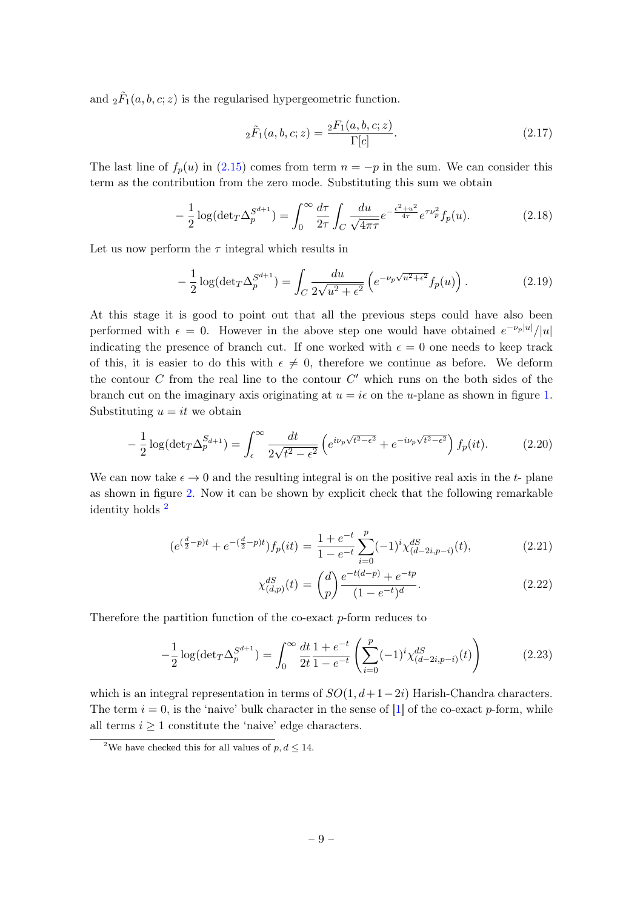and ${}_2\tilde{F}_1(a,b,c;z)$ is the regularised hypergeometric function.

$$
{}_2\tilde{F}_1(a,b,c;z) = \frac{{}_2F_1(a,b,c;z)}{\Gamma[c]}. \tag{2.17}
$$

The last line of $f_p(u)$ in (2.15) comes from term $n=-p$ in the sum. We can consider this term as the contribution from the zero mode. Substituting this sum we obtain

$$
-\frac{1}{2}\log(\det{}_T\Delta_p^{S^{d+1}}) = \int_0^\infty \frac{d\tau}{2\tau}\int_C \frac{du}{\sqrt{4\pi\tau}} e^{-\frac{\epsilon^2+u^2}{4\tau}} e^{\tau\nu_p^2} f_p(u). \tag{2.18}
$$

Let us now perform the $\tau$ integral which results in

$$
-\frac{1}{2}\log(\det{}_T\Delta_p^{S^{d+1}}) = \int_C \frac{du}{2\sqrt{u^2+\epsilon^2}}\left(e^{-\nu_p\sqrt{u^2+\epsilon^2}} f_p(u)\right). \tag{2.19}
$$

At this stage it is good to point out that all the previous steps could have also been performed with $\epsilon = 0$. However in the above step one would have obtained $e^{-\nu_p|u|}/|u|$ indicating the presence of branch cut. If one worked with $\epsilon = 0$ one needs to keep track of this, it is easier to do this with $\epsilon \neq 0$, therefore we continue as before. We deform the contour $C$ from the real line to the contour $C'$ which runs on the both sides of the branch cut on the imaginary axis originating at $u = i\epsilon$ on the $u$-plane as shown in figure 1. Substituting $u = it$ we obtain

$$
-\frac{1}{2}\log(\det{}_T\Delta_p^{S_{d+1}}) = \int_\epsilon^\infty \frac{dt}{2\sqrt{t^2-\epsilon^2}}\left(e^{i\nu_p\sqrt{t^2-\epsilon^2}} + e^{-i\nu_p\sqrt{t^2-\epsilon^2}}\right) f_p(it). \tag{2.20}
$$

We can now take $\epsilon \to 0$ and the resulting integral is on the positive real axis in the $t$- plane as shown in figure 2. Now it can be shown by explicit check that the following remarkable identity holds [2]

$$
(e^{(\frac{d}{2}-p)t} + e^{-(\frac{d}{2}-p)t}) f_p(it) = \frac{1+e^{-t}}{1-e^{-t}}\sum_{i=0}^{p}(-1)^i \chi^{dS}_{(d-2i,p-i)}(t), \tag{2.21}
$$

$$
\chi^{dS}_{(d,p)}(t) = \binom{d}{p}\frac{e^{-t(d-p)} + e^{-tp}}{(1-e^{-t})^d}. \tag{2.22}
$$

Therefore the partition function of the co-exact $p$-form reduces to

$$
-\frac{1}{2}\log(\det{}_T\Delta_p^{S^{d+1}}) = \int_0^\infty \frac{dt}{2t}\frac{1+e^{-t}}{1-e^{-t}}\left(\sum_{i=0}^{p}(-1)^i \chi^{dS}_{(d-2i,p-i)}(t)\right) \tag{2.23}
$$

which is an integral representation in terms of $SO(1, d+1-2i)$ Harish-Chandra characters. The term $i = 0$, is the 'naive' bulk character in the sense of [1] of the co-exact $p$-form, while all terms $i \geq 1$ constitute the 'naive' edge characters.

[2] We have checked this for all values of $p, d \leq 14$.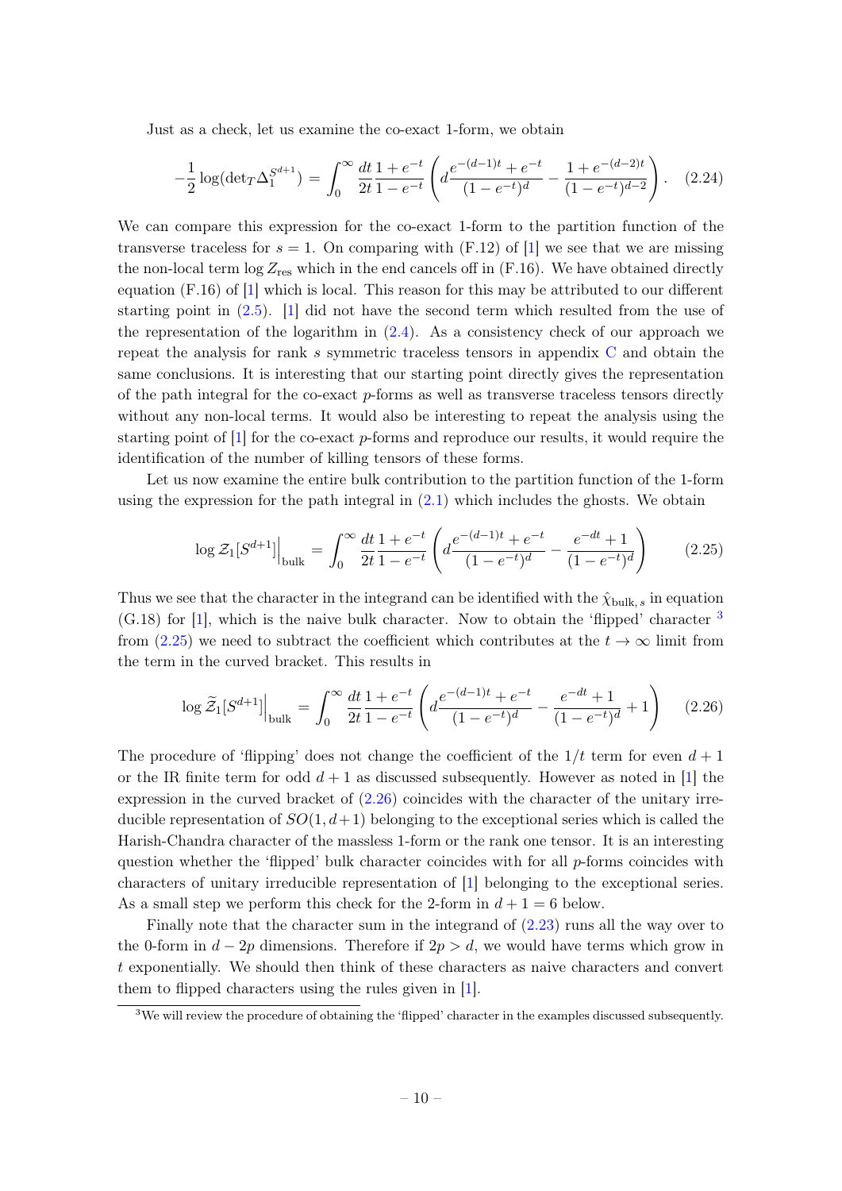Just as a check, let us examine the co-exact 1-form, we obtain

$$
-\frac{1}{2}\log(\det{}_T\Delta_1^{S^{d+1}}) = \int_0^\infty \frac{dt}{2t}\frac{1+e^{-t}}{1-e^{-t}}\left(d\frac{e^{-(d-1)t}+e^{-t}}{(1-e^{-t})^d} - \frac{1+e^{-(d-2)t}}{(1-e^{-t})^{d-2}}\right). \quad (2.24)
$$

We can compare this expression for the co-exact 1-form to the partition function of the transverse traceless for $s = 1$. On comparing with (F.12) of [1] we see that we are missing the non-local term $\log Z_{\rm res}$ which in the end cancels off in (F.16). We have obtained directly equation (F.16) of [1] which is local. This reason for this may be attributed to our different starting point in (2.5). [1] did not have the second term which resulted from the use of the representation of the logarithm in (2.4). As a consistency check of our approach we repeat the analysis for rank $s$ symmetric traceless tensors in appendix C and obtain the same conclusions. It is interesting that our starting point directly gives the representation of the path integral for the co-exact $p$-forms as well as transverse traceless tensors directly without any non-local terms. It would also be interesting to repeat the analysis using the starting point of [1] for the co-exact $p$-forms and reproduce our results, it would require the identification of the number of killing tensors of these forms.

Let us now examine the entire bulk contribution to the partition function of the 1-form using the expression for the path integral in (2.1) which includes the ghosts. We obtain

$$
\log \mathcal{Z}_1[S^{d+1}]\Big|_{\rm bulk} = \int_0^\infty \frac{dt}{2t}\frac{1+e^{-t}}{1-e^{-t}}\left(d\frac{e^{-(d-1)t}+e^{-t}}{(1-e^{-t})^d} - \frac{e^{-dt}+1}{(1-e^{-t})^d}\right) \quad (2.25)
$$

Thus we see that the character in the integrand can be identified with the $\hat{\chi}_{{\rm bulk},\, s}$ in equation (G.18) for [1], which is the naive bulk character. Now to obtain the 'flipped' character [3] from (2.25) we need to subtract the coefficient which contributes at the $t \to \infty$ limit from the term in the curved bracket. This results in

$$
\log \widetilde{\mathcal{Z}}_1[S^{d+1}]\Big|_{\rm bulk} = \int_0^\infty \frac{dt}{2t}\frac{1+e^{-t}}{1-e^{-t}}\left(d\frac{e^{-(d-1)t}+e^{-t}}{(1-e^{-t})^d} - \frac{e^{-dt}+1}{(1-e^{-t})^d} + 1\right) \quad (2.26)
$$

The procedure of 'flipping' does not change the coefficient of the $1/t$ term for even $d+1$ or the IR finite term for odd $d+1$ as discussed subsequently. However as noted in [1] the expression in the curved bracket of (2.26) coincides with the character of the unitary irreducible representation of $SO(1, d+1)$ belonging to the exceptional series which is called the Harish-Chandra character of the massless 1-form or the rank one tensor. It is an interesting question whether the 'flipped' bulk character coincides with for all $p$-forms coincides with characters of unitary irreducible representation of [1] belonging to the exceptional series. As a small step we perform this check for the 2-form in $d + 1 = 6$ below.

Finally note that the character sum in the integrand of (2.23) runs all the way over to the 0-form in $d - 2p$ dimensions. Therefore if $2p > d$, we would have terms which grow in $t$ exponentially. We should then think of these characters as naive characters and convert them to flipped characters using the rules given in [1].

[3] We will review the procedure of obtaining the 'flipped' character in the examples discussed subsequently.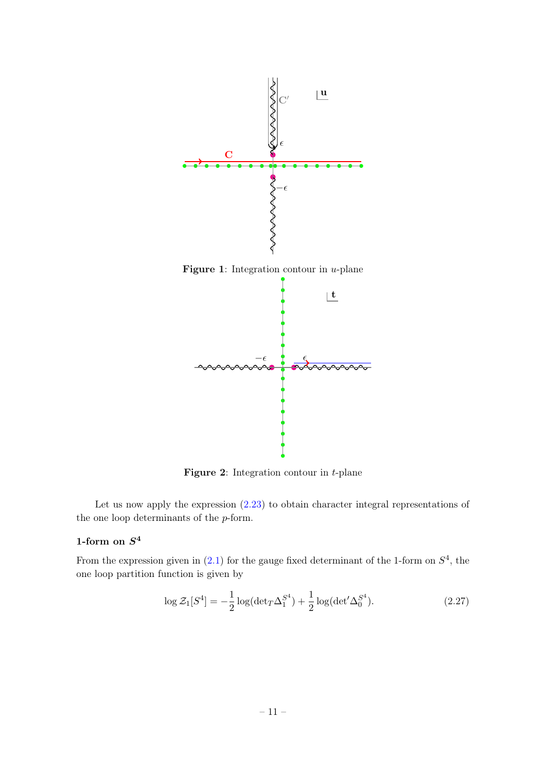Figure 1: Integration contour in $u$-plane

Figure 2: Integration contour in $t$-plane

Let us now apply the expression (2.23) to obtain character integral representations of the one loop determinants of the $p$-form.

### 1-form on $S^4$

From the expression given in (2.1) for the gauge fixed determinant of the 1-form on $S^4$, the one loop partition function is given by

$$\log \mathcal{Z}_1[S^4] = -\frac{1}{2}\log(\det{}_T\Delta_1^{S^4}) + \frac{1}{2}\log(\det{}'\Delta_0^{S^4}). \tag{2.27}$$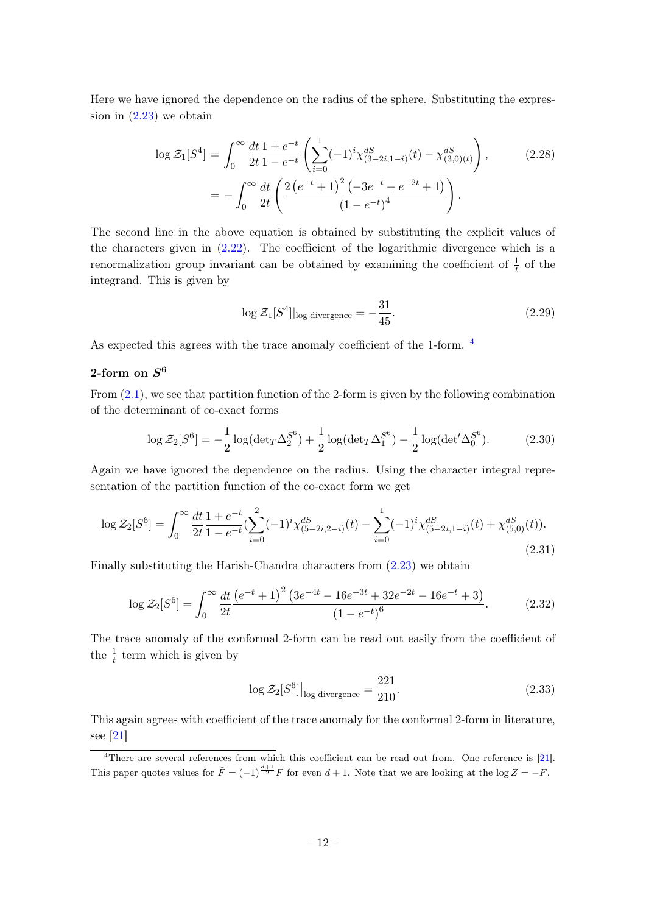Here we have ignored the dependence on the radius of the sphere. Substituting the expression in (2.23) we obtain

$$\log \mathcal{Z}_1[S^4] = \int_0^\infty \frac{dt}{2t} \frac{1+e^{-t}}{1-e^{-t}} \left( \sum_{i=0}^{1} (-1)^i \chi^{dS}_{(3-2i,1-i)}(t) - \chi^{dS}_{(3,0)(t)} \right), \tag{2.28}$$
$$= -\int_0^\infty \frac{dt}{2t} \left( \frac{2\left(e^{-t}+1\right)^2 \left(-3e^{-t}+e^{-2t}+1\right)}{\left(1-e^{-t}\right)^4} \right).$$

The second line in the above equation is obtained by substituting the explicit values of the characters given in (2.22). The coefficient of the logarithmic divergence which is a renormalization group invariant can be obtained by examining the coefficient of $\frac{1}{t}$ of the integrand. This is given by

$$\log \mathcal{Z}_1[S^4]|_{\text{log divergence}} = -\frac{31}{45}. \tag{2.29}$$

As expected this agrees with the trace anomaly coefficient of the 1-form. [4]

### 2-form on $S^6$

From (2.1), we see that partition function of the 2-form is given by the following combination of the determinant of co-exact forms

$$\log \mathcal{Z}_2[S^6] = -\frac{1}{2}\log(\det{}_T \Delta_2^{S^6}) + \frac{1}{2}\log(\det{}_T \Delta_1^{S^6}) - \frac{1}{2}\log(\det{}' \Delta_0^{S^6}). \tag{2.30}$$

Again we have ignored the dependence on the radius. Using the character integral representation of the partition function of the co-exact form we get

$$\log \mathcal{Z}_2[S^6] = \int_0^\infty \frac{dt}{2t} \frac{1+e^{-t}}{1-e^{-t}} \left( \sum_{i=0}^{2} (-1)^i \chi^{dS}_{(5-2i,2-i)}(t) - \sum_{i=0}^{1} (-1)^i \chi^{dS}_{(5-2i,1-i)}(t) + \chi^{dS}_{(5,0)}(t) \right). \tag{2.31}$$

Finally substituting the Harish-Chandra characters from (2.23) we obtain

$$\log \mathcal{Z}_2[S^6] = \int_0^\infty \frac{dt}{2t} \frac{\left(e^{-t}+1\right)^2 \left(3e^{-4t} - 16e^{-3t} + 32e^{-2t} - 16e^{-t} + 3\right)}{\left(1-e^{-t}\right)^6}. \tag{2.32}$$

The trace anomaly of the conformal 2-form can be read out easily from the coefficient of the $\frac{1}{t}$ term which is given by

$$\log \mathcal{Z}_2[S^6]\big|_{\text{log divergence}} = \frac{221}{210}. \tag{2.33}$$

This again agrees with coefficient of the trace anomaly for the conformal 2-form in literature, see [21]

[4] There are several references from which this coefficient can be read out from. One reference is [21]. This paper quotes values for $\tilde{F} = (-1)^{\frac{d+1}{2}} F$ for even $d+1$. Note that we are looking at the $\log Z = -F$.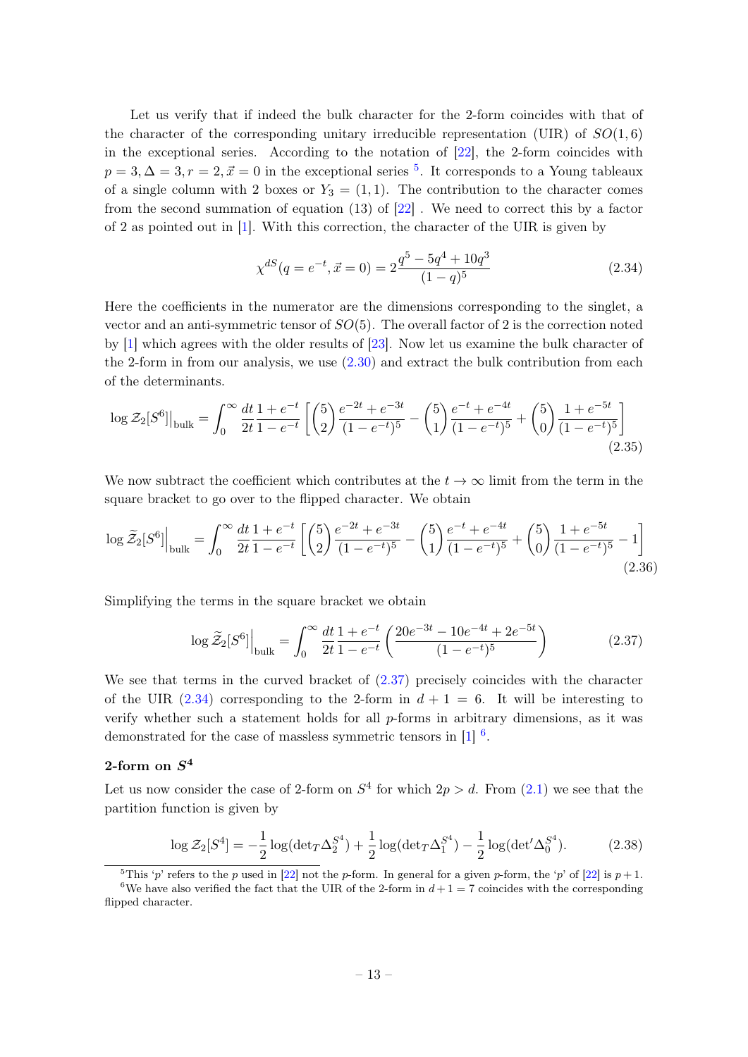Let us verify that if indeed the bulk character for the 2-form coincides with that of the character of the corresponding unitary irreducible representation (UIR) of $SO(1,6)$ in the exceptional series. According to the notation of [22], the 2-form coincides with $p=3, \Delta=3, r=2, \vec{x}=0$ in the exceptional series [5]. It corresponds to a Young tableaux of a single column with 2 boxes or $Y_3=(1,1)$. The contribution to the character comes from the second summation of equation (13) of [22] . We need to correct this by a factor of 2 as pointed out in [1]. With this correction, the character of the UIR is given by

$$\chi^{dS}(q=e^{-t}, \vec{x}=0) = 2\frac{q^5 - 5q^4 + 10q^3}{(1-q)^5} \tag{2.34}$$

Here the coefficients in the numerator are the dimensions corresponding to the singlet, a vector and an anti-symmetric tensor of $SO(5)$. The overall factor of 2 is the correction noted by [1] which agrees with the older results of [23]. Now let us examine the bulk character of the 2-form in from our analysis, we use (2.30) and extract the bulk contribution from each of the determinants.

$$\log \mathcal{Z}_2[S^6]\big|_{\text{bulk}} = \int_0^\infty \frac{dt}{2t}\frac{1+e^{-t}}{1-e^{-t}}\left[\binom{5}{2}\frac{e^{-2t}+e^{-3t}}{(1-e^{-t})^5} - \binom{5}{1}\frac{e^{-t}+e^{-4t}}{(1-e^{-t})^5} + \binom{5}{0}\frac{1+e^{-5t}}{(1-e^{-t})^5}\right] \tag{2.35}$$

We now subtract the coefficient which contributes at the $t\to\infty$ limit from the term in the square bracket to go over to the flipped character. We obtain

$$\log \widetilde{\mathcal{Z}}_2[S^6]\big|_{\text{bulk}} = \int_0^\infty \frac{dt}{2t}\frac{1+e^{-t}}{1-e^{-t}}\left[\binom{5}{2}\frac{e^{-2t}+e^{-3t}}{(1-e^{-t})^5} - \binom{5}{1}\frac{e^{-t}+e^{-4t}}{(1-e^{-t})^5} + \binom{5}{0}\frac{1+e^{-5t}}{(1-e^{-t})^5} - 1\right] \tag{2.36}$$

Simplifying the terms in the square bracket we obtain

$$\log \widetilde{\mathcal{Z}}_2[S^6]\big|_{\text{bulk}} = \int_0^\infty \frac{dt}{2t}\frac{1+e^{-t}}{1-e^{-t}}\left(\frac{20e^{-3t} - 10e^{-4t} + 2e^{-5t}}{(1-e^{-t})^5}\right) \tag{2.37}$$

We see that terms in the curved bracket of (2.37) precisely coincides with the character of the UIR (2.34) corresponding to the 2-form in $d+1=6$. It will be interesting to verify whether such a statement holds for all $p$-forms in arbitrary dimensions, as it was demonstrated for the case of massless symmetric tensors in [1] [6].

### 2-form on $S^4$

Let us now consider the case of 2-form on $S^4$ for which $2p>d$. From (2.1) we see that the partition function is given by

$$\log \mathcal{Z}_2[S^4] = -\frac{1}{2}\log(\det{}_T\Delta_2^{S^4}) + \frac{1}{2}\log(\det{}_T\Delta_1^{S^4}) - \frac{1}{2}\log(\det{}'\Delta_0^{S^4}). \tag{2.38}$$

---

[5] This '$p$' refers to the $p$ used in [22] not the $p$-form. In general for a given $p$-form, the '$p$' of [22] is $p+1$.

[6] We have also verified the fact that the UIR of the 2-form in $d+1=7$ coincides with the corresponding flipped character.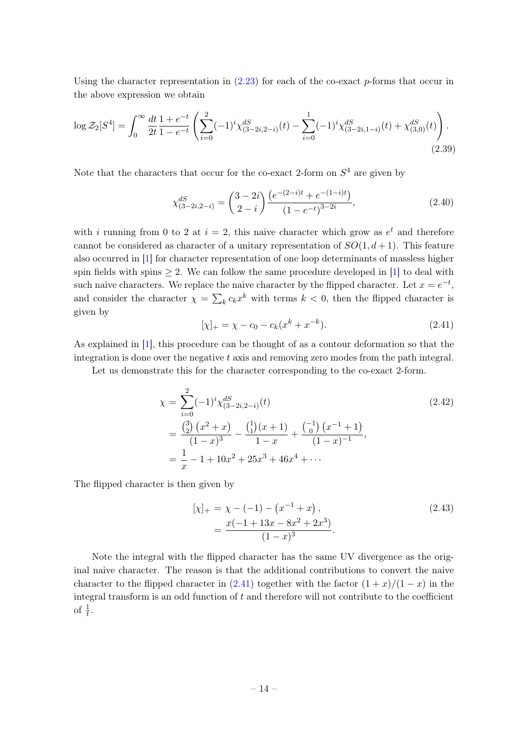Using the character representation in (2.23) for each of the co-exact $p$-forms that occur in the above expression we obtain

$$
\log \mathcal{Z}_2[S^4] = \int_0^\infty \frac{dt}{2t}\frac{1+e^{-t}}{1-e^{-t}}\left(\sum_{i=0}^{2}(-1)^i \chi^{dS}_{(3-2i,2-i)}(t) - \sum_{i=0}^{1}(-1)^i\chi^{dS}_{(3-2i,1-i)}(t) + \chi^{dS}_{(3,0)}(t)\right). \tag{2.39}
$$

Note that the characters that occur for the co-exact 2-form on $S^4$ are given by

$$
\chi^{dS}_{(3-2i,2-i)} = \binom{3-2i}{2-i}\frac{\left(e^{-(2-i)t}+e^{-(1-i)t}\right)}{\left(1-e^{-t}\right)^{3-2i}}, \tag{2.40}
$$

with $i$ running from 0 to 2 at $i=2$, this naive character which grow as $e^t$ and therefore cannot be considered as character of a unitary representation of $SO(1,d+1)$. This feature also occurred in [1] for character representation of one loop determinants of massless higher spin fields with spins $\geq 2$. We can follow the same procedure developed in [1] to deal with such naive characters. We replace the naive character by the flipped character. Let $x = e^{-t}$, and consider the character $\chi = \sum_k c_k x^k$ with terms $k<0$, then the flipped character is given by

$$
[\chi]_+ = \chi - c_0 - c_k(x^k + x^{-k}). \tag{2.41}
$$

As explained in [1], this procedure can be thought of as a contour deformation so that the integration is done over the negative $t$ axis and removing zero modes from the path integral.

Let us demonstrate this for the character corresponding to the co-exact 2-form.

$$
\begin{aligned}
\chi &= \sum_{i=0}^{2}(-1)^i\chi^{dS}_{(3-2i,2-i)}(t) \\
&= \frac{\binom{3}{2}\left(x^2+x\right)}{(1-x)^3} - \frac{\binom{1}{1}(x+1)}{1-x} + \frac{\binom{-1}{0}\left(x^{-1}+1\right)}{(1-x)^{-1}}, \\
&= \frac{1}{x} - 1 + 10x^2 + 25x^3 + 46x^4 + \cdots
\end{aligned} \tag{2.42}
$$

The flipped character is then given by

$$
\begin{aligned}
[\chi]_+ &= \chi - (-1) - \left(x^{-1}+x\right), \\
&= \frac{x(-1+13x-8x^2+2x^3)}{(1-x)^3}.
\end{aligned} \tag{2.43}
$$

Note the integral with the flipped character has the same UV divergence as the original naive character. The reason is that the additional contributions to convert the naive character to the flipped character in (2.41) together with the factor $(1+x)/(1-x)$ in the integral transform is an odd function of $t$ and therefore will not contribute to the coefficient of $\frac{1}{t}$.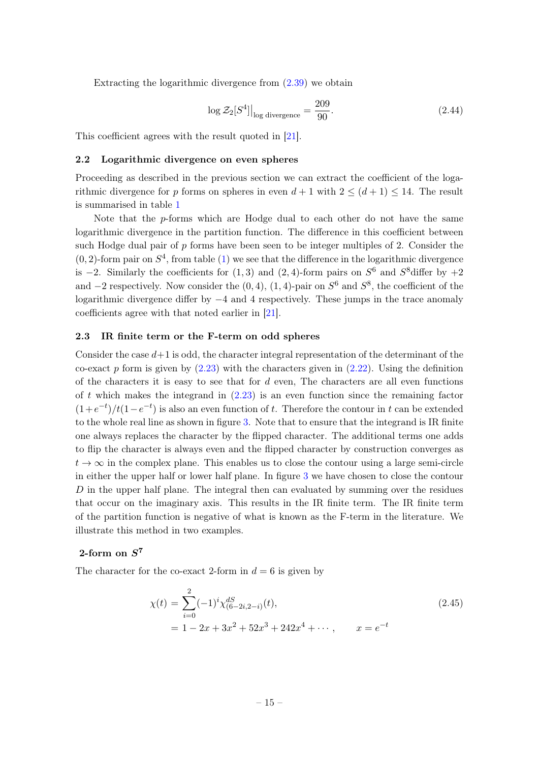Extracting the logarithmic divergence from (2.39) we obtain

$$\log \mathcal{Z}_2[S^4]\big|_{\text{log divergence}} = \frac{209}{90}. \tag{2.44}$$

This coefficient agrees with the result quoted in [21].

### 2.2 Logarithmic divergence on even spheres

Proceeding as described in the previous section we can extract the coefficient of the logarithmic divergence for $p$ forms on spheres in even $d+1$ with $2 \leq (d+1) \leq 14$. The result is summarised in table 1

Note that the $p$-forms which are Hodge dual to each other do not have the same logarithmic divergence in the partition function. The difference in this coefficient between such Hodge dual pair of $p$ forms have been seen to be integer multiples of 2. Consider the $(0,2)$-form pair on $S^4$, from table (1) we see that the difference in the logarithmic divergence is $-2$. Similarly the coefficients for $(1,3)$ and $(2,4)$-form pairs on $S^6$ and $S^8$differ by $+2$ and $-2$ respectively. Now consider the $(0,4)$, $(1,4)$-pair on $S^6$ and $S^8$, the coefficient of the logarithmic divergence differ by $-4$ and $4$ respectively. These jumps in the trace anomaly coefficients agree with that noted earlier in [21].

### 2.3 IR finite term or the F-term on odd spheres

Consider the case $d+1$ is odd, the character integral representation of the determinant of the co-exact $p$ form is given by (2.23) with the characters given in (2.22). Using the definition of the characters it is easy to see that for $d$ even, The characters are all even functions of $t$ which makes the integrand in (2.23) is an even function since the remaining factor $(1+e^{-t})/t(1-e^{-t})$ is also an even function of $t$. Therefore the contour in $t$ can be extended to the whole real line as shown in figure 3. Note that to ensure that the integrand is IR finite one always replaces the character by the flipped character. The additional terms one adds to flip the character is always even and the flipped character by construction converges as $t \to \infty$ in the complex plane. This enables us to close the contour using a large semi-circle in either the upper half or lower half plane. In figure 3 we have chosen to close the contour $D$ in the upper half plane. The integral then can evaluated by summing over the residues that occur on the imaginary axis. This results in the IR finite term. The IR finite term of the partition function is negative of what is known as the F-term in the literature. We illustrate this method in two examples.

#### 2-form on $S^7$

The character for the co-exact 2-form in $d = 6$ is given by

$$\begin{aligned} \chi(t) &= \sum_{i=0}^{2} (-1)^i \chi^{dS}_{(6-2i,2-i)}(t), \\ &= 1 - 2x + 3x^2 + 52x^3 + 242x^4 + \cdots, \qquad x = e^{-t} \end{aligned} \tag{2.45}$$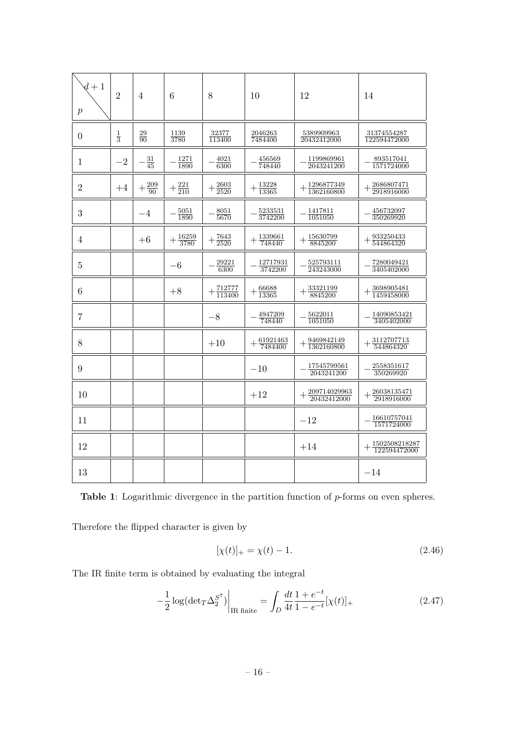| $p$ \ $d+1$ | 2 | 4 | 6 | 8 | 10 | 12 | 14 |
|---|---|---|---|---|---|---|---|
| 0 | $\frac{1}{3}$ | $\frac{29}{90}$ | $\frac{1139}{3780}$ | $\frac{32377}{113400}$ | $\frac{2046263}{7484400}$ | $\frac{5389909963}{20432412000}$ | $\frac{31374554287}{122594472000}$ |
| 1 | $-2$ | $-\frac{31}{45}$ | $-\frac{1271}{1890}$ | $-\frac{4021}{6300}$ | $-\frac{456569}{748440}$ | $-\frac{1199869961}{2043241200}$ | $-\frac{893517041}{1571724000}$ |
| 2 | $+4$ | $+\frac{209}{90}$ | $+\frac{221}{210}$ | $+\frac{2603}{2520}$ | $+\frac{13228}{13365}$ | $+\frac{1296877349}{1362160800}$ | $+\frac{2686807471}{2918916000}$ |
| 3 | | $-4$ | $-\frac{5051}{1890}$ | $-\frac{8051}{5670}$ | $-\frac{5233531}{3742200}$ | $-\frac{1417811}{1051050}$ | $-\frac{456732097}{350269920}$ |
| 4 | | $+6$ | $+\frac{16259}{3780}$ | $+\frac{7643}{2520}$ | $+\frac{1339661}{748440}$ | $+\frac{15630799}{8845200}$ | $+\frac{933250433}{544864320}$ |
| 5 | | | $-6$ | $-\frac{29221}{6300}$ | $-\frac{12717931}{3742200}$ | $-\frac{525793111}{243243000}$ | $-\frac{7280049421}{3405402000}$ |
| 6 | | | $+8$ | $+\frac{712777}{113400}$ | $+\frac{66688}{13365}$ | $+\frac{33321199}{8845200}$ | $+\frac{3698905481}{1459458000}$ |
| 7 | | | | $-8$ | $-\frac{4947209}{748440}$ | $-\frac{5622011}{1051050}$ | $-\frac{14090853421}{3405402000}$ |
| 8 | | | | $+10$ | $+\frac{61921463}{7484400}$ | $+\frac{9469842149}{1362160800}$ | $+\frac{3112707713}{544864320}$ |
| 9 | | | | | $-10$ | $-\frac{17545799561}{2043241200}$ | $-\frac{2558351617}{350269920}$ |
| 10 | | | | | $+12$ | $+\frac{209714029963}{20432412000}$ | $+\frac{26038135471}{2918916000}$ |
| 11 | | | | | | $-12$ | $-\frac{16610757041}{1571724000}$ |
| 12 | | | | | | $+14$ | $+\frac{1502508218287}{122594472000}$ |
| 13 | | | | | | | $-14$ |

**Table 1**: Logarithmic divergence in the partition function of $p$-forms on even spheres.

Therefore the flipped character is given by

$$[\chi(t)]_+ = \chi(t) - 1. \tag{2.46}$$

The IR finite term is obtained by evaluating the integral

$$-\frac{1}{2}\log(\det{}_T\Delta_2^{S^7})\bigg|_{\text{IR finite}} = \int_D \frac{dt}{4t}\frac{1+e^{-t}}{1-e^{-t}}[\chi(t)]_+ \tag{2.47}$$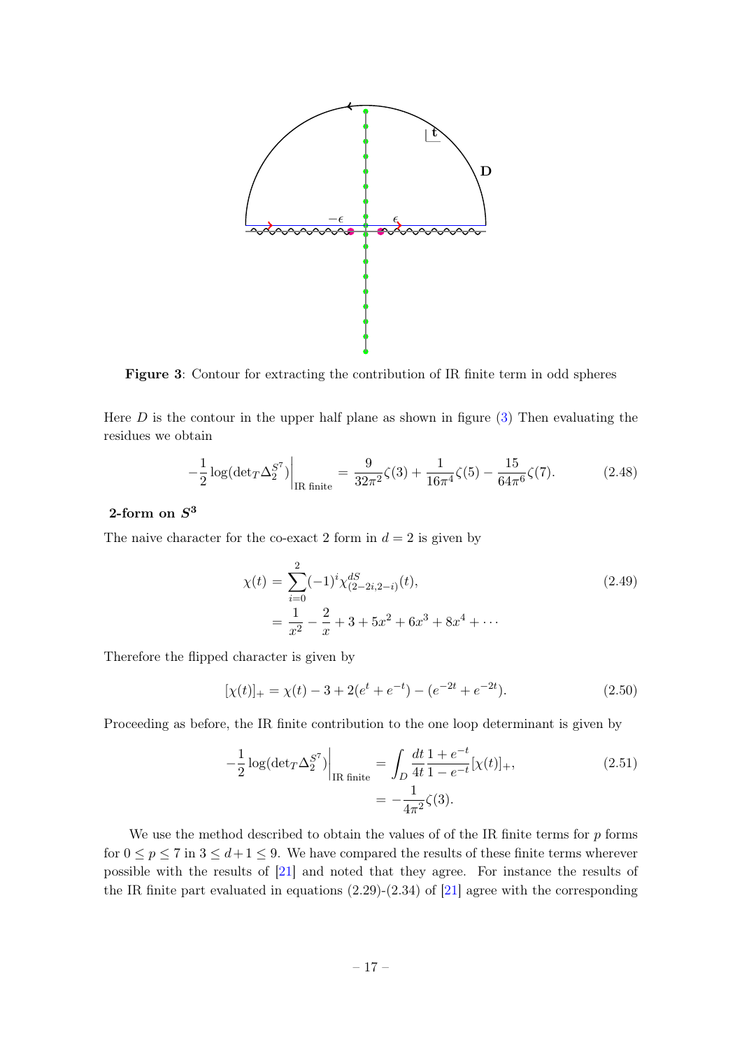**Figure 3**: Contour for extracting the contribution of IR finite term in odd spheres

Here $D$ is the contour in the upper half plane as shown in figure (3) Then evaluating the residues we obtain

$$-\frac{1}{2}\log(\det{}_T\Delta_2^{S^7})\Big|_{\text{IR finite}} = \frac{9}{32\pi^2}\zeta(3) + \frac{1}{16\pi^4}\zeta(5) - \frac{15}{64\pi^6}\zeta(7). \tag{2.48}$$

**2-form on $S^3$**

The naive character for the co-exact 2 form in $d = 2$ is given by

$$\begin{aligned}\chi(t) &= \sum_{i=0}^{2}(-1)^i \chi^{dS}_{(2-2i,2-i)}(t), \\ &= \frac{1}{x^2} - \frac{2}{x} + 3 + 5x^2 + 6x^3 + 8x^4 + \cdots\end{aligned} \tag{2.49}$$

Therefore the flipped character is given by

$$[\chi(t)]_+ = \chi(t) - 3 + 2(e^t + e^{-t}) - (e^{-2t} + e^{-2t}). \tag{2.50}$$

Proceeding as before, the IR finite contribution to the one loop determinant is given by

$$\begin{aligned}-\frac{1}{2}\log(\det{}_T\Delta_2^{S^7})\Big|_{\text{IR finite}} &= \int_D \frac{dt}{4t}\frac{1+e^{-t}}{1-e^{-t}}[\chi(t)]_+, \\ &= -\frac{1}{4\pi^2}\zeta(3).\end{aligned} \tag{2.51}$$

We use the method described to obtain the values of of the IR finite terms for $p$ forms for $0 \le p \le 7$ in $3 \le d+1 \le 9$. We have compared the results of these finite terms wherever possible with the results of [21] and noted that they agree. For instance the results of the IR finite part evaluated in equations (2.29)-(2.34) of [21] agree with the corresponding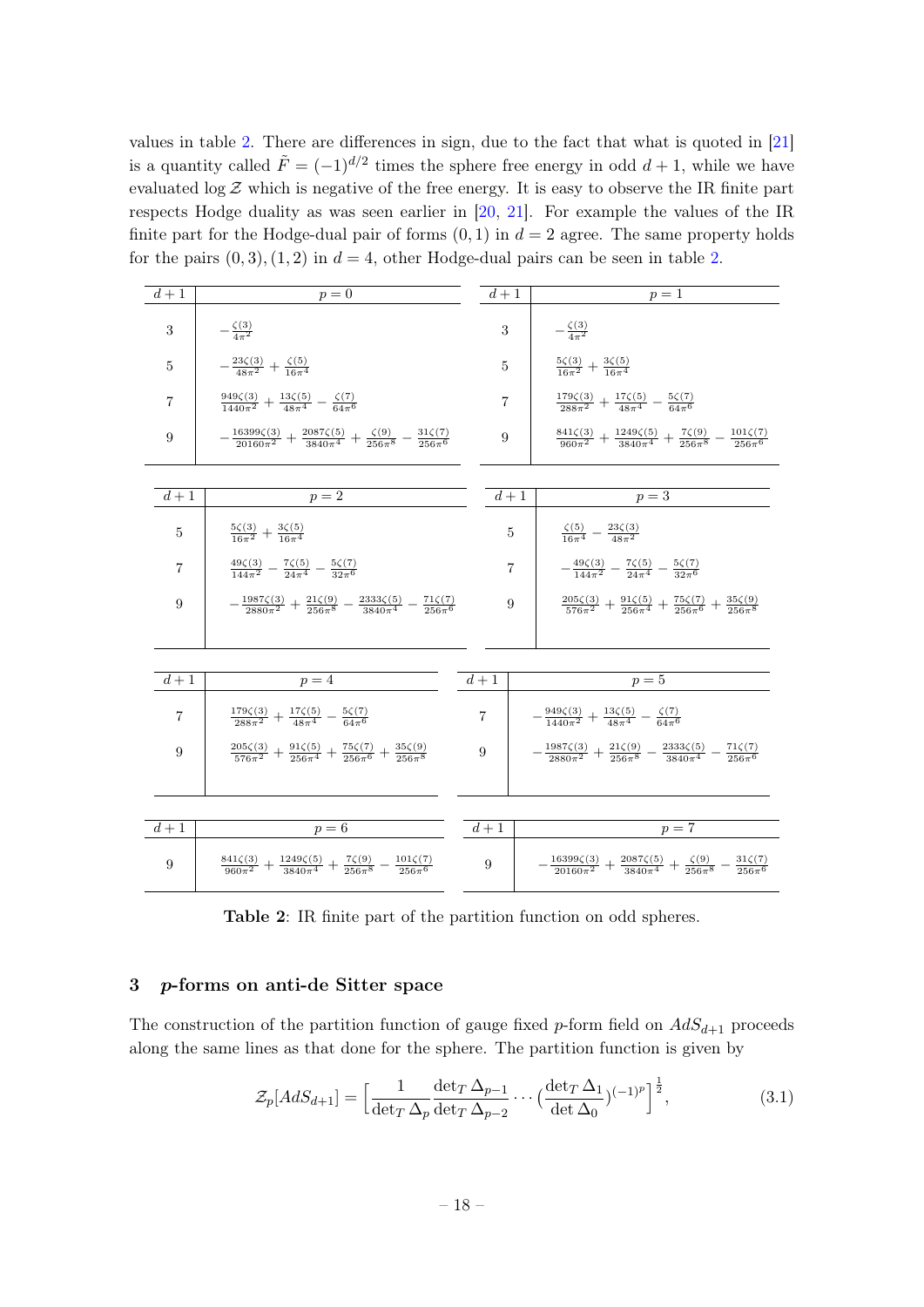values in table 2. There are differences in sign, due to the fact that what is quoted in [21] is a quantity called $\tilde{F} = (-1)^{d/2}$ times the sphere free energy in odd $d+1$, while we have evaluated $\log \mathcal{Z}$ which is negative of the free energy. It is easy to observe the IR finite part respects Hodge duality as was seen earlier in [20, 21]. For example the values of the IR finite part for the Hodge-dual pair of forms $(0,1)$ in $d=2$ agree. The same property holds for the pairs $(0,3),(1,2)$ in $d=4$, other Hodge-dual pairs can be seen in table 2.

| $d+1$ | $p=0$ |
|---|---|
| 3 | $-\frac{\zeta(3)}{4\pi^2}$ |
| 5 | $-\frac{23\zeta(3)}{48\pi^2}+\frac{\zeta(5)}{16\pi^4}$ |
| 7 | $\frac{949\zeta(3)}{1440\pi^2}+\frac{13\zeta(5)}{48\pi^4}-\frac{\zeta(7)}{64\pi^6}$ |
| 9 | $-\frac{16399\zeta(3)}{20160\pi^2}+\frac{2087\zeta(5)}{3840\pi^4}+\frac{\zeta(9)}{256\pi^8}-\frac{31\zeta(7)}{256\pi^6}$ |

| $d+1$ | $p=1$ |
|---|---|
| 3 | $-\frac{\zeta(3)}{4\pi^2}$ |
| 5 | $\frac{5\zeta(3)}{16\pi^2}+\frac{3\zeta(5)}{16\pi^4}$ |
| 7 | $\frac{179\zeta(3)}{288\pi^2}+\frac{17\zeta(5)}{48\pi^4}-\frac{5\zeta(7)}{64\pi^6}$ |
| 9 | $\frac{841\zeta(3)}{960\pi^2}+\frac{1249\zeta(5)}{3840\pi^4}+\frac{7\zeta(9)}{256\pi^8}-\frac{101\zeta(7)}{256\pi^6}$ |

| $d+1$ | $p=2$ |
|---|---|
| 5 | $\frac{5\zeta(3)}{16\pi^2}+\frac{3\zeta(5)}{16\pi^4}$ |
| 7 | $\frac{49\zeta(3)}{144\pi^2}-\frac{7\zeta(5)}{24\pi^4}-\frac{5\zeta(7)}{32\pi^6}$ |
| 9 | $-\frac{1987\zeta(3)}{2880\pi^2}+\frac{21\zeta(9)}{256\pi^8}-\frac{2333\zeta(5)}{3840\pi^4}-\frac{71\zeta(7)}{256\pi^6}$ |

| $d+1$ | $p=3$ |
|---|---|
| 5 | $\frac{\zeta(5)}{16\pi^4}-\frac{23\zeta(3)}{48\pi^2}$ |
| 7 | $-\frac{49\zeta(3)}{144\pi^2}-\frac{7\zeta(5)}{24\pi^4}-\frac{5\zeta(7)}{32\pi^6}$ |
| 9 | $\frac{205\zeta(3)}{576\pi^2}+\frac{91\zeta(5)}{256\pi^4}+\frac{75\zeta(7)}{256\pi^6}+\frac{35\zeta(9)}{256\pi^8}$ |

| $d+1$ | $p=4$ |
|---|---|
| 7 | $\frac{179\zeta(3)}{288\pi^2}+\frac{17\zeta(5)}{48\pi^4}-\frac{5\zeta(7)}{64\pi^6}$ |
| 9 | $\frac{205\zeta(3)}{576\pi^2}+\frac{91\zeta(5)}{256\pi^4}+\frac{75\zeta(7)}{256\pi^6}+\frac{35\zeta(9)}{256\pi^8}$ |

| $d+1$ | $p=5$ |
|---|---|
| 7 | $-\frac{949\zeta(3)}{1440\pi^2}+\frac{13\zeta(5)}{48\pi^4}-\frac{\zeta(7)}{64\pi^6}$ |
| 9 | $-\frac{1987\zeta(3)}{2880\pi^2}+\frac{21\zeta(9)}{256\pi^8}-\frac{2333\zeta(5)}{3840\pi^4}-\frac{71\zeta(7)}{256\pi^6}$ |

| $d+1$ | $p=6$ |
|---|---|
| 9 | $\frac{841\zeta(3)}{960\pi^2}+\frac{1249\zeta(5)}{3840\pi^4}+\frac{7\zeta(9)}{256\pi^8}-\frac{101\zeta(7)}{256\pi^6}$ |

| $d+1$ | $p=7$ |
|---|---|
| 9 | $-\frac{16399\zeta(3)}{20160\pi^2}+\frac{2087\zeta(5)}{3840\pi^4}+\frac{\zeta(9)}{256\pi^8}-\frac{31\zeta(7)}{256\pi^6}$ |

**Table 2**: IR finite part of the partition function on odd spheres.

## 3 $p$-forms on anti-de Sitter space

The construction of the partition function of gauge fixed $p$-form field on $AdS_{d+1}$ proceeds along the same lines as that done for the sphere. The partition function is given by

$$\mathcal{Z}_p[AdS_{d+1}] = \Big[\frac{1}{\det_T \Delta_p}\frac{\det_T \Delta_{p-1}}{\det_T \Delta_{p-2}} \cdots \big(\frac{\det_T \Delta_1}{\det \Delta_0}\big)^{(-1)^p}\Big]^{\frac{1}{2}}, \tag{3.1}$$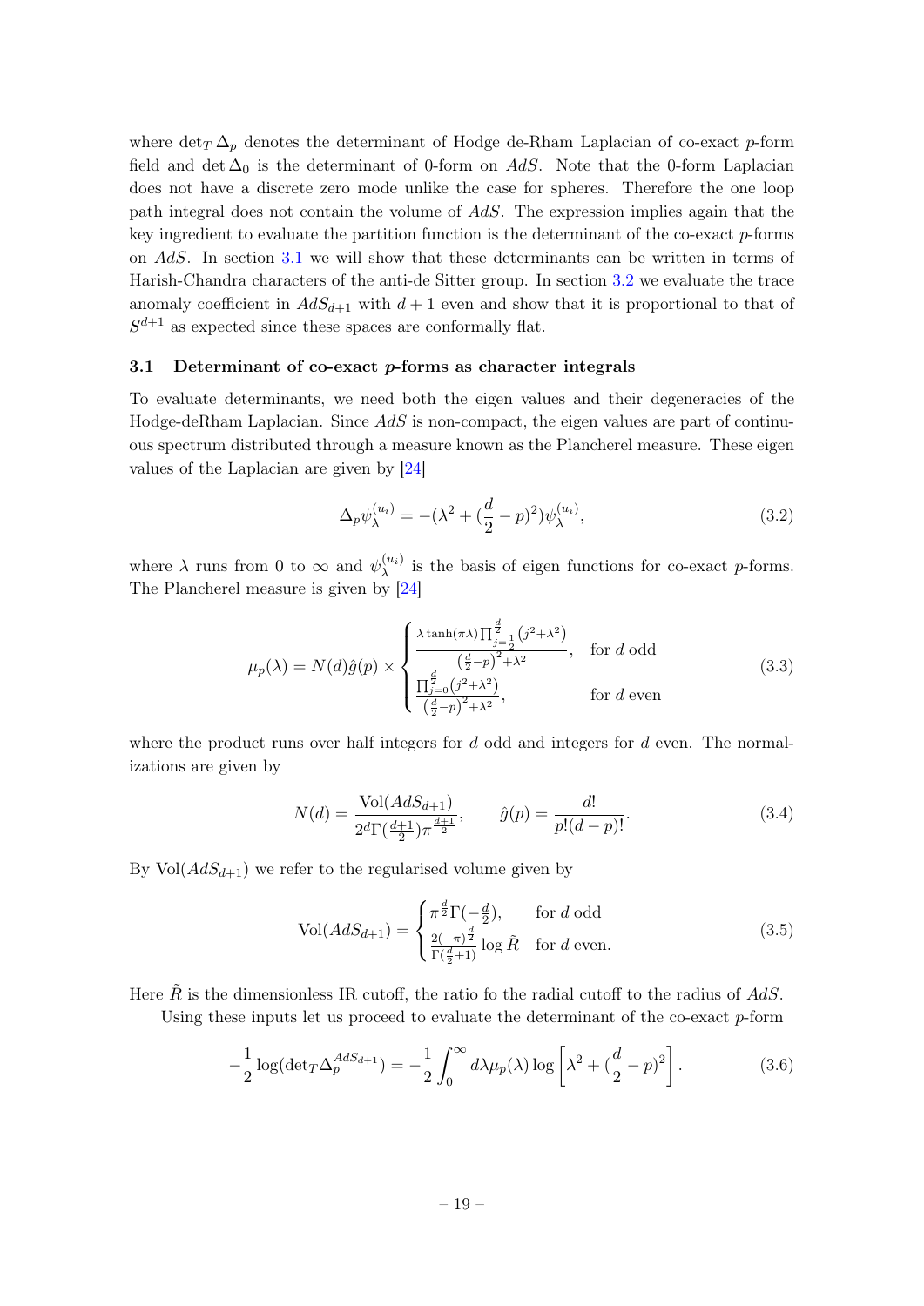where $\det_T \Delta_p$ denotes the determinant of Hodge de-Rham Laplacian of co-exact $p$-form field and $\det \Delta_0$ is the determinant of 0-form on $AdS$. Note that the 0-form Laplacian does not have a discrete zero mode unlike the case for spheres. Therefore the one loop path integral does not contain the volume of $AdS$. The expression implies again that the key ingredient to evaluate the partition function is the determinant of the co-exact $p$-forms on $AdS$. In section 3.1 we will show that these determinants can be written in terms of Harish-Chandra characters of the anti-de Sitter group. In section 3.2 we evaluate the trace anomaly coefficient in $AdS_{d+1}$ with $d+1$ even and show that it is proportional to that of $S^{d+1}$ as expected since these spaces are conformally flat.

### 3.1 Determinant of co-exact $p$-forms as character integrals

To evaluate determinants, we need both the eigen values and their degeneracies of the Hodge-deRham Laplacian. Since $AdS$ is non-compact, the eigen values are part of continuous spectrum distributed through a measure known as the Plancherel measure. These eigen values of the Laplacian are given by [24]

$$\Delta_p \psi_\lambda^{(u_i)} = -(\lambda^2 + (\frac{d}{2} - p)^2)\psi_\lambda^{(u_i)}, \tag{3.2}$$

where $\lambda$ runs from 0 to $\infty$ and $\psi_\lambda^{(u_i)}$ is the basis of eigen functions for co-exact $p$-forms. The Plancherel measure is given by [24]

$$\mu_p(\lambda) = N(d)\hat{g}(p) \times \begin{cases} \frac{\lambda \tanh(\pi\lambda) \prod_{j=\frac{1}{2}}^{\frac{d}{2}} (j^2+\lambda^2)}{\left(\frac{d}{2}-p\right)^2+\lambda^2}, & \text{for } d \text{ odd} \\ \frac{\prod_{j=0}^{\frac{d}{2}} (j^2+\lambda^2)}{\left(\frac{d}{2}-p\right)^2+\lambda^2}, & \text{for } d \text{ even} \end{cases} \tag{3.3}$$

where the product runs over half integers for $d$ odd and integers for $d$ even. The normalizations are given by

$$N(d) = \frac{\text{Vol}(AdS_{d+1})}{2^d \Gamma(\frac{d+1}{2})\pi^{\frac{d+1}{2}}}, \qquad \hat{g}(p) = \frac{d!}{p!(d-p)!}. \tag{3.4}$$

By $\text{Vol}(AdS_{d+1})$ we refer to the regularised volume given by

$$\text{Vol}(AdS_{d+1}) = \begin{cases} \pi^{\frac{d}{2}} \Gamma(-\frac{d}{2}), & \text{for } d \text{ odd} \\ \frac{2(-\pi)^{\frac{d}{2}}}{\Gamma(\frac{d}{2}+1)} \log \tilde{R} & \text{for } d \text{ even.} \end{cases} \tag{3.5}$$

Here $\tilde{R}$ is the dimensionless IR cutoff, the ratio fo the radial cutoff to the radius of $AdS$.

Using these inputs let us proceed to evaluate the determinant of the co-exact $p$-form

$$-\frac{1}{2}\log(\det{}_T \Delta_p^{AdS_{d+1}}) = -\frac{1}{2}\int_0^\infty d\lambda \mu_p(\lambda) \log\left[\lambda^2 + (\frac{d}{2} - p)^2\right]. \tag{3.6}$$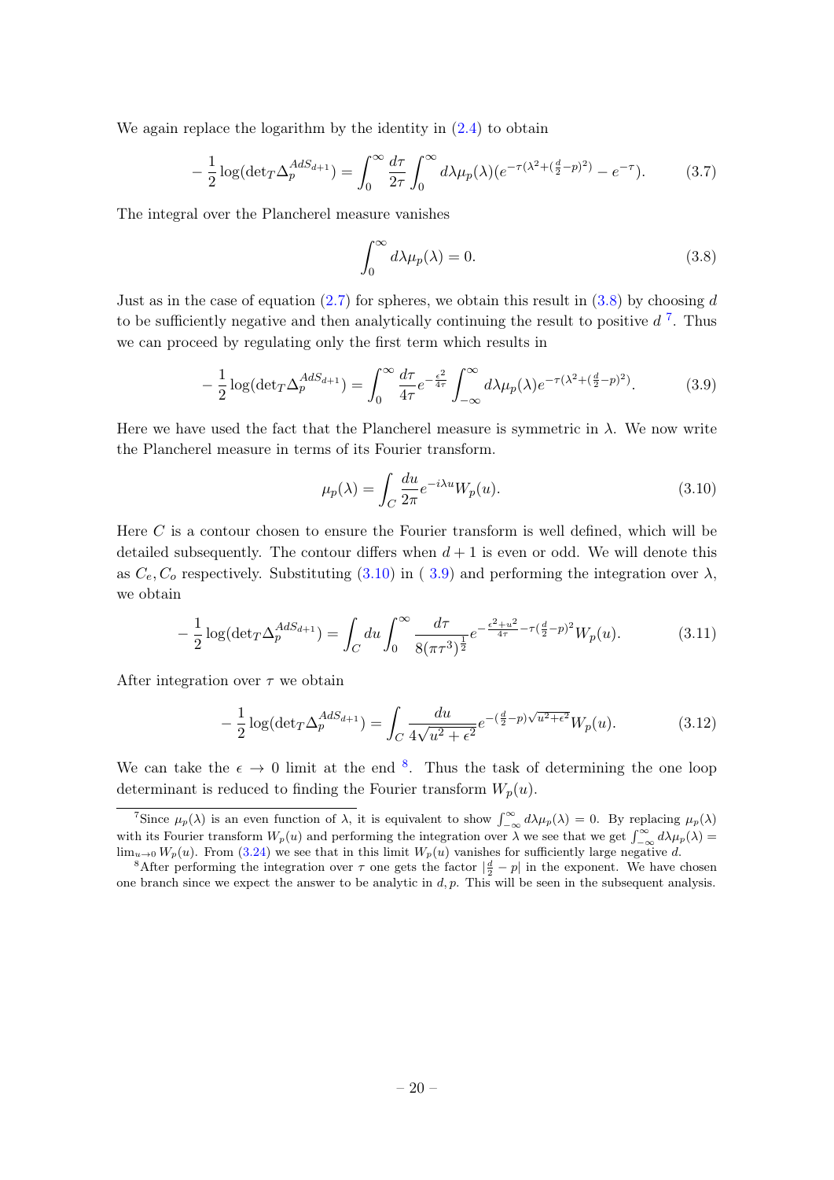We again replace the logarithm by the identity in (2.4) to obtain

$$-\frac{1}{2}\log(\det{}_T\Delta_p^{AdS_{d+1}}) = \int_0^\infty \frac{d\tau}{2\tau}\int_0^\infty d\lambda\mu_p(\lambda)(e^{-\tau(\lambda^2+(\frac{d}{2}-p)^2)} - e^{-\tau}). \tag{3.7}$$

The integral over the Plancherel measure vanishes

$$\int_0^\infty d\lambda\mu_p(\lambda) = 0. \tag{3.8}$$

Just as in the case of equation (2.7) for spheres, we obtain this result in (3.8) by choosing $d$ to be sufficiently negative and then analytically continuing the result to positive $d$ [7]. Thus we can proceed by regulating only the first term which results in

$$-\frac{1}{2}\log(\det{}_T\Delta_p^{AdS_{d+1}}) = \int_0^\infty \frac{d\tau}{4\tau}e^{-\frac{\epsilon^2}{4\tau}}\int_{-\infty}^\infty d\lambda\mu_p(\lambda)e^{-\tau(\lambda^2+(\frac{d}{2}-p)^2)}. \tag{3.9}$$

Here we have used the fact that the Plancherel measure is symmetric in $\lambda$. We now write the Plancherel measure in terms of its Fourier transform.

$$\mu_p(\lambda) = \int_C \frac{du}{2\pi}e^{-i\lambda u}W_p(u). \tag{3.10}$$

Here $C$ is a contour chosen to ensure the Fourier transform is well defined, which will be detailed subsequently. The contour differs when $d+1$ is even or odd. We will denote this as $C_e, C_o$ respectively. Substituting (3.10) in ( 3.9) and performing the integration over $\lambda$, we obtain

$$-\frac{1}{2}\log(\det{}_T\Delta_p^{AdS_{d+1}}) = \int_C du\int_0^\infty \frac{d\tau}{8(\pi\tau^3)^{\frac{1}{2}}}e^{-\frac{\epsilon^2+u^2}{4\tau}-\tau(\frac{d}{2}-p)^2}W_p(u). \tag{3.11}$$

After integration over $\tau$ we obtain

$$-\frac{1}{2}\log(\det{}_T\Delta_p^{AdS_{d+1}}) = \int_C \frac{du}{4\sqrt{u^2+\epsilon^2}}e^{-(\frac{d}{2}-p)\sqrt{u^2+\epsilon^2}}W_p(u). \tag{3.12}$$

We can take the $\epsilon \to 0$ limit at the end [8]. Thus the task of determining the one loop determinant is reduced to finding the Fourier transform $W_p(u)$.

---

[7] Since $\mu_p(\lambda)$ is an even function of $\lambda$, it is equivalent to show $\int_{-\infty}^{\infty} d\lambda\mu_p(\lambda) = 0$. By replacing $\mu_p(\lambda)$ with its Fourier transform $W_p(u)$ and performing the integration over $\lambda$ we see that we get $\int_{-\infty}^{\infty} d\lambda\mu_p(\lambda) = \lim_{u\to 0} W_p(u)$. From (3.24) we see that in this limit $W_p(u)$ vanishes for sufficiently large negative $d$.

[8] After performing the integration over $\tau$ one gets the factor $|\frac{d}{2}-p|$ in the exponent. We have chosen one branch since we expect the answer to be analytic in $d, p$. This will be seen in the subsequent analysis.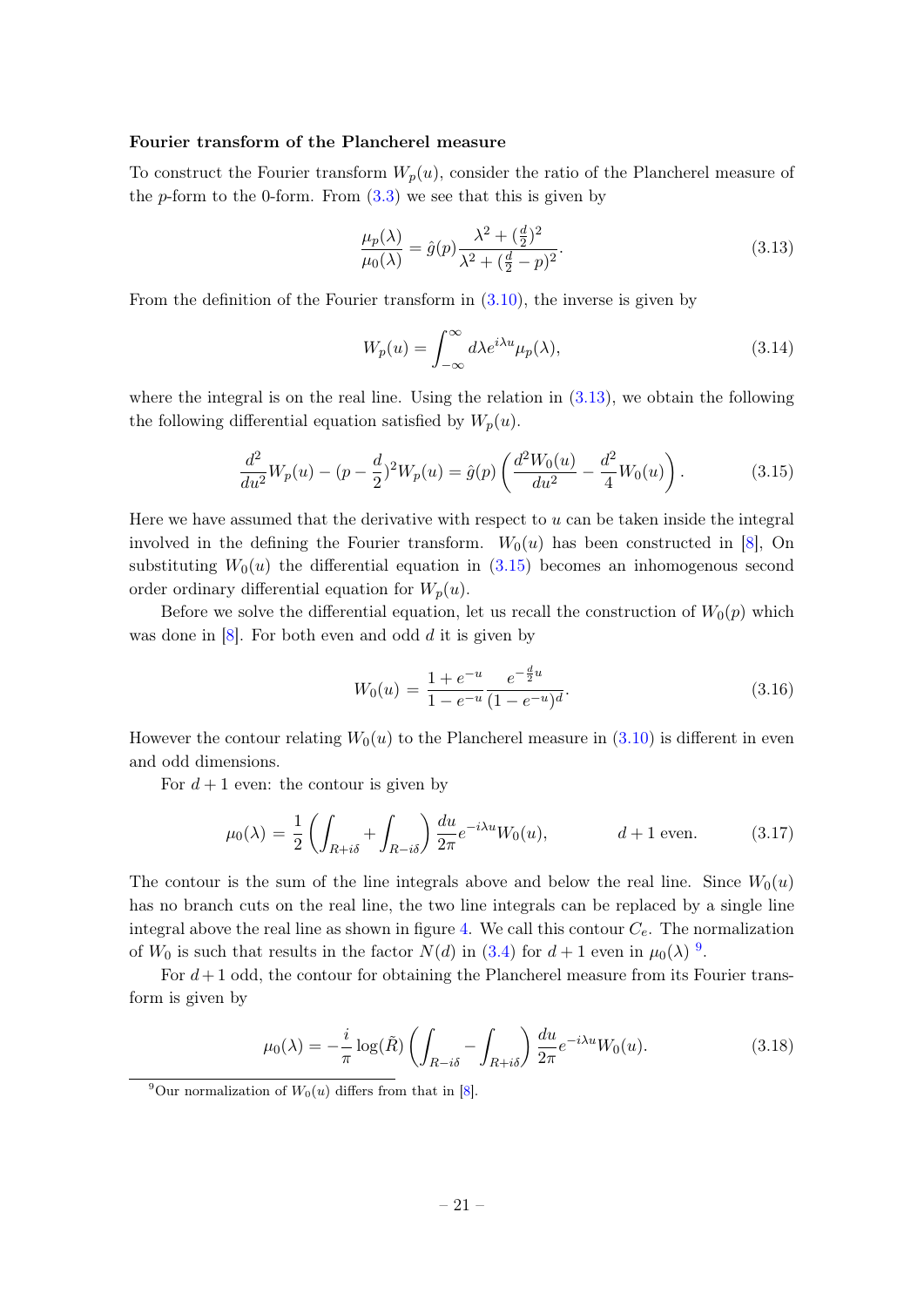#### Fourier transform of the Plancherel measure

To construct the Fourier transform $W_p(u)$, consider the ratio of the Plancherel measure of the $p$-form to the 0-form. From (3.3) we see that this is given by

$$\frac{\mu_p(\lambda)}{\mu_0(\lambda)} = \hat{g}(p)\frac{\lambda^2 + (\frac{d}{2})^2}{\lambda^2 + (\frac{d}{2} - p)^2}. \tag{3.13}$$

From the definition of the Fourier transform in (3.10), the inverse is given by

$$W_p(u) = \int_{-\infty}^{\infty} d\lambda e^{i\lambda u}\mu_p(\lambda), \tag{3.14}$$

where the integral is on the real line. Using the relation in (3.13), we obtain the following the following differential equation satisfied by $W_p(u)$.

$$\frac{d^2}{du^2}W_p(u) - (p - \frac{d}{2})^2 W_p(u) = \hat{g}(p)\left(\frac{d^2 W_0(u)}{du^2} - \frac{d^2}{4}W_0(u)\right). \tag{3.15}$$

Here we have assumed that the derivative with respect to $u$ can be taken inside the integral involved in the defining the Fourier transform. $W_0(u)$ has been constructed in [8], On substituting $W_0(u)$ the differential equation in (3.15) becomes an inhomogenous second order ordinary differential equation for $W_p(u)$.

Before we solve the differential equation, let us recall the construction of $W_0(p)$ which was done in [8]. For both even and odd $d$ it is given by

$$W_0(u) = \frac{1 + e^{-u}}{1 - e^{-u}}\frac{e^{-\frac{d}{2}u}}{(1 - e^{-u})^d}. \tag{3.16}$$

However the contour relating $W_0(u)$ to the Plancherel measure in (3.10) is different in even and odd dimensions.

For $d+1$ even: the contour is given by

$$\mu_0(\lambda) = \frac{1}{2}\left(\int_{R+i\delta} + \int_{R-i\delta}\right)\frac{du}{2\pi}e^{-i\lambda u}W_0(u), \qquad\qquad d+1 \text{ even}. \tag{3.17}$$

The contour is the sum of the line integrals above and below the real line. Since $W_0(u)$ has no branch cuts on the real line, the two line integrals can be replaced by a single line integral above the real line as shown in figure 4. We call this contour $C_e$. The normalization of $W_0$ is such that results in the factor $N(d)$ in (3.4) for $d+1$ even in $\mu_0(\lambda)$ [9].

For $d+1$ odd, the contour for obtaining the Plancherel measure from its Fourier transform is given by

$$\mu_0(\lambda) = -\frac{i}{\pi}\log(\tilde{R})\left(\int_{R-i\delta} - \int_{R+i\delta}\right)\frac{du}{2\pi}e^{-i\lambda u}W_0(u). \tag{3.18}$$

[9] Our normalization of $W_0(u)$ differs from that in [8].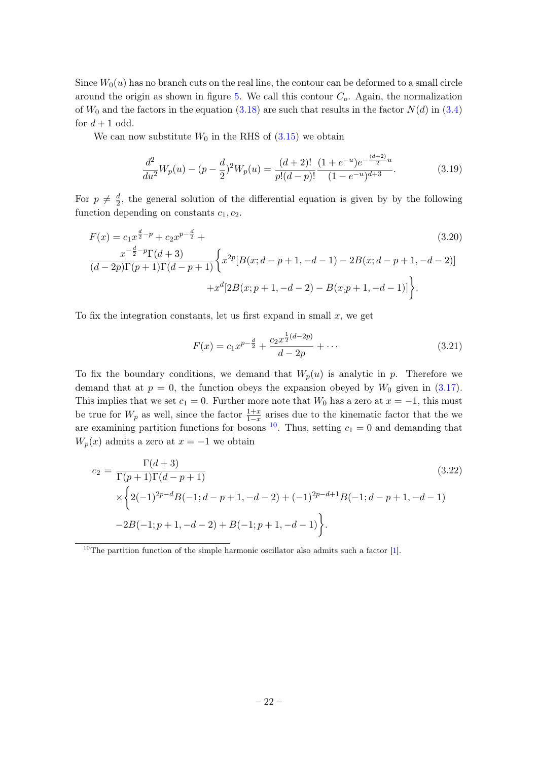Since $W_0(u)$ has no branch cuts on the real line, the contour can be deformed to a small circle around the origin as shown in figure 5. We call this contour $C_o$. Again, the normalization of $W_0$ and the factors in the equation (3.18) are such that results in the factor $N(d)$ in (3.4) for $d+1$ odd.

We can now substitute $W_0$ in the RHS of (3.15) we obtain

$$\frac{d^2}{du^2}W_p(u) - (p-\frac{d}{2})^2 W_p(u) = \frac{(d+2)!}{p!(d-p)!}\frac{(1+e^{-u})e^{-\frac{(d+2)}{2}u}}{(1-e^{-u})^{d+3}}. \tag{3.19}$$

For $p \neq \frac{d}{2}$, the general solution of the differential equation is given by by the following function depending on constants $c_1, c_2$.

$$\begin{aligned}F(x) = {}& c_1 x^{\frac{d}{2}-p} + c_2 x^{p-\frac{d}{2}} + \\ & \frac{x^{-\frac{d}{2}-p}\Gamma(d+3)}{(d-2p)\Gamma(p+1)\Gamma(d-p+1)}\Big\{x^{2p}[B(x;d-p+1,-d-1) - 2B(x;d-p+1,-d-2)] \\ & \qquad +x^d[2B(x;p+1,-d-2) - B(x;p+1,-d-1)]\Big\}.\end{aligned} \tag{3.20}$$

To fix the integration constants, let us first expand in small $x$, we get

$$F(x) = c_1 x^{p-\frac{d}{2}} + \frac{c_2 x^{\frac{1}{2}(d-2p)}}{d-2p} + \cdots \tag{3.21}$$

To fix the boundary conditions, we demand that $W_p(u)$ is analytic in $p$. Therefore we demand that at $p=0$, the function obeys the expansion obeyed by $W_0$ given in (3.17). This implies that we set $c_1 = 0$. Further more note that $W_0$ has a zero at $x=-1$, this must be true for $W_p$ as well, since the factor $\frac{1+x}{1-x}$ arises due to the kinematic factor that the we are examining partition functions for bosons [10]. Thus, setting $c_1 = 0$ and demanding that $W_p(x)$ admits a zero at $x=-1$ we obtain

$$\begin{aligned}c_2 = {}& \frac{\Gamma(d+3)}{\Gamma(p+1)\Gamma(d-p+1)} \\ & \times\Big\{2(-1)^{2p-d}B(-1;d-p+1,-d-2) + (-1)^{2p-d+1}B(-1;d-p+1,-d-1) \\ & -2B(-1;p+1,-d-2) + B(-1;p+1,-d-1)\Big\}.\end{aligned} \tag{3.22}$$

[10] The partition function of the simple harmonic oscillator also admits such a factor [1].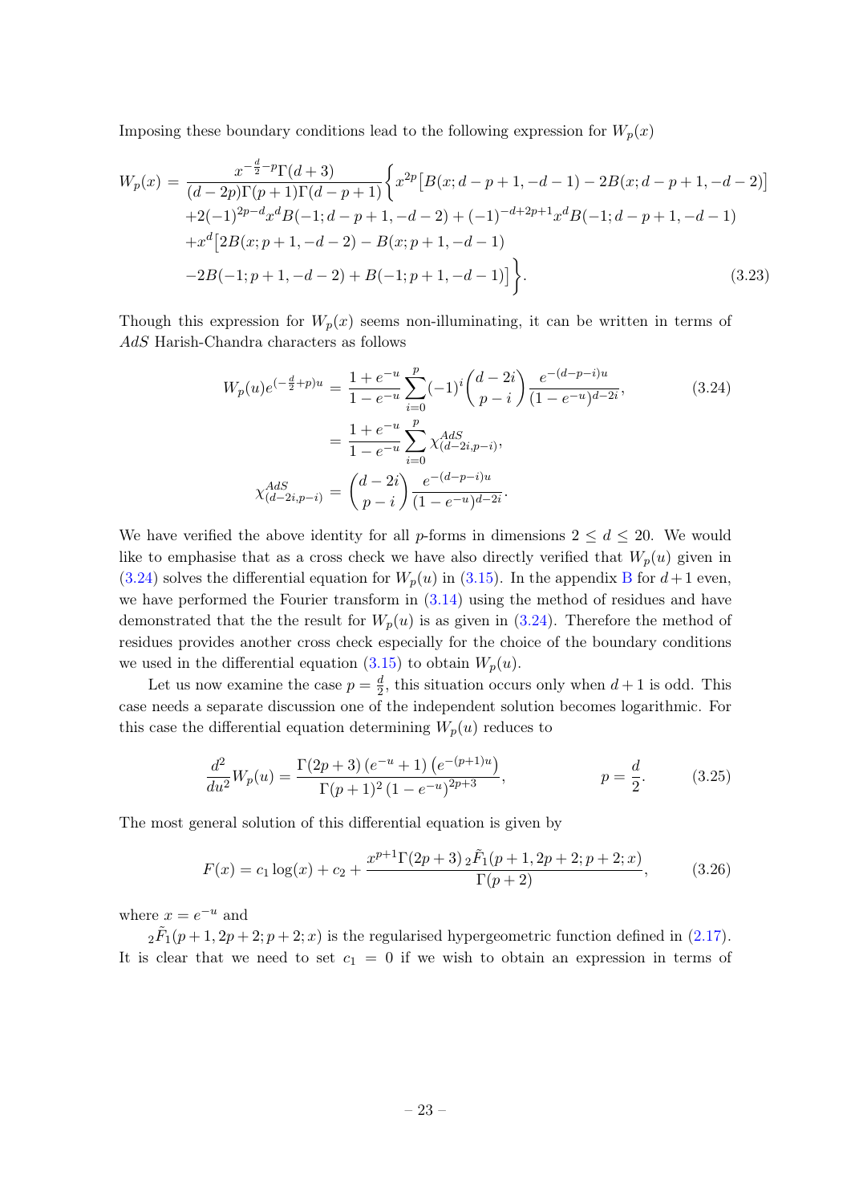Imposing these boundary conditions lead to the following expression for $W_p(x)$

$$
\begin{aligned}
W_p(x) = & \frac{x^{-\frac{d}{2}-p}\Gamma(d+3)}{(d-2p)\Gamma(p+1)\Gamma(d-p+1)}\Big\{x^{2p}\big[B(x;d-p+1,-d-1)-2B(x;d-p+1,-d-2)\big] \\
& +2(-1)^{2p-d}x^d B(-1;d-p+1,-d-2)+(-1)^{-d+2p+1}x^d B(-1;d-p+1,-d-1) \\
& +x^d\big[2B(x;p+1,-d-2)-B(x;p+1,-d-1) \\
& -2B(-1;p+1,-d-2)+B(-1;p+1,-d-1)\big]\Big\}. \qquad (3.23)
\end{aligned}
$$

Though this expression for $W_p(x)$ seems non-illuminating, it can be written in terms of $AdS$ Harish-Chandra characters as follows

$$
\begin{aligned}
W_p(u)e^{(-\frac{d}{2}+p)u} &= \frac{1+e^{-u}}{1-e^{-u}}\sum_{i=0}^{p}(-1)^i\binom{d-2i}{p-i}\frac{e^{-(d-p-i)u}}{(1-e^{-u})^{d-2i}}, \qquad (3.24)\\
&= \frac{1+e^{-u}}{1-e^{-u}}\sum_{i=0}^{p}\chi^{AdS}_{(d-2i,p-i)}, \\
\chi^{AdS}_{(d-2i,p-i)} &= \binom{d-2i}{p-i}\frac{e^{-(d-p-i)u}}{(1-e^{-u})^{d-2i}}.
\end{aligned}
$$

We have verified the above identity for all $p$-forms in dimensions $2 \leq d \leq 20$. We would like to emphasise that as a cross check we have also directly verified that $W_p(u)$ given in (3.24) solves the differential equation for $W_p(u)$ in (3.15). In the appendix B for $d+1$ even, we have performed the Fourier transform in (3.14) using the method of residues and have demonstrated that the the result for $W_p(u)$ is as given in (3.24). Therefore the method of residues provides another cross check especially for the choice of the boundary conditions we used in the differential equation (3.15) to obtain $W_p(u)$.

Let us now examine the case $p = \frac{d}{2}$, this situation occurs only when $d+1$ is odd. This case needs a separate discussion one of the independent solution becomes logarithmic. For this case the differential equation determining $W_p(u)$ reduces to

$$
\frac{d^2}{du^2}W_p(u) = \frac{\Gamma(2p+3)\left(e^{-u}+1\right)\left(e^{-(p+1)u}\right)}{\Gamma(p+1)^2\left(1-e^{-u}\right)^{2p+3}}, \qquad p = \frac{d}{2}. \qquad (3.25)
$$

The most general solution of this differential equation is given by

$$
F(x) = c_1\log(x) + c_2 + \frac{x^{p+1}\Gamma(2p+3)\,{}_2\tilde{F}_1(p+1,2p+2;p+2;x)}{\Gamma(p+2)}, \qquad (3.26)
$$

where $x = e^{-u}$ and

${}_2\tilde{F}_1(p+1,2p+2;p+2;x)$ is the regularised hypergeometric function defined in (2.17). It is clear that we need to set $c_1 = 0$ if we wish to obtain an expression in terms of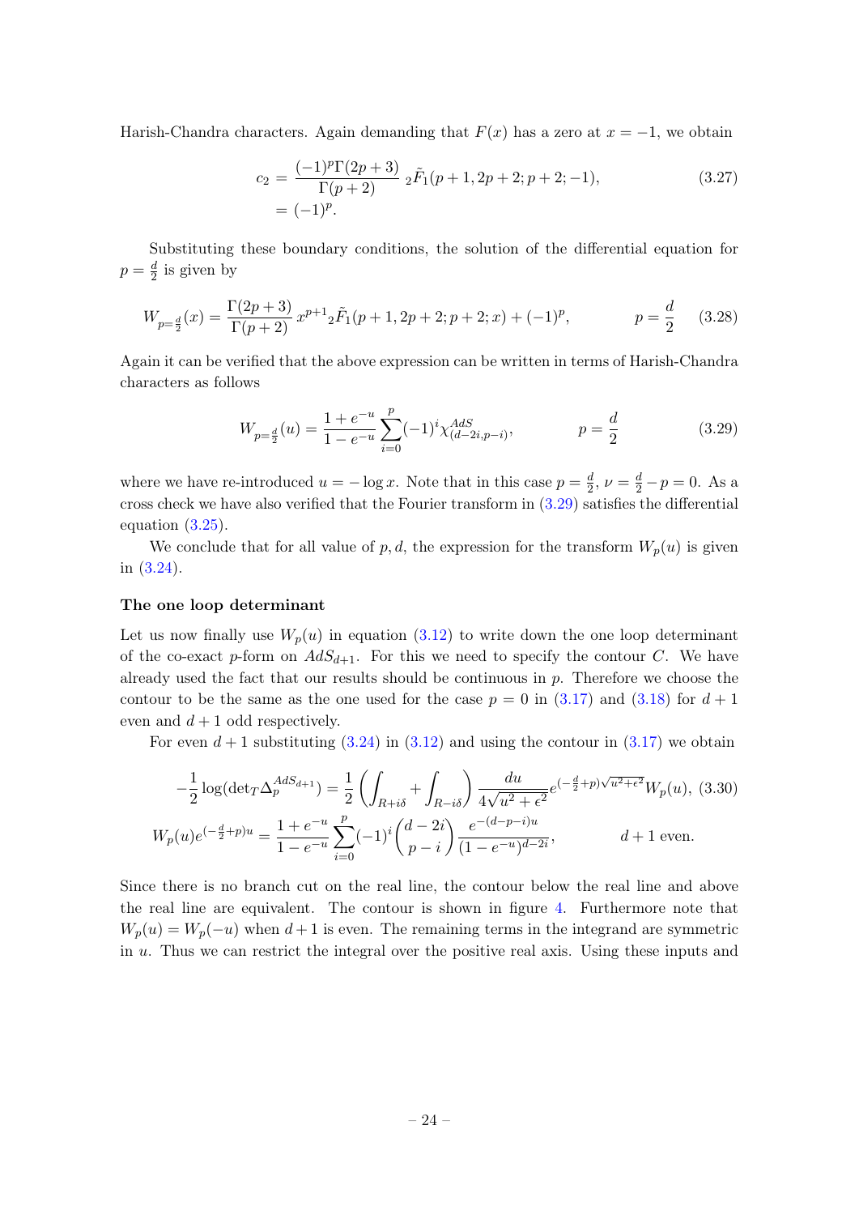Harish-Chandra characters. Again demanding that $F(x)$ has a zero at $x=-1$, we obtain

$$
\begin{aligned}
c_2 &= \frac{(-1)^p\Gamma(2p+3)}{\Gamma(p+2)}\ {}_2\tilde{F}_1(p+1,2p+2;p+2;-1), \\
&= (-1)^p.
\end{aligned} \tag{3.27}
$$

Substituting these boundary conditions, the solution of the differential equation for $p=\frac{d}{2}$ is given by

$$
W_{p=\frac{d}{2}}(x) = \frac{\Gamma(2p+3)}{\Gamma(p+2)}\, x^{p+1}{}_2\tilde{F}_1(p+1,2p+2;p+2;x) + (-1)^p, \qquad\qquad p=\frac{d}{2} \tag{3.28}
$$

Again it can be verified that the above expression can be written in terms of Harish-Chandra characters as follows

$$
W_{p=\frac{d}{2}}(u) = \frac{1+e^{-u}}{1-e^{-u}}\sum_{i=0}^{p}(-1)^i\chi^{AdS}_{(d-2i,p-i)}, \qquad\qquad p=\frac{d}{2} \tag{3.29}
$$

where we have re-introduced $u=-\log x$. Note that in this case $p=\frac{d}{2}$, $\nu=\frac{d}{2}-p=0$. As a cross check we have also verified that the Fourier transform in (3.29) satisfies the differential equation (3.25).

We conclude that for all value of $p,d$, the expression for the transform $W_p(u)$ is given in (3.24).

### The one loop determinant

Let us now finally use $W_p(u)$ in equation (3.12) to write down the one loop determinant of the co-exact $p$-form on $AdS_{d+1}$. For this we need to specify the contour $C$. We have already used the fact that our results should be continuous in $p$. Therefore we choose the contour to be the same as the one used for the case $p=0$ in (3.17) and (3.18) for $d+1$ even and $d+1$ odd respectively.

For even $d+1$ substituting (3.24) in (3.12) and using the contour in (3.17) we obtain

$$
\begin{aligned}
-\frac{1}{2}\log(\det{}_T\Delta_p^{AdS_{d+1}}) &= \frac{1}{2}\left(\int_{R+i\delta}+\int_{R-i\delta}\right)\frac{du}{4\sqrt{u^2+\epsilon^2}}e^{(-\frac{d}{2}+p)\sqrt{u^2+\epsilon^2}}W_p(u), \qquad (3.30)\\
W_p(u)e^{(-\frac{d}{2}+p)u} &= \frac{1+e^{-u}}{1-e^{-u}}\sum_{i=0}^{p}(-1)^i\binom{d-2i}{p-i}\frac{e^{-(d-p-i)u}}{(1-e^{-u})^{d-2i}}, \qquad\qquad d+1 \text{ even.}
\end{aligned}
$$

Since there is no branch cut on the real line, the contour below the real line and above the real line are equivalent. The contour is shown in figure 4. Furthermore note that $W_p(u)=W_p(-u)$ when $d+1$ is even. The remaining terms in the integrand are symmetric in $u$. Thus we can restrict the integral over the positive real axis. Using these inputs and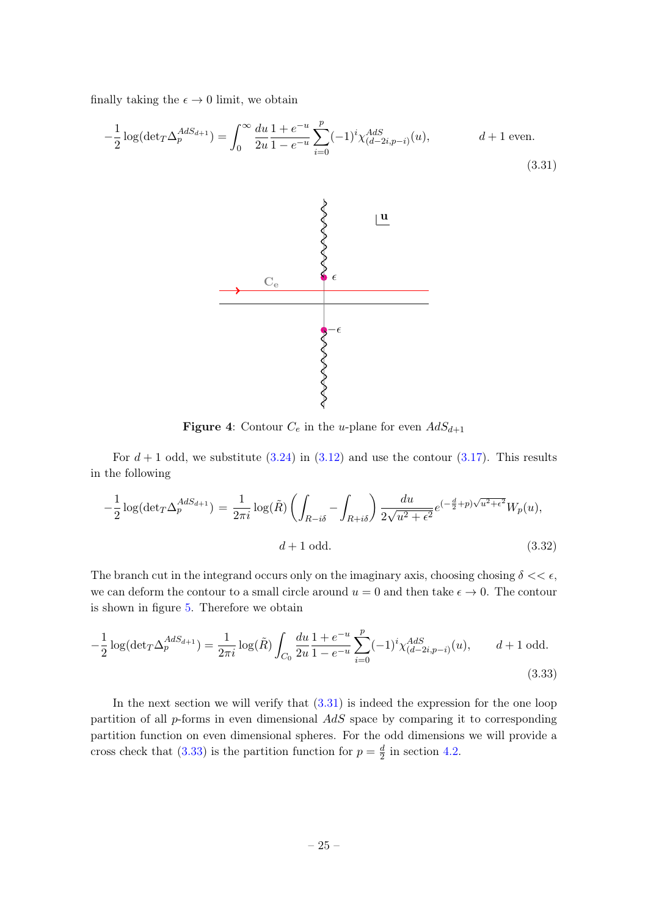finally taking the $\epsilon \to 0$ limit, we obtain

$$
-\frac{1}{2}\log(\det{}_T\Delta_p^{AdS_{d+1}}) = \int_0^\infty \frac{du}{2u}\frac{1+e^{-u}}{1-e^{-u}}\sum_{i=0}^{p}(-1)^i \chi^{AdS}_{(d-2i,p-i)}(u), \qquad d+1 \text{ even.} \tag{3.31}
$$

**Figure 4**: Contour $C_e$ in the $u$-plane for even $AdS_{d+1}$

For $d+1$ odd, we substitute (3.24) in (3.12) and use the contour (3.17). This results in the following

$$
-\frac{1}{2}\log(\det{}_T\Delta_p^{AdS_{d+1}}) = \frac{1}{2\pi i}\log(\tilde{R})\left(\int_{R-i\delta} - \int_{R+i\delta}\right)\frac{du}{2\sqrt{u^2+\epsilon^2}}e^{(-\frac{d}{2}+p)\sqrt{u^2+\epsilon^2}}W_p(u),
$$

$$
d+1 \text{ odd.} \tag{3.32}
$$

The branch cut in the integrand occurs only on the imaginary axis, choosing chosing $\delta << \epsilon$, we can deform the contour to a small circle around $u=0$ and then take $\epsilon \to 0$. The contour is shown in figure 5. Therefore we obtain

$$
-\frac{1}{2}\log(\det{}_T\Delta_p^{AdS_{d+1}}) = \frac{1}{2\pi i}\log(\tilde{R})\int_{C_0}\frac{du}{2u}\frac{1+e^{-u}}{1-e^{-u}}\sum_{i=0}^{p}(-1)^i \chi^{AdS}_{(d-2i,p-i)}(u), \qquad d+1 \text{ odd.} \tag{3.33}
$$

In the next section we will verify that (3.31) is indeed the expression for the one loop partition of all $p$-forms in even dimensional $AdS$ space by comparing it to corresponding partition function on even dimensional spheres. For the odd dimensions we will provide a cross check that (3.33) is the partition function for $p = \frac{d}{2}$ in section 4.2.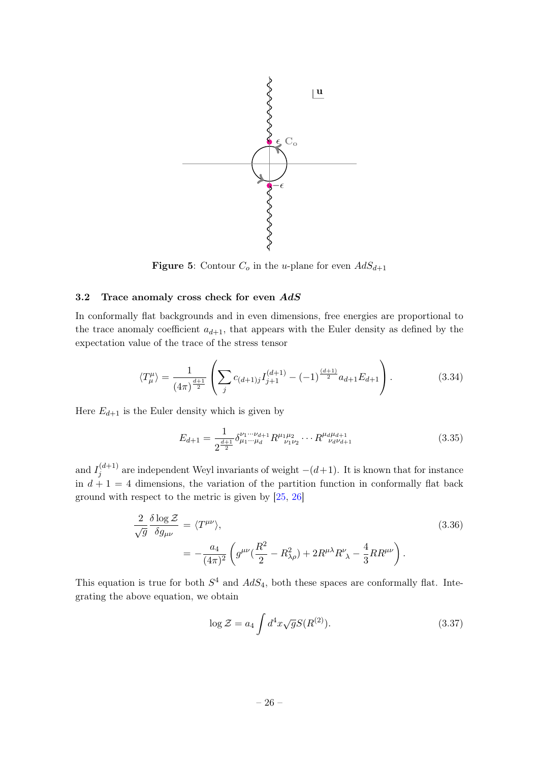**Figure 5**: Contour $C_o$ in the $u$-plane for even $AdS_{d+1}$

### 3.2 Trace anomaly cross check for even *AdS*

In conformally flat backgrounds and in even dimensions, free energies are proportional to the trace anomaly coefficient $a_{d+1}$, that appears with the Euler density as defined by the expectation value of the trace of the stress tensor

$$
\langle T^{\mu}_{\mu} \rangle = \frac{1}{(4\pi)^{\frac{d+1}{2}}} \left( \sum_j c_{(d+1)j} I^{(d+1)}_{j+1} - (-1)^{\frac{(d+1)}{2}} a_{d+1} E_{d+1} \right). \tag{3.34}
$$

Here $E_{d+1}$ is the Euler density which is given by

$$
E_{d+1} = \frac{1}{2^{\frac{d+1}{2}}} \delta^{\nu_1 \cdots \nu_{d+1}}_{\mu_1 \cdots \mu_d} R^{\mu_1 \mu_2}{}_{\nu_1 \nu_2} \cdots R^{\mu_d \mu_{d+1}}{}_{\nu_d \nu_{d+1}} \tag{3.35}
$$

and $I^{(d+1)}_j$ are independent Weyl invariants of weight $-(d+1)$. It is known that for instance in $d+1 = 4$ dimensions, the variation of the partition function in conformally flat back ground with respect to the metric is given by [25, 26]

$$
\begin{aligned}
\frac{2}{\sqrt{g}} \frac{\delta \log \mathcal{Z}}{\delta g_{\mu\nu}} &= \langle T^{\mu\nu} \rangle, \\
&= -\frac{a_4}{(4\pi)^2} \left( g^{\mu\nu} \left(\frac{R^2}{2} - R^2_{\lambda\rho}\right) + 2 R^{\mu\lambda} R^{\nu}{}_{\lambda} - \frac{4}{3} R R^{\mu\nu} \right).
\end{aligned} \tag{3.36}
$$

This equation is true for both $S^4$ and $AdS_4$, both these spaces are conformally flat. Integrating the above equation, we obtain

$$
\log \mathcal{Z} = a_4 \int d^4 x \sqrt{g} S(R^{(2)}). \tag{3.37}
$$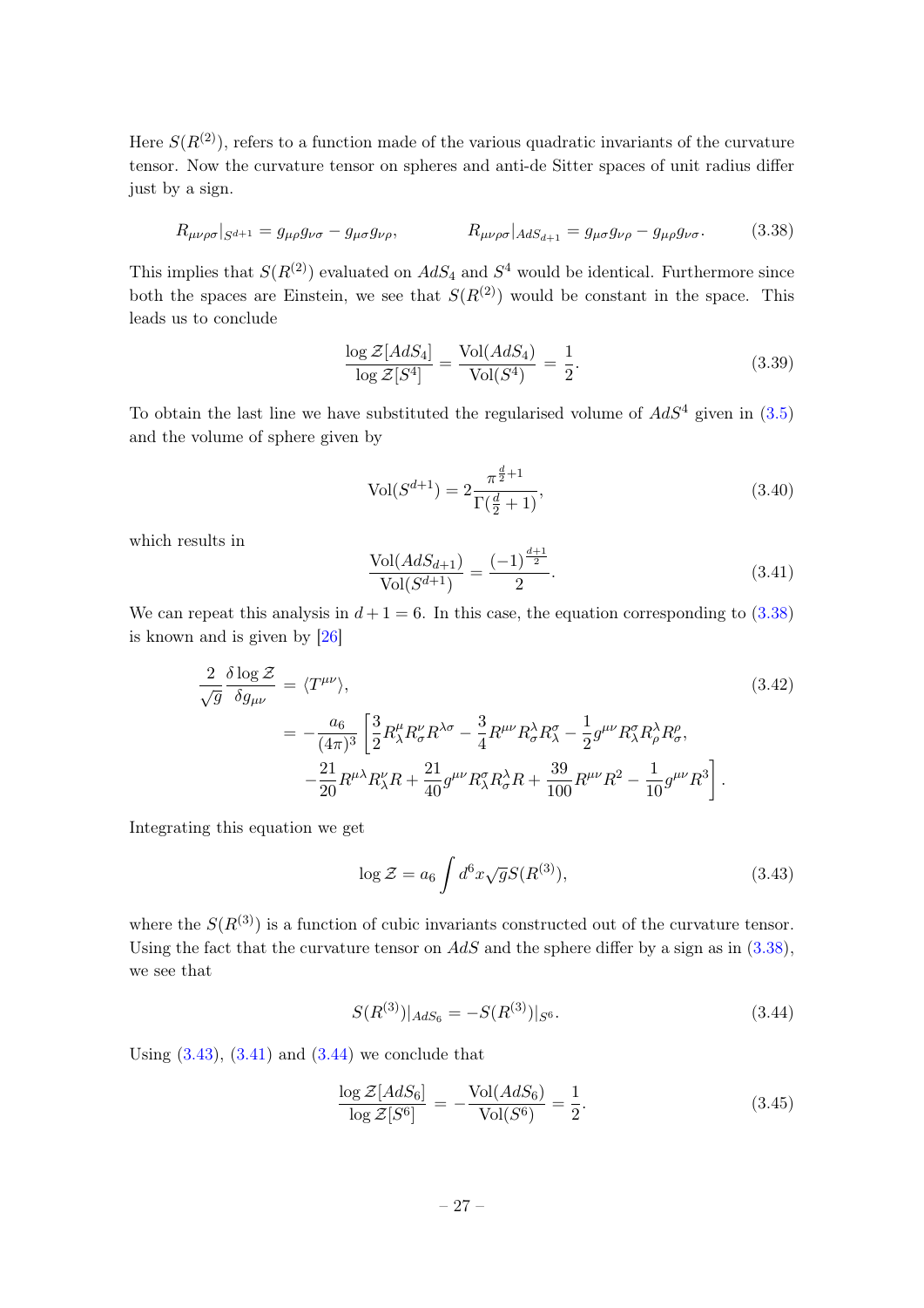Here $S(R^{(2)})$, refers to a function made of the various quadratic invariants of the curvature tensor. Now the curvature tensor on spheres and anti-de Sitter spaces of unit radius differ just by a sign.

$$
R_{\mu\nu\rho\sigma}|_{S^{d+1}} = g_{\mu\rho}g_{\nu\sigma} - g_{\mu\sigma}g_{\nu\rho}, \qquad\qquad R_{\mu\nu\rho\sigma}|_{AdS_{d+1}} = g_{\mu\sigma}g_{\nu\rho} - g_{\mu\rho}g_{\nu\sigma}. \tag{3.38}
$$

This implies that $S(R^{(2)})$ evaluated on $AdS_4$ and $S^4$ would be identical. Furthermore since both the spaces are Einstein, we see that $S(R^{(2)})$ would be constant in the space. This leads us to conclude

$$
\frac{\log \mathcal{Z}[AdS_4]}{\log \mathcal{Z}[S^4]} = \frac{\text{Vol}(AdS_4)}{\text{Vol}(S^4)} = \frac{1}{2}. \tag{3.39}
$$

To obtain the last line we have substituted the regularised volume of $AdS^4$ given in (3.5) and the volume of sphere given by

$$
\text{Vol}(S^{d+1}) = 2\frac{\pi^{\frac{d}{2}+1}}{\Gamma(\frac{d}{2}+1)}, \tag{3.40}
$$

which results in

$$
\frac{\text{Vol}(AdS_{d+1})}{\text{Vol}(S^{d+1})} = \frac{(-1)^{\frac{d+1}{2}}}{2}. \tag{3.41}
$$

We can repeat this analysis in $d+1=6$. In this case, the equation corresponding to (3.38) is known and is given by [26]

$$
\begin{aligned}
\frac{2}{\sqrt{g}}\frac{\delta \log \mathcal{Z}}{\delta g_{\mu\nu}} &= \langle T^{\mu\nu}\rangle, \\
&= -\frac{a_6}{(4\pi)^3}\Big[\frac{3}{2}R^{\mu}_{\lambda}R^{\nu}_{\sigma}R^{\lambda\sigma} - \frac{3}{4}R^{\mu\nu}R^{\lambda}_{\sigma}R^{\sigma}_{\lambda} - \frac{1}{2}g^{\mu\nu}R^{\sigma}_{\lambda}R^{\lambda}_{\rho}R^{\rho}_{\sigma}, \\
&\quad -\frac{21}{20}R^{\mu\lambda}R^{\nu}_{\lambda}R + \frac{21}{40}g^{\mu\nu}R^{\sigma}_{\lambda}R^{\lambda}_{\sigma}R + \frac{39}{100}R^{\mu\nu}R^2 - \frac{1}{10}g^{\mu\nu}R^3\Big].
\end{aligned} \tag{3.42}
$$

Integrating this equation we get

$$
\log \mathcal{Z} = a_6 \int d^6x\sqrt{g}S(R^{(3)}), \tag{3.43}
$$

where the $S(R^{(3)})$ is a function of cubic invariants constructed out of the curvature tensor. Using the fact that the curvature tensor on $AdS$ and the sphere differ by a sign as in (3.38), we see that

$$
S(R^{(3)})|_{AdS_6} = -S(R^{(3)})|_{S^6}. \tag{3.44}
$$

Using (3.43), (3.41) and (3.44) we conclude that

$$
\frac{\log \mathcal{Z}[AdS_6]}{\log \mathcal{Z}[S^6]} = -\frac{\text{Vol}(AdS_6)}{\text{Vol}(S^6)} = \frac{1}{2}. \tag{3.45}
$$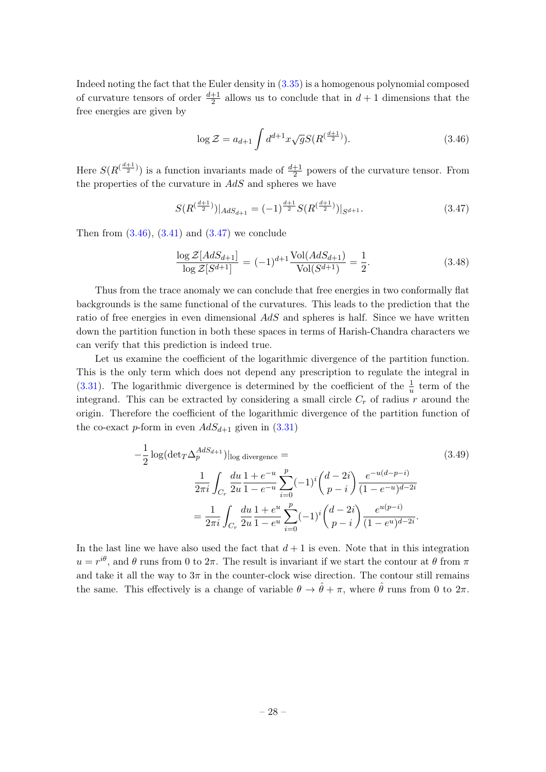Indeed noting the fact that the Euler density in (3.35) is a homogenous polynomial composed of curvature tensors of order $\frac{d+1}{2}$ allows us to conclude that in $d+1$ dimensions that the free energies are given by

$$\log \mathcal{Z} = a_{d+1} \int d^{d+1}x \sqrt{g} S(R^{(\frac{d+1}{2})}). \tag{3.46}$$

Here $S(R^{(\frac{d+1}{2})})$ is a function invariants made of $\frac{d+1}{2}$ powers of the curvature tensor. From the properties of the curvature in $AdS$ and spheres we have

$$S(R^{(\frac{d+1}{2})})|_{AdS_{d+1}} = (-1)^{\frac{d+1}{2}} S(R^{(\frac{d+1}{2})})|_{S^{d+1}}. \tag{3.47}$$

Then from (3.46), (3.41) and (3.47) we conclude

$$\frac{\log \mathcal{Z}[AdS_{d+1}]}{\log \mathcal{Z}[S^{d+1}]} = (-1)^{d+1} \frac{\text{Vol}(AdS_{d+1})}{\text{Vol}(S^{d+1})} = \frac{1}{2}. \tag{3.48}$$

Thus from the trace anomaly we can conclude that free energies in two conformally flat backgrounds is the same functional of the curvatures. This leads to the prediction that the ratio of free energies in even dimensional $AdS$ and spheres is half. Since we have written down the partition function in both these spaces in terms of Harish-Chandra characters we can verify that this prediction is indeed true.

Let us examine the coefficient of the logarithmic divergence of the partition function. This is the only term which does not depend any prescription to regulate the integral in (3.31). The logarithmic divergence is determined by the coefficient of the $\frac{1}{u}$ term of the integrand. This can be extracted by considering a small circle $C_r$ of radius $r$ around the origin. Therefore the coefficient of the logarithmic divergence of the partition function of the co-exact $p$-form in even $AdS_{d+1}$ given in (3.31)

$$\begin{aligned}
-\frac{1}{2}\log(\det{}_T \Delta_p^{AdS_{d+1}})|_{\text{log divergence}} &= \\
&\frac{1}{2\pi i}\int_{C_r} \frac{du}{2u} \frac{1+e^{-u}}{1-e^{-u}} \sum_{i=0}^{p} (-1)^i \binom{d-2i}{p-i} \frac{e^{-u(d-p-i)}}{(1-e^{-u})^{d-2i}} \\
&= \frac{1}{2\pi i}\int_{C_r} \frac{du}{2u} \frac{1+e^{u}}{1-e^{u}} \sum_{i=0}^{p} (-1)^i \binom{d-2i}{p-i} \frac{e^{u(p-i)}}{(1-e^{u})^{d-2i}}.
\end{aligned} \tag{3.49}$$

In the last line we have also used the fact that $d+1$ is even. Note that in this integration $u = r^{i\theta}$, and $\theta$ runs from 0 to $2\pi$. The result is invariant if we start the contour at $\theta$ from $\pi$ and take it all the way to $3\pi$ in the counter-clock wise direction. The contour still remains the same. This effectively is a change of variable $\theta \to \hat{\theta} + \pi$, where $\hat{\theta}$ runs from 0 to $2\pi$.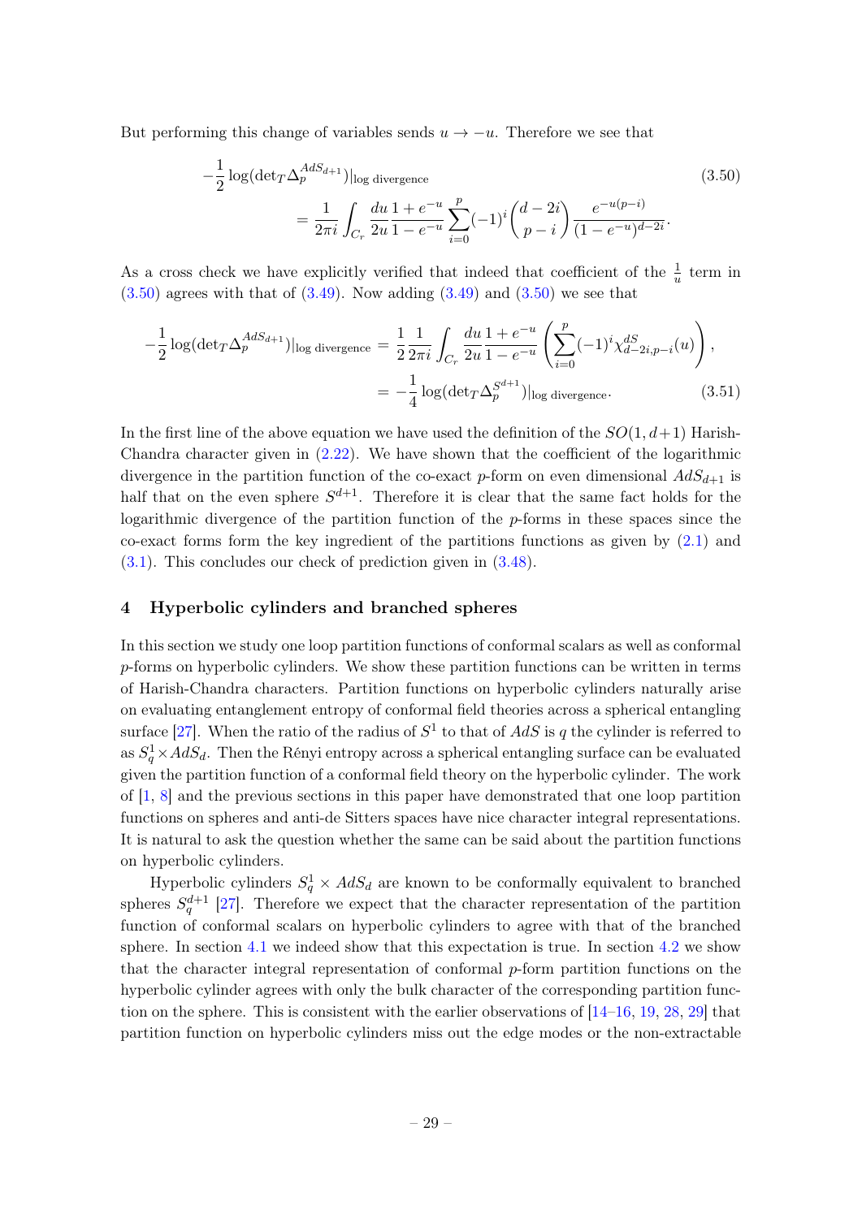But performing this change of variables sends $u \to -u$. Therefore we see that

$$
\begin{aligned}
-\frac{1}{2}\log(\det{}_T\Delta_p^{AdS_{d+1}})|_{\text{log divergence}} \\
= \frac{1}{2\pi i}\int_{C_r}\frac{du}{2u}\frac{1+e^{-u}}{1-e^{-u}}\sum_{i=0}^{p}(-1)^i\binom{d-2i}{p-i}\frac{e^{-u(p-i)}}{(1-e^{-u})^{d-2i}}.
\end{aligned}
\tag{3.50}
$$

As a cross check we have explicitly verified that indeed that coefficient of the $\frac{1}{u}$ term in (3.50) agrees with that of (3.49). Now adding (3.49) and (3.50) we see that

$$
\begin{aligned}
-\frac{1}{2}\log(\det{}_T\Delta_p^{AdS_{d+1}})|_{\text{log divergence}} &= \frac{1}{2}\frac{1}{2\pi i}\int_{C_r}\frac{du}{2u}\frac{1+e^{-u}}{1-e^{-u}}\left(\sum_{i=0}^{p}(-1)^i\chi^{dS}_{d-2i,p-i}(u)\right), \\
&= -\frac{1}{4}\log(\det{}_T\Delta_p^{S^{d+1}})|_{\text{log divergence}}.
\end{aligned}
\tag{3.51}
$$

In the first line of the above equation we have used the definition of the $SO(1,d+1)$ Harish-Chandra character given in (2.22). We have shown that the coefficient of the logarithmic divergence in the partition function of the co-exact $p$-form on even dimensional $AdS_{d+1}$ is half that on the even sphere $S^{d+1}$. Therefore it is clear that the same fact holds for the logarithmic divergence of the partition function of the $p$-forms in these spaces since the co-exact forms form the key ingredient of the partitions functions as given by (2.1) and (3.1). This concludes our check of prediction given in (3.48).

## 4 Hyperbolic cylinders and branched spheres

In this section we study one loop partition functions of conformal scalars as well as conformal $p$-forms on hyperbolic cylinders. We show these partition functions can be written in terms of Harish-Chandra characters. Partition functions on hyperbolic cylinders naturally arise on evaluating entanglement entropy of conformal field theories across a spherical entangling surface [27]. When the ratio of the radius of $S^1$ to that of $AdS$ is $q$ the cylinder is referred to as $S^1_q \times AdS_d$. Then the Rényi entropy across a spherical entangling surface can be evaluated given the partition function of a conformal field theory on the hyperbolic cylinder. The work of [1, 8] and the previous sections in this paper have demonstrated that one loop partition functions on spheres and anti-de Sitters spaces have nice character integral representations. It is natural to ask the question whether the same can be said about the partition functions on hyperbolic cylinders.

Hyperbolic cylinders $S^1_q \times AdS_d$ are known to be conformally equivalent to branched spheres $S^{d+1}_q$ [27]. Therefore we expect that the character representation of the partition function of conformal scalars on hyperbolic cylinders to agree with that of the branched sphere. In section 4.1 we indeed show that this expectation is true. In section 4.2 we show that the character integral representation of conformal $p$-form partition functions on the hyperbolic cylinder agrees with only the bulk character of the corresponding partition function on the sphere. This is consistent with the earlier observations of [14–16, 19, 28, 29] that partition function on hyperbolic cylinders miss out the edge modes or the non-extractable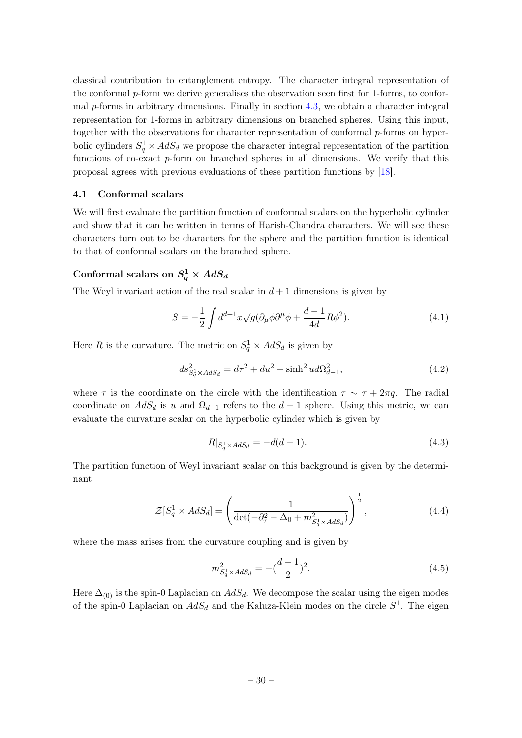classical contribution to entanglement entropy. The character integral representation of the conformal $p$-form we derive generalises the observation seen first for 1-forms, to conformal $p$-forms in arbitrary dimensions. Finally in section 4.3, we obtain a character integral representation for 1-forms in arbitrary dimensions on branched spheres. Using this input, together with the observations for character representation of conformal $p$-forms on hyperbolic cylinders $S^1_q \times AdS_d$ we propose the character integral representation of the partition functions of co-exact $p$-form on branched spheres in all dimensions. We verify that this proposal agrees with previous evaluations of these partition functions by [18].

### 4.1 Conformal scalars

We will first evaluate the partition function of conformal scalars on the hyperbolic cylinder and show that it can be written in terms of Harish-Chandra characters. We will see these characters turn out to be characters for the sphere and the partition function is identical to that of conformal scalars on the branched sphere.

#### Conformal scalars on $S^1_q \times AdS_d$

The Weyl invariant action of the real scalar in $d+1$ dimensions is given by

$$S = -\frac{1}{2}\int d^{d+1}x\sqrt{g}(\partial_\mu\phi\partial^\mu\phi + \frac{d-1}{4d}R\phi^2). \tag{4.1}$$

Here $R$ is the curvature. The metric on $S^1_q \times AdS_d$ is given by

$$ds^2_{S^1_q\times AdS_d} = d\tau^2 + du^2 + \sinh^2 u d\Omega^2_{d-1}, \tag{4.2}$$

where $\tau$ is the coordinate on the circle with the identification $\tau \sim \tau + 2\pi q$. The radial coordinate on $AdS_d$ is $u$ and $\Omega_{d-1}$ refers to the $d-1$ sphere. Using this metric, we can evaluate the curvature scalar on the hyperbolic cylinder which is given by

$$R|_{S^1_q\times AdS_d} = -d(d-1). \tag{4.3}$$

The partition function of Weyl invariant scalar on this background is given by the determinant

$$\mathcal{Z}[S^1_q \times AdS_d] = \left(\frac{1}{\det(-\partial_\tau^2 - \Delta_0 + m^2_{S^1_q\times AdS_d})}\right)^{\frac{1}{2}}, \tag{4.4}$$

where the mass arises from the curvature coupling and is given by

$$m^2_{S^1_q\times AdS_d} = -(\frac{d-1}{2})^2. \tag{4.5}$$

Here $\Delta_{(0)}$ is the spin-0 Laplacian on $AdS_d$. We decompose the scalar using the eigen modes of the spin-0 Laplacian on $AdS_d$ and the Kaluza-Klein modes on the circle $S^1$. The eigen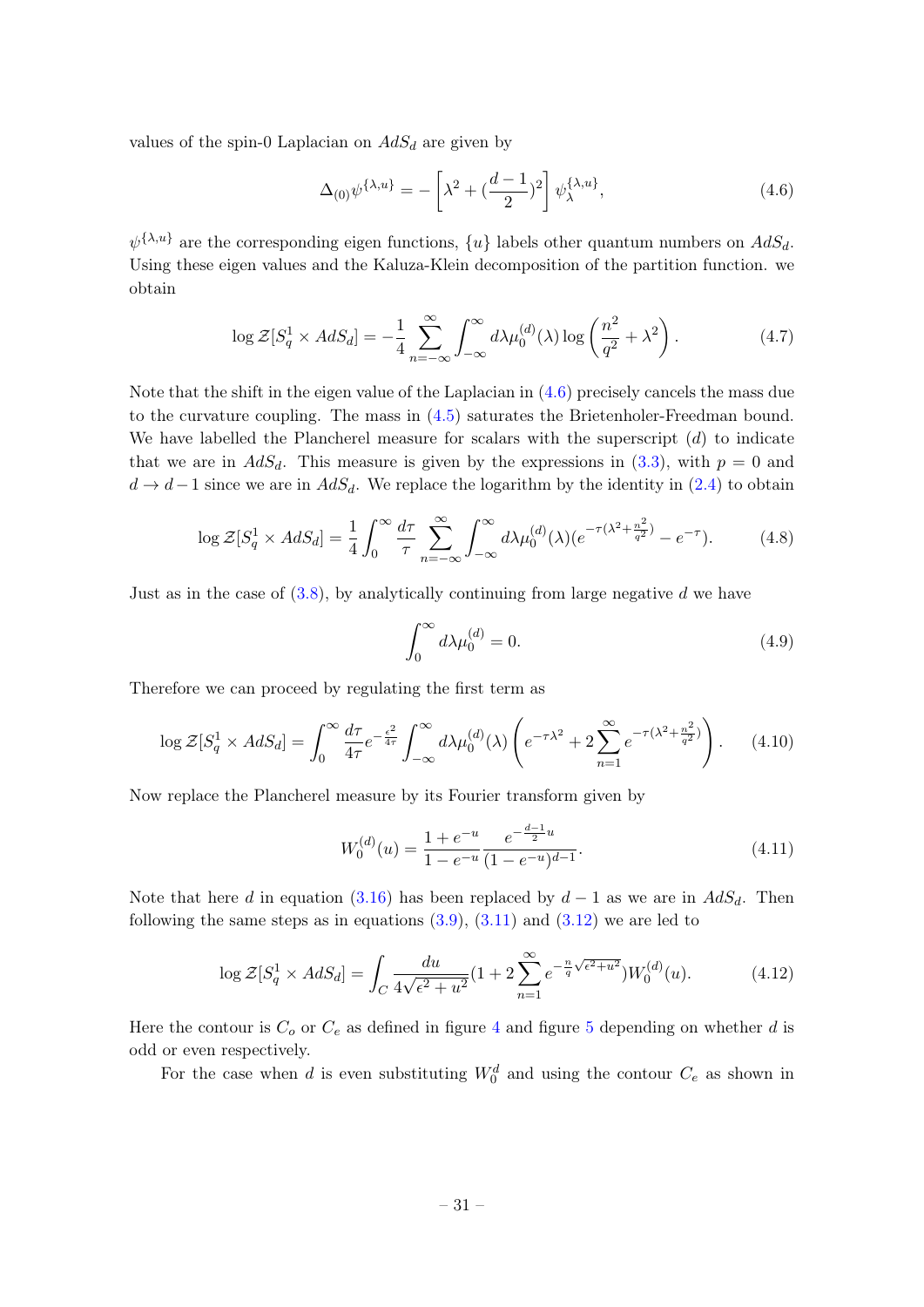values of the spin-0 Laplacian on $AdS_d$ are given by

$$\Delta_{(0)}\psi^{\{\lambda,u\}} = -\left[\lambda^2 + (\frac{d-1}{2})^2\right]\psi_\lambda^{\{\lambda,u\}}, \tag{4.6}$$

$\psi^{\{\lambda,u\}}$ are the corresponding eigen functions, $\{u\}$ labels other quantum numbers on $AdS_d$. Using these eigen values and the Kaluza-Klein decomposition of the partition function. we obtain

$$\log \mathcal{Z}[S_q^1 \times AdS_d] = -\frac{1}{4}\sum_{n=-\infty}^{\infty}\int_{-\infty}^{\infty} d\lambda \mu_0^{(d)}(\lambda)\log\left(\frac{n^2}{q^2}+\lambda^2\right). \tag{4.7}$$

Note that the shift in the eigen value of the Laplacian in (4.6) precisely cancels the mass due to the curvature coupling. The mass in (4.5) saturates the Brietenholer-Freedman bound. We have labelled the Plancherel measure for scalars with the superscript $(d)$ to indicate that we are in $AdS_d$. This measure is given by the expressions in (3.3), with $p = 0$ and $d \to d-1$ since we are in $AdS_d$. We replace the logarithm by the identity in (2.4) to obtain

$$\log \mathcal{Z}[S_q^1 \times AdS_d] = \frac{1}{4}\int_0^\infty \frac{d\tau}{\tau}\sum_{n=-\infty}^{\infty}\int_{-\infty}^{\infty} d\lambda \mu_0^{(d)}(\lambda)(e^{-\tau(\lambda^2+\frac{n^2}{q^2})} - e^{-\tau}). \tag{4.8}$$

Just as in the case of (3.8), by analytically continuing from large negative $d$ we have

$$\int_0^\infty d\lambda \mu_0^{(d)} = 0. \tag{4.9}$$

Therefore we can proceed by regulating the first term as

$$\log \mathcal{Z}[S_q^1 \times AdS_d] = \int_0^\infty \frac{d\tau}{4\tau}e^{-\frac{\epsilon^2}{4\tau}}\int_{-\infty}^{\infty} d\lambda \mu_0^{(d)}(\lambda)\left(e^{-\tau\lambda^2} + 2\sum_{n=1}^{\infty} e^{-\tau(\lambda^2+\frac{n^2}{q^2})}\right). \tag{4.10}$$

Now replace the Plancherel measure by its Fourier transform given by

$$W_0^{(d)}(u) = \frac{1+e^{-u}}{1-e^{-u}}\frac{e^{-\frac{d-1}{2}u}}{(1-e^{-u})^{d-1}}. \tag{4.11}$$

Note that here $d$ in equation (3.16) has been replaced by $d-1$ as we are in $AdS_d$. Then following the same steps as in equations (3.9), (3.11) and (3.12) we are led to

$$\log \mathcal{Z}[S_q^1 \times AdS_d] = \int_C \frac{du}{4\sqrt{\epsilon^2+u^2}}(1 + 2\sum_{n=1}^{\infty} e^{-\frac{n}{q}\sqrt{\epsilon^2+u^2}})W_0^{(d)}(u). \tag{4.12}$$

Here the contour is $C_o$ or $C_e$ as defined in figure 4 and figure 5 depending on whether $d$ is odd or even respectively.

For the case when $d$ is even substituting $W_0^d$ and using the contour $C_e$ as shown in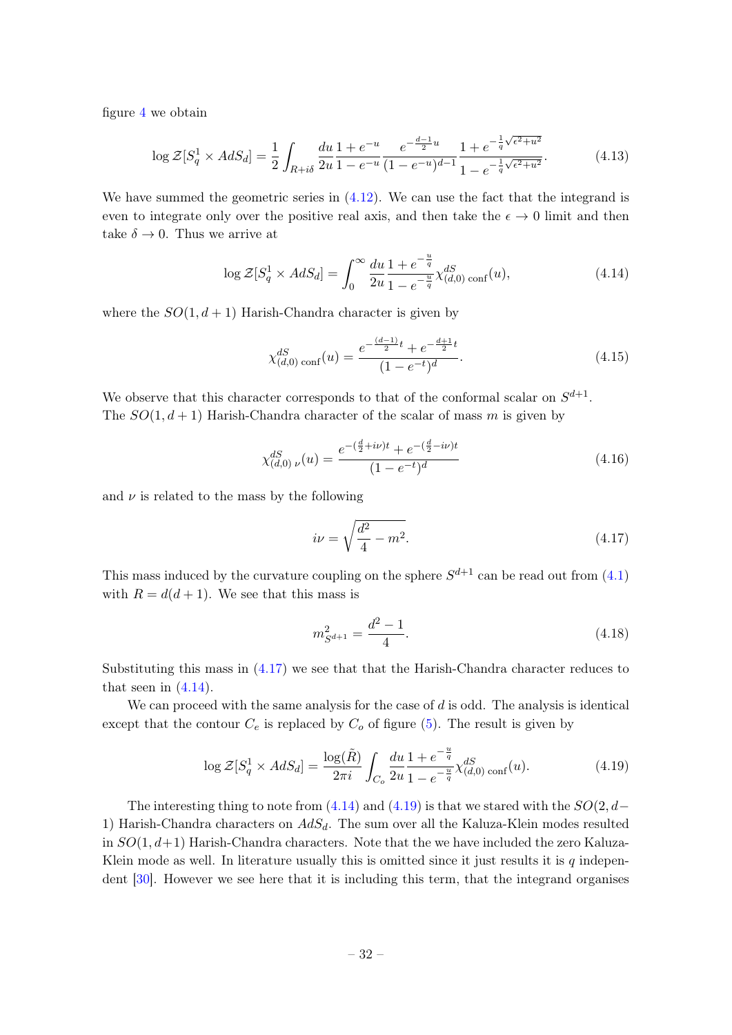figure 4 we obtain

$$\log \mathcal{Z}[S_q^1 \times AdS_d] = \frac{1}{2}\int_{R+i\delta} \frac{du}{2u}\frac{1+e^{-u}}{1-e^{-u}}\frac{e^{-\frac{d-1}{2}u}}{(1-e^{-u})^{d-1}}\frac{1+e^{-\frac{1}{q}\sqrt{\epsilon^2+u^2}}}{1-e^{-\frac{1}{q}\sqrt{\epsilon^2+u^2}}}. \tag{4.13}$$

We have summed the geometric series in (4.12). We can use the fact that the integrand is even to integrate only over the positive real axis, and then take the $\epsilon \to 0$ limit and then take $\delta \to 0$. Thus we arrive at

$$\log \mathcal{Z}[S_q^1 \times AdS_d] = \int_0^\infty \frac{du}{2u}\frac{1+e^{-\frac{u}{q}}}{1-e^{-\frac{u}{q}}}\chi^{dS}_{(d,0)\ \rm conf}(u), \tag{4.14}$$

where the $SO(1,d+1)$ Harish-Chandra character is given by

$$\chi^{dS}_{(d,0)\ \rm conf}(u) = \frac{e^{-\frac{(d-1)}{2}t}+e^{-\frac{d+1}{2}t}}{(1-e^{-t})^d}. \tag{4.15}$$

We observe that this character corresponds to that of the conformal scalar on $S^{d+1}$. The $SO(1,d+1)$ Harish-Chandra character of the scalar of mass $m$ is given by

$$\chi^{dS}_{(d,0)\ \nu}(u) = \frac{e^{-(\frac{d}{2}+i\nu)t}+e^{-(\frac{d}{2}-i\nu)t}}{(1-e^{-t})^d} \tag{4.16}$$

and $\nu$ is related to the mass by the following

$$i\nu = \sqrt{\frac{d^2}{4}-m^2}. \tag{4.17}$$

This mass induced by the curvature coupling on the sphere $S^{d+1}$ can be read out from (4.1) with $R = d(d+1)$. We see that this mass is

$$m^2_{S^{d+1}} = \frac{d^2-1}{4}. \tag{4.18}$$

Substituting this mass in (4.17) we see that that the Harish-Chandra character reduces to that seen in (4.14).

We can proceed with the same analysis for the case of $d$ is odd. The analysis is identical except that the contour $C_e$ is replaced by $C_o$ of figure (5). The result is given by

$$\log \mathcal{Z}[S_q^1 \times AdS_d] = \frac{\log(\tilde{R})}{2\pi i}\int_{C_o} \frac{du}{2u}\frac{1+e^{-\frac{u}{q}}}{1-e^{-\frac{u}{q}}}\chi^{dS}_{(d,0)\ \rm conf}(u). \tag{4.19}$$

The interesting thing to note from (4.14) and (4.19) is that we stared with the $SO(2,d-1)$ Harish-Chandra characters on $AdS_d$. The sum over all the Kaluza-Klein modes resulted in $SO(1,d+1)$ Harish-Chandra characters. Note that the we have included the zero Kaluza-Klein mode as well. In literature usually this is omitted since it just results it is $q$ independent [30]. However we see here that it is including this term, that the integrand organises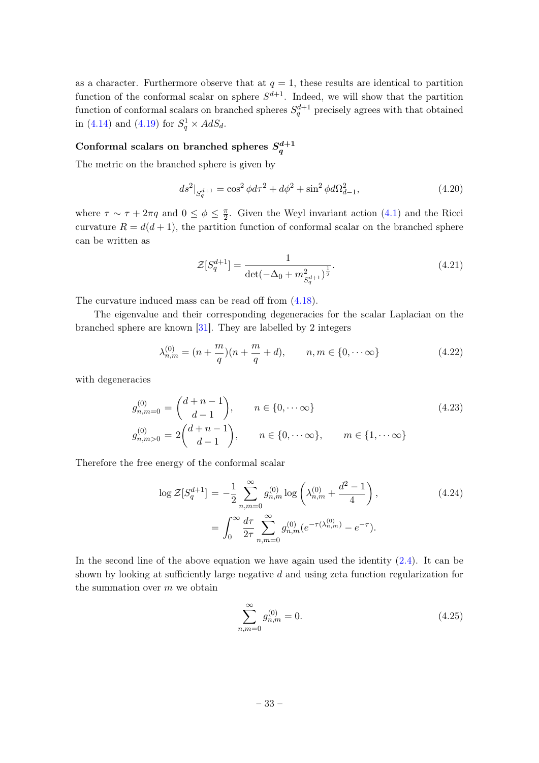as a character. Furthermore observe that at $q = 1$, these results are identical to partition function of the conformal scalar on sphere $S^{d+1}$. Indeed, we will show that the partition function of conformal scalars on branched spheres $S_q^{d+1}$ precisely agrees with that obtained in (4.14) and (4.19) for $S_q^1 \times AdS_d$.

### Conformal scalars on branched spheres $S_q^{d+1}$

The metric on the branched sphere is given by

$$ds^2|_{S_q^{d+1}} = \cos^2\phi d\tau^2 + d\phi^2 + \sin^2\phi d\Omega_{d-1}^2, \tag{4.20}$$

where $\tau \sim \tau + 2\pi q$ and $0 \le \phi \le \frac{\pi}{2}$. Given the Weyl invariant action (4.1) and the Ricci curvature $R = d(d+1)$, the partition function of conformal scalar on the branched sphere can be written as

$$\mathcal{Z}[S_q^{d+1}] = \frac{1}{\det(-\Delta_0 + m^2_{S_q^{d+1}})^{\frac{1}{2}}}. \tag{4.21}$$

The curvature induced mass can be read off from (4.18).

The eigenvalue and their corresponding degeneracies for the scalar Laplacian on the branched sphere are known [31]. They are labelled by 2 integers

$$\lambda^{(0)}_{n,m} = (n + \frac{m}{q})(n + \frac{m}{q} + d), \qquad n, m \in \{0, \cdots \infty\} \tag{4.22}$$

with degeneracies

$$\begin{aligned} g^{(0)}_{n,m=0} &= \binom{d+n-1}{d-1}, \qquad n \in \{0, \cdots \infty\} \\ g^{(0)}_{n,m>0} &= 2\binom{d+n-1}{d-1}, \qquad n \in \{0, \cdots \infty\}, \qquad m \in \{1, \cdots \infty\} \end{aligned} \tag{4.23}$$

Therefore the free energy of the conformal scalar

$$\begin{aligned} \log \mathcal{Z}[S_q^{d+1}] &= -\frac{1}{2}\sum_{n,m=0}^{\infty} g^{(0)}_{n,m} \log\left(\lambda^{(0)}_{n,m} + \frac{d^2-1}{4}\right), \\ &= \int_0^\infty \frac{d\tau}{2\tau} \sum_{n,m=0}^{\infty} g^{(0)}_{n,m}(e^{-\tau(\lambda^{(0)}_{n,m})} - e^{-\tau}). \end{aligned} \tag{4.24}$$

In the second line of the above equation we have again used the identity (2.4). It can be shown by looking at sufficiently large negative $d$ and using zeta function regularization for the summation over $m$ we obtain

$$\sum_{n,m=0}^{\infty} g^{(0)}_{n,m} = 0. \tag{4.25}$$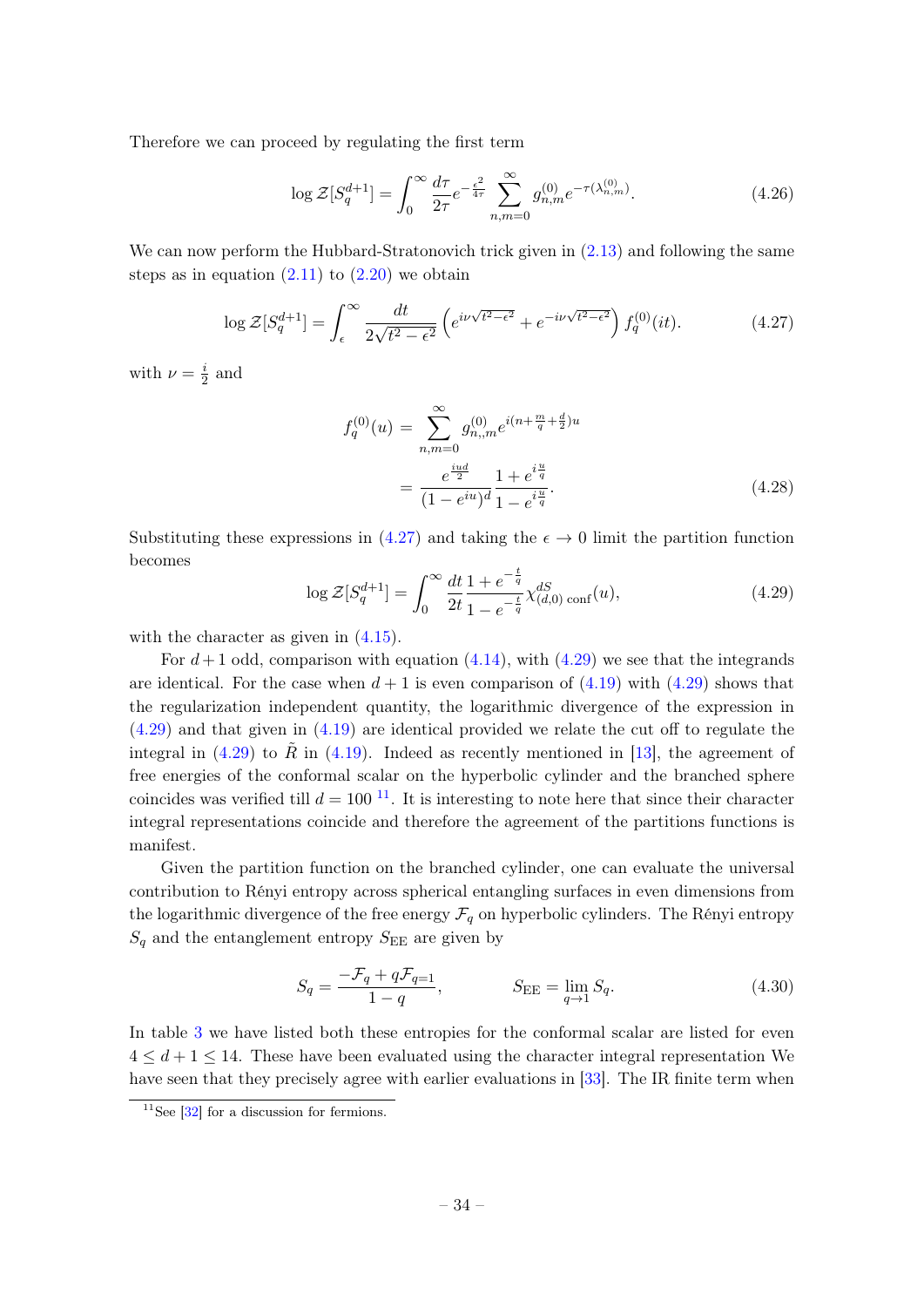Therefore we can proceed by regulating the first term

$$\log \mathcal{Z}[S_q^{d+1}] = \int_0^\infty \frac{d\tau}{2\tau} e^{-\frac{\epsilon^2}{4\tau}} \sum_{n,m=0}^{\infty} g_{n,m}^{(0)} e^{-\tau(\lambda_{n,m}^{(0)})}. \tag{4.26}$$

We can now perform the Hubbard-Stratonovich trick given in (2.13) and following the same steps as in equation (2.11) to (2.20) we obtain

$$\log \mathcal{Z}[S_q^{d+1}] = \int_\epsilon^\infty \frac{dt}{2\sqrt{t^2-\epsilon^2}} \left( e^{i\nu\sqrt{t^2-\epsilon^2}} + e^{-i\nu\sqrt{t^2-\epsilon^2}} \right) f_q^{(0)}(it). \tag{4.27}$$

with $\nu = \frac{i}{2}$ and

$$\begin{aligned} f_q^{(0)}(u) &= \sum_{n,m=0}^{\infty} g_{n,m}^{(0)} e^{i(n+\frac{m}{q}+\frac{d}{2})u} \\ &= \frac{e^{\frac{iud}{2}}}{(1-e^{iu})^d} \frac{1+e^{i\frac{u}{q}}}{1-e^{i\frac{u}{q}}}. \end{aligned} \tag{4.28}$$

Substituting these expressions in (4.27) and taking the $\epsilon \to 0$ limit the partition function becomes

$$\log \mathcal{Z}[S_q^{d+1}] = \int_0^\infty \frac{dt}{2t} \frac{1+e^{-\frac{t}{q}}}{1-e^{-\frac{t}{q}}} \chi^{dS}_{(d,0)\ \text{conf}}(u), \tag{4.29}$$

with the character as given in (4.15).

For $d+1$ odd, comparison with equation (4.14), with (4.29) we see that the integrands are identical. For the case when $d+1$ is even comparison of (4.19) with (4.29) shows that the regularization independent quantity, the logarithmic divergence of the expression in (4.29) and that given in (4.19) are identical provided we relate the cut off to regulate the integral in (4.29) to $\tilde{R}$ in (4.19). Indeed as recently mentioned in [13], the agreement of free energies of the conformal scalar on the hyperbolic cylinder and the branched sphere coincides was verified till $d = 100$ [11]. It is interesting to note here that since their character integral representations coincide and therefore the agreement of the partitions functions is manifest.

Given the partition function on the branched cylinder, one can evaluate the universal contribution to Rényi entropy across spherical entangling surfaces in even dimensions from the logarithmic divergence of the free energy $\mathcal{F}_q$ on hyperbolic cylinders. The Rényi entropy $S_q$ and the entanglement entropy $S_{\text{EE}}$ are given by

$$S_q = \frac{-\mathcal{F}_q + q\mathcal{F}_{q=1}}{1-q}, \qquad\qquad S_{\text{EE}} = \lim_{q\to 1} S_q. \tag{4.30}$$

In table 3 we have listed both these entropies for the conformal scalar are listed for even $4 \leq d+1 \leq 14$. These have been evaluated using the character integral representation We have seen that they precisely agree with earlier evaluations in [33]. The IR finite term when

[11] See [32] for a discussion for fermions.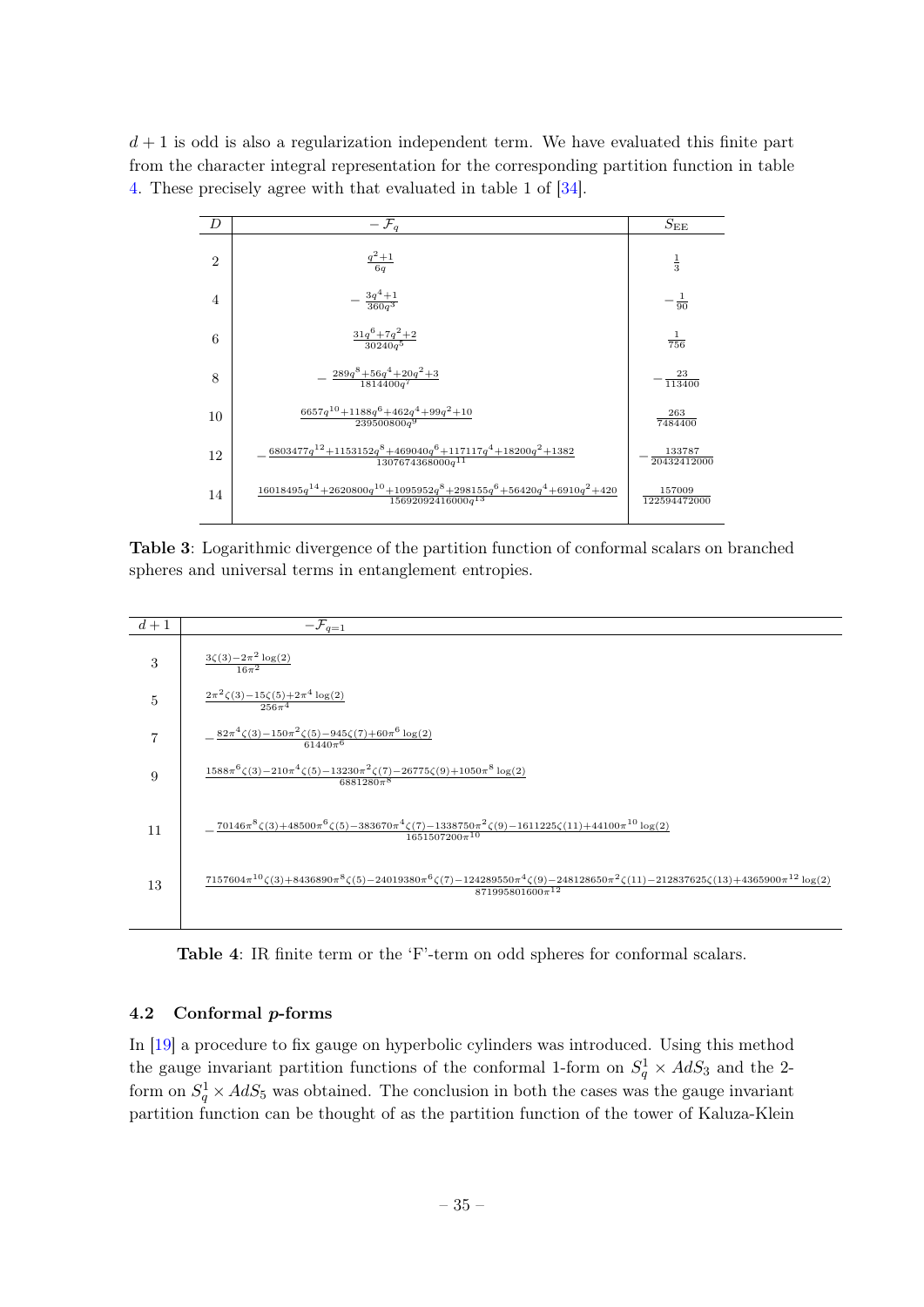$d+1$ is odd is also a regularization independent term. We have evaluated this finite part from the character integral representation for the corresponding partition function in table 4. These precisely agree with that evaluated in table 1 of [34].

| $D$ | $-\mathcal{F}_q$ | $S_{\rm EE}$ |
|---|---|---|
| 2 | $\frac{q^2+1}{6q}$ | $\frac{1}{3}$ |
| 4 | $-\frac{3q^4+1}{360q^3}$ | $-\frac{1}{90}$ |
| 6 | $\frac{31q^6+7q^2+2}{30240q^5}$ | $\frac{1}{756}$ |
| 8 | $-\frac{289q^8+56q^4+20q^2+3}{1814400q^7}$ | $-\frac{23}{113400}$ |
| 10 | $\frac{6657q^{10}+1188q^6+462q^4+99q^2+10}{239500800q^9}$ | $\frac{263}{7484400}$ |
| 12 | $-\frac{6803477q^{12}+1153152q^8+469040q^6+117117q^4+18200q^2+1382}{1307674368000q^{11}}$ | $-\frac{133787}{20432412000}$ |
| 14 | $\frac{16018495q^{14}+2620800q^{10}+1095952q^8+298155q^6+56420q^4+6910q^2+420}{15692092416000q^{13}}$ | $\frac{157009}{122594472000}$ |

**Table 3**: Logarithmic divergence of the partition function of conformal scalars on branched spheres and universal terms in entanglement entropies.

| $d+1$ | $-\mathcal{F}_{q=1}$ |
|---|---|
| 3 | $\frac{3\zeta(3)-2\pi^2\log(2)}{16\pi^2}$ |
| 5 | $\frac{2\pi^2\zeta(3)-15\zeta(5)+2\pi^4\log(2)}{256\pi^4}$ |
| 7 | $-\frac{82\pi^4\zeta(3)-150\pi^2\zeta(5)-945\zeta(7)+60\pi^6\log(2)}{61440\pi^6}$ |
| 9 | $\frac{1588\pi^6\zeta(3)-210\pi^4\zeta(5)-13230\pi^2\zeta(7)-26775\zeta(9)+1050\pi^8\log(2)}{6881280\pi^8}$ |
| 11 | $-\frac{70146\pi^8\zeta(3)+48500\pi^6\zeta(5)-383670\pi^4\zeta(7)-1338750\pi^2\zeta(9)-1611225\zeta(11)+44100\pi^{10}\log(2)}{1651507200\pi^{10}}$ |
| 13 | $\frac{7157604\pi^{10}\zeta(3)+8436890\pi^8\zeta(5)-24019380\pi^6\zeta(7)-124289550\pi^4\zeta(9)-248128650\pi^2\zeta(11)-212837625\zeta(13)+4365900\pi^{12}\log(2)}{871995801600\pi^{12}}$ |

**Table 4**: IR finite term or the 'F'-term on odd spheres for conformal scalars.

### 4.2 Conformal $p$-forms

In [19] a procedure to fix gauge on hyperbolic cylinders was introduced. Using this method the gauge invariant partition functions of the conformal 1-form on $S_q^1 \times AdS_3$ and the 2-form on $S_q^1 \times AdS_5$ was obtained. The conclusion in both the cases was the gauge invariant partition function can be thought of as the partition function of the tower of Kaluza-Klein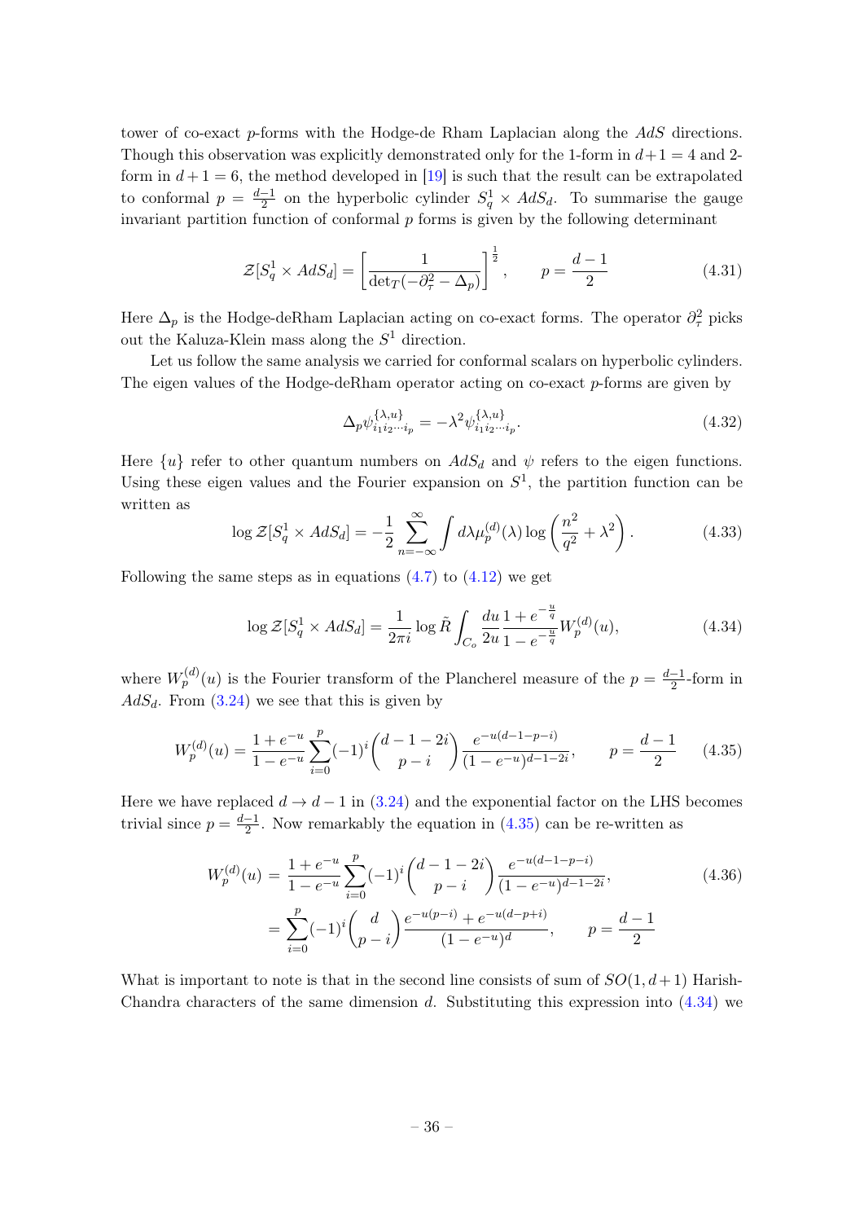tower of co-exact $p$-forms with the Hodge-de Rham Laplacian along the $AdS$ directions. Though this observation was explicitly demonstrated only for the 1-form in $d+1=4$ and 2-form in $d+1=6$, the method developed in [19] is such that the result can be extrapolated to conformal $p = \frac{d-1}{2}$ on the hyperbolic cylinder $S^1_q \times AdS_d$. To summarise the gauge invariant partition function of conformal $p$ forms is given by the following determinant

$$\mathcal{Z}[S^1_q \times AdS_d] = \left[\frac{1}{\det_T(-\partial_\tau^2 - \Delta_p)}\right]^{\frac{1}{2}}, \qquad p = \frac{d-1}{2} \tag{4.31}$$

Here $\Delta_p$ is the Hodge-deRham Laplacian acting on co-exact forms. The operator $\partial_\tau^2$ picks out the Kaluza-Klein mass along the $S^1$ direction.

Let us follow the same analysis we carried for conformal scalars on hyperbolic cylinders. The eigen values of the Hodge-deRham operator acting on co-exact $p$-forms are given by

$$\Delta_p \psi^{\{\lambda,u\}}_{i_1 i_2 \cdots i_p} = -\lambda^2 \psi^{\{\lambda,u\}}_{i_1 i_2 \cdots i_p}. \tag{4.32}$$

Here $\{u\}$ refer to other quantum numbers on $AdS_d$ and $\psi$ refers to the eigen functions. Using these eigen values and the Fourier expansion on $S^1$, the partition function can be written as

$$\log \mathcal{Z}[S^1_q \times AdS_d] = -\frac{1}{2}\sum_{n=-\infty}^{\infty} \int d\lambda \mu_p^{(d)}(\lambda) \log\left(\frac{n^2}{q^2} + \lambda^2\right). \tag{4.33}$$

Following the same steps as in equations (4.7) to (4.12) we get

$$\log \mathcal{Z}[S^1_q \times AdS_d] = \frac{1}{2\pi i} \log \tilde{R} \int_{C_o} \frac{du}{2u} \frac{1+e^{-\frac{u}{q}}}{1-e^{-\frac{u}{q}}} W_p^{(d)}(u), \tag{4.34}$$

where $W_p^{(d)}(u)$ is the Fourier transform of the Plancherel measure of the $p = \frac{d-1}{2}$-form in $AdS_d$. From (3.24) we see that this is given by

$$W_p^{(d)}(u) = \frac{1+e^{-u}}{1-e^{-u}} \sum_{i=0}^{p} (-1)^i \binom{d-1-2i}{p-i} \frac{e^{-u(d-1-p-i)}}{(1-e^{-u})^{d-1-2i}}, \qquad p = \frac{d-1}{2} \tag{4.35}$$

Here we have replaced $d \to d-1$ in (3.24) and the exponential factor on the LHS becomes trivial since $p = \frac{d-1}{2}$. Now remarkably the equation in (4.35) can be re-written as

$$\begin{aligned} W_p^{(d)}(u) &= \frac{1+e^{-u}}{1-e^{-u}} \sum_{i=0}^{p} (-1)^i \binom{d-1-2i}{p-i} \frac{e^{-u(d-1-p-i)}}{(1-e^{-u})^{d-1-2i}}, \\ &= \sum_{i=0}^{p} (-1)^i \binom{d}{p-i} \frac{e^{-u(p-i)} + e^{-u(d-p+i)}}{(1-e^{-u})^d}, \qquad p = \frac{d-1}{2} \end{aligned} \tag{4.36}$$

What is important to note is that in the second line consists of sum of $SO(1,d+1)$ Harish-Chandra characters of the same dimension $d$. Substituting this expression into (4.34) we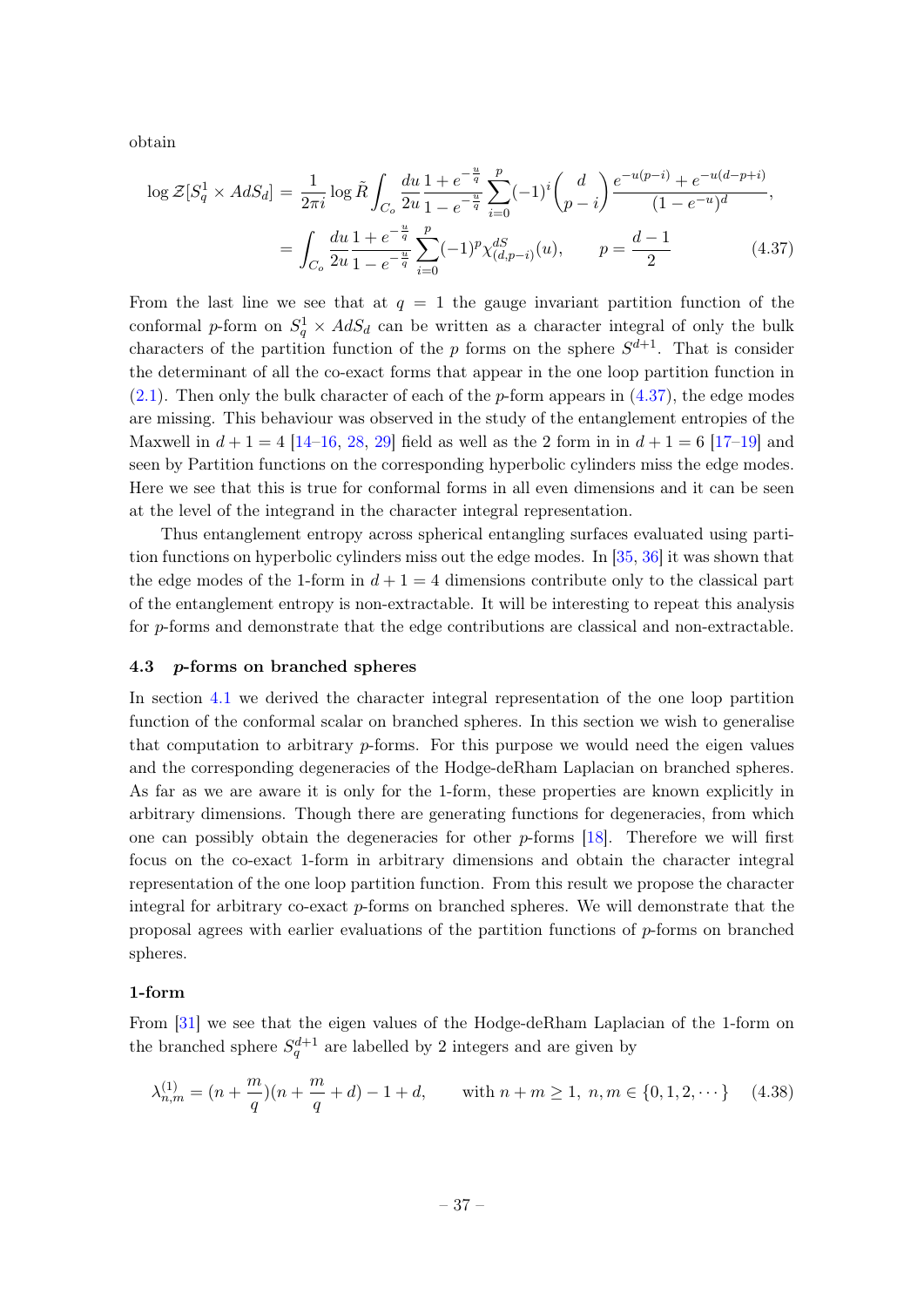obtain

$$
\begin{aligned}
\log \mathcal{Z}[S^1_q \times AdS_d] &= \frac{1}{2\pi i}\log \tilde{R}\int_{C_o} \frac{du}{2u}\frac{1+e^{-\frac{u}{q}}}{1-e^{-\frac{u}{q}}}\sum_{i=0}^{p}(-1)^i\binom{d}{p-i}\frac{e^{-u(p-i)}+e^{-u(d-p+i)}}{(1-e^{-u})^d}, \\
&= \int_{C_o}\frac{du}{2u}\frac{1+e^{-\frac{u}{q}}}{1-e^{-\frac{u}{q}}}\sum_{i=0}^{p}(-1)^p\chi^{dS}_{(d,p-i)}(u), \qquad p=\frac{d-1}{2}
\end{aligned} \tag{4.37}
$$

From the last line we see that at $q=1$ the gauge invariant partition function of the conformal $p$-form on $S^1_q \times AdS_d$ can be written as a character integral of only the bulk characters of the partition function of the $p$ forms on the sphere $S^{d+1}$. That is consider the determinant of all the co-exact forms that appear in the one loop partition function in (2.1). Then only the bulk character of each of the $p$-form appears in (4.37), the edge modes are missing. This behaviour was observed in the study of the entanglement entropies of the Maxwell in $d+1=4$ [14–16, 28, 29] field as well as the 2 form in in $d+1=6$ [17–19] and seen by Partition functions on the corresponding hyperbolic cylinders miss the edge modes. Here we see that this is true for conformal forms in all even dimensions and it can be seen at the level of the integrand in the character integral representation.

Thus entanglement entropy across spherical entangling surfaces evaluated using partition functions on hyperbolic cylinders miss out the edge modes. In [35, 36] it was shown that the edge modes of the 1-form in $d+1=4$ dimensions contribute only to the classical part of the entanglement entropy is non-extractable. It will be interesting to repeat this analysis for $p$-forms and demonstrate that the edge contributions are classical and non-extractable.

### 4.3 *p*-forms on branched spheres

In section 4.1 we derived the character integral representation of the one loop partition function of the conformal scalar on branched spheres. In this section we wish to generalise that computation to arbitrary $p$-forms. For this purpose we would need the eigen values and the corresponding degeneracies of the Hodge-deRham Laplacian on branched spheres. As far as we are aware it is only for the 1-form, these properties are known explicitly in arbitrary dimensions. Though there are generating functions for degeneracies, from which one can possibly obtain the degeneracies for other $p$-forms [18]. Therefore we will first focus on the co-exact 1-form in arbitrary dimensions and obtain the character integral representation of the one loop partition function. From this result we propose the character integral for arbitrary co-exact $p$-forms on branched spheres. We will demonstrate that the proposal agrees with earlier evaluations of the partition functions of $p$-forms on branched spheres.

#### 1-form

From [31] we see that the eigen values of the Hodge-deRham Laplacian of the 1-form on the branched sphere $S^{d+1}_q$ are labelled by 2 integers and are given by

$$
\lambda^{(1)}_{n,m} = (n+\frac{m}{q})(n+\frac{m}{q}+d)-1+d, \qquad \text{with } n+m\geq 1,\ n,m\in\{0,1,2,\cdots\} \tag{4.38}
$$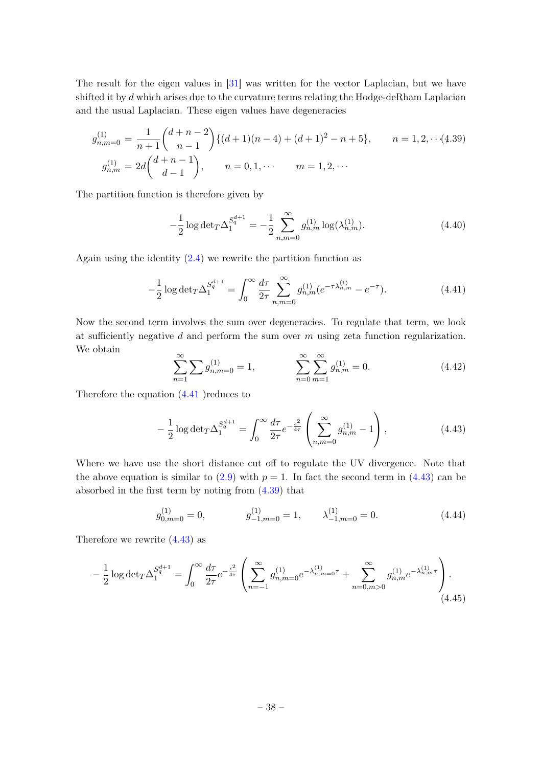The result for the eigen values in [31] was written for the vector Laplacian, but we have shifted it by $d$ which arises due to the curvature terms relating the Hodge-deRham Laplacian and the usual Laplacian. These eigen values have degeneracies

$$
\begin{aligned}
g^{(1)}_{n,m=0} &= \frac{1}{n+1}\binom{d+n-2}{n-1}\{(d+1)(n-4)+(d+1)^2-n+5\}, \qquad n=1,2,\cdots \\
g^{(1)}_{n,m} &= 2d\binom{d+n-1}{d-1}, \qquad n=0,1,\cdots \qquad m=1,2,\cdots
\end{aligned}
\tag{4.39}
$$

The partition function is therefore given by

$$
-\frac{1}{2}\log\det{}_T\Delta_1^{S_q^{d+1}} = -\frac{1}{2}\sum_{n,m=0}^{\infty} g^{(1)}_{n,m}\log(\lambda^{(1)}_{n,m}). \tag{4.40}
$$

Again using the identity (2.4) we rewrite the partition function as

$$
-\frac{1}{2}\log\det{}_T\Delta_1^{S_q^{d+1}} = \int_0^{\infty}\frac{d\tau}{2\tau}\sum_{n,m=0}^{\infty} g^{(1)}_{n,m}(e^{-\tau\lambda^{(1)}_{n,m}}-e^{-\tau}). \tag{4.41}
$$

Now the second term involves the sum over degeneracies. To regulate that term, we look at sufficiently negative $d$ and perform the sum over $m$ using zeta function regularization. We obtain

$$
\sum_{n=1}^{\infty}\sum g^{(1)}_{n,m=0} = 1, \qquad\qquad \sum_{n=0}^{\infty}\sum_{m=1}^{\infty} g^{(1)}_{n,m} = 0. \tag{4.42}
$$

Therefore the equation (4.41 )reduces to

$$
-\frac{1}{2}\log\det{}_T\Delta_1^{S_q^{d+1}} = \int_0^{\infty}\frac{d\tau}{2\tau}e^{-\frac{\epsilon^2}{4\tau}}\left(\sum_{n,m=0}^{\infty} g^{(1)}_{n,m} - 1\right), \tag{4.43}
$$

Where we have use the short distance cut off to regulate the UV divergence. Note that the above equation is similar to (2.9) with $p=1$. In fact the second term in (4.43) can be absorbed in the first term by noting from (4.39) that

$$
g^{(1)}_{0,m=0} = 0, \qquad\qquad g^{(1)}_{-1,m=0} = 1, \qquad \lambda^{(1)}_{-1,m=0} = 0. \tag{4.44}
$$

Therefore we rewrite (4.43) as

$$
-\frac{1}{2}\log\det{}_T\Delta_1^{S_q^{d+1}} = \int_0^{\infty}\frac{d\tau}{2\tau}e^{-\frac{\epsilon^2}{4\tau}}\left(\sum_{n=-1}^{\infty} g^{(1)}_{n,m=0}e^{-\lambda^{(1)}_{n,m=0}\tau} + \sum_{n=0,m>0}^{\infty} g^{(1)}_{n,m}e^{-\lambda^{(1)}_{n,m}\tau}\right). \tag{4.45}
$$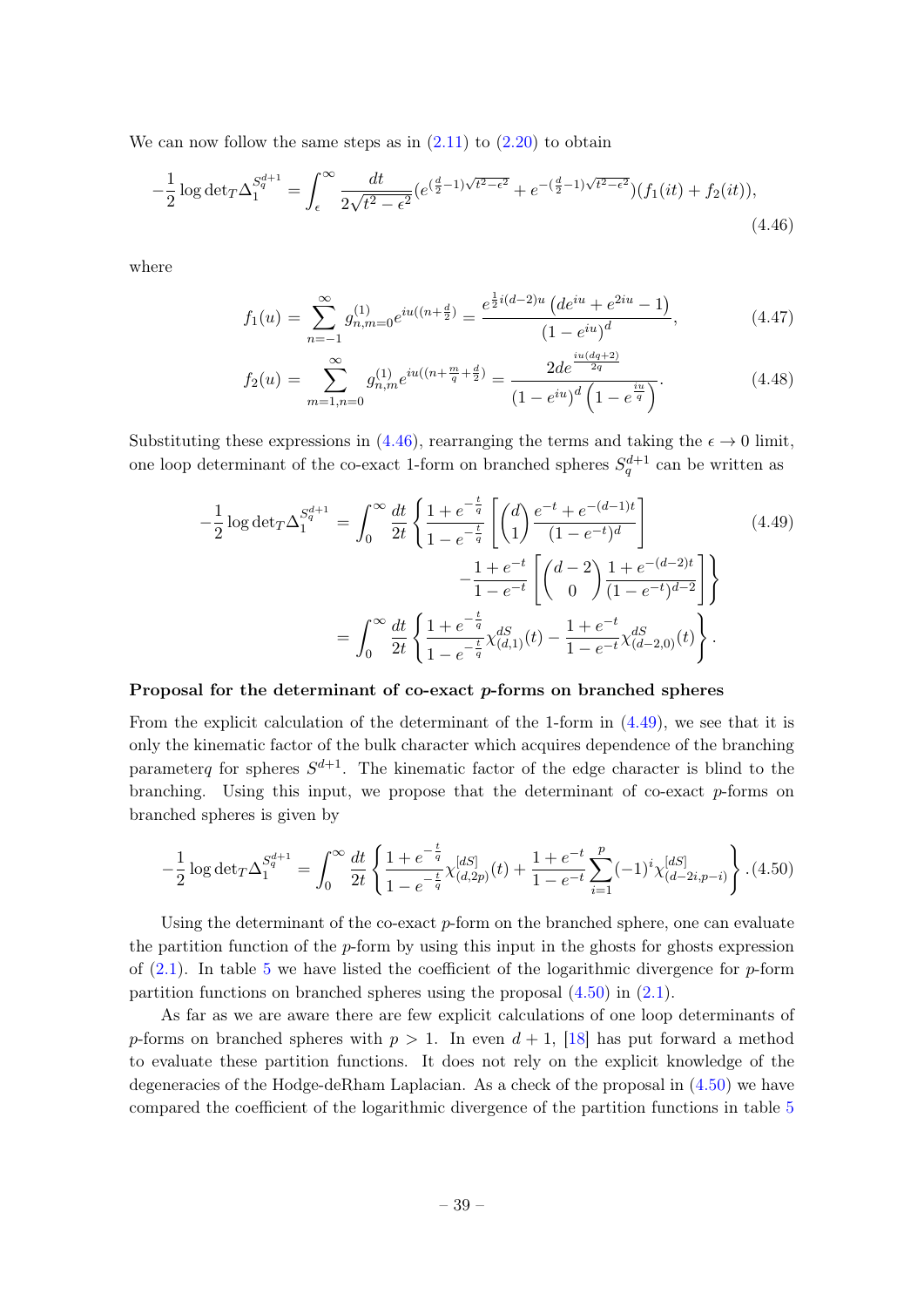We can now follow the same steps as in (2.11) to (2.20) to obtain

$$
-\frac{1}{2}\log\det{}_T\Delta_1^{S_q^{d+1}} = \int_\epsilon^\infty \frac{dt}{2\sqrt{t^2-\epsilon^2}}\left(e^{(\frac{d}{2}-1)\sqrt{t^2-\epsilon^2}} + e^{-(\frac{d}{2}-1)\sqrt{t^2-\epsilon^2}}\right)(f_1(it)+f_2(it)), \tag{4.46}
$$

where

$$
f_1(u) = \sum_{n=-1}^{\infty} g^{(1)}_{n,m=0} e^{iu((n+\frac{d}{2})} = \frac{e^{\frac{1}{2}i(d-2)u}\left(de^{iu}+e^{2iu}-1\right)}{\left(1-e^{iu}\right)^d}, \tag{4.47}
$$

$$
f_2(u) = \sum_{m=1,n=0}^{\infty} g^{(1)}_{n,m} e^{iu((n+\frac{m}{q}+\frac{d}{2})} = \frac{2de^{\frac{iu(dq+2)}{2q}}}{\left(1-e^{iu}\right)^d\left(1-e^{\frac{iu}{q}}\right)}. \tag{4.48}
$$

Substituting these expressions in (4.46), rearranging the terms and taking the $\epsilon \to 0$ limit, one loop determinant of the co-exact 1-form on branched spheres $S_q^{d+1}$ can be written as

$$
\begin{aligned}
-\frac{1}{2}\log\det{}_T\Delta_1^{S_q^{d+1}} &= \int_0^\infty \frac{dt}{2t}\left\{\frac{1+e^{-\frac{t}{q}}}{1-e^{-\frac{t}{q}}}\left[\binom{d}{1}\frac{e^{-t}+e^{-(d-1)t}}{(1-e^{-t})^d}\right]\right. \\
&\qquad\qquad\left. -\frac{1+e^{-t}}{1-e^{-t}}\left[\binom{d-2}{0}\frac{1+e^{-(d-2)t}}{(1-e^{-t})^{d-2}}\right]\right\} \\
&= \int_0^\infty \frac{dt}{2t}\left\{\frac{1+e^{-\frac{t}{q}}}{1-e^{-\frac{t}{q}}}\chi^{dS}_{(d,1)}(t) - \frac{1+e^{-t}}{1-e^{-t}}\chi^{dS}_{(d-2,0)}(t)\right\}.
\end{aligned} \tag{4.49}
$$

**Proposal for the determinant of co-exact $p$-forms on branched spheres**

From the explicit calculation of the determinant of the 1-form in (4.49), we see that it is only the kinematic factor of the bulk character which acquires dependence of the branching parameter$q$ for spheres $S^{d+1}$. The kinematic factor of the edge character is blind to the branching. Using this input, we propose that the determinant of co-exact $p$-forms on branched spheres is given by

$$
-\frac{1}{2}\log\det{}_T\Delta_1^{S_q^{d+1}} = \int_0^\infty \frac{dt}{2t}\left\{\frac{1+e^{-\frac{t}{q}}}{1-e^{-\frac{t}{q}}}\chi^{[dS]}_{(d,2p)}(t) + \frac{1+e^{-t}}{1-e^{-t}}\sum_{i=1}^{p}(-1)^i\chi^{[dS]}_{(d-2i,p-i)}\right\}. \tag{4.50}
$$

Using the determinant of the co-exact $p$-form on the branched sphere, one can evaluate the partition function of the $p$-form by using this input in the ghosts for ghosts expression of (2.1). In table 5 we have listed the coefficient of the logarithmic divergence for $p$-form partition functions on branched spheres using the proposal (4.50) in (2.1).

As far as we are aware there are few explicit calculations of one loop determinants of $p$-forms on branched spheres with $p > 1$. In even $d+1$, [18] has put forward a method to evaluate these partition functions. It does not rely on the explicit knowledge of the degeneracies of the Hodge-deRham Laplacian. As a check of the proposal in (4.50) we have compared the coefficient of the logarithmic divergence of the partition functions in table 5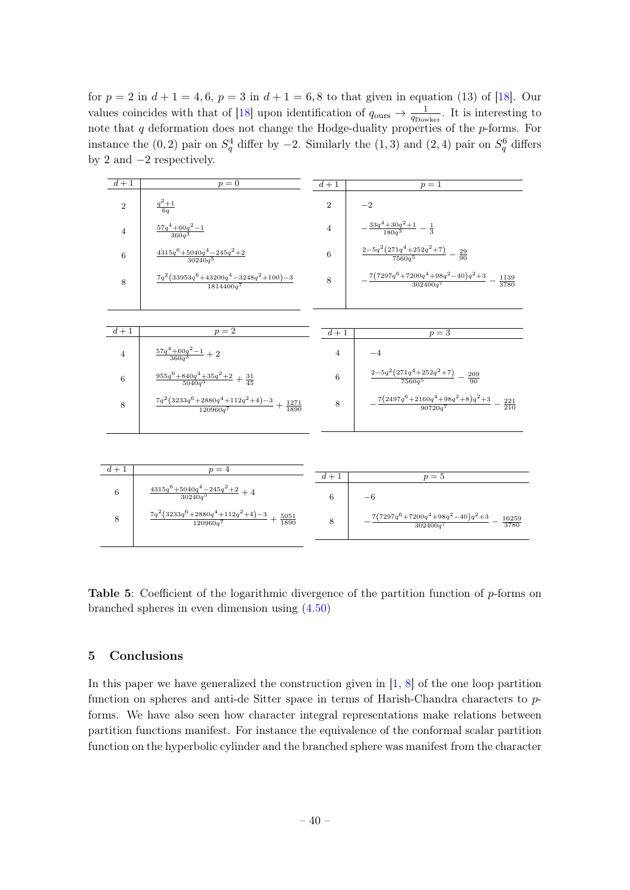for $p=2$ in $d+1=4,6$, $p=3$ in $d+1=6,8$ to that given in equation (13) of [18]. Our values coincides with that of [18] upon identification of $q_{\rm ours} \to \frac{1}{q_{\rm Dowker}}$. It is interesting to note that $q$ deformation does not change the Hodge-duality properties of the $p$-forms. For instance the $(0,2)$ pair on $S_q^4$ differ by $-2$. Similarly the $(1,3)$ and $(2,4)$ pair on $S_q^6$ differs by 2 and $-2$ respectively.

| $d+1$ | $p=0$ |
|---|---|
| 2 | $\frac{q^2+1}{6q}$ |
| 4 | $\frac{57q^4+60q^2-1}{360q^3}$ |
| 6 | $\frac{4315q^6+5040q^4-245q^2+2}{30240q^5}$ |
| 8 | $\frac{7q^2(33953q^6+43200q^4-3248q^2+100)-3}{1814400q^7}$ |

| $d+1$ | $p=1$ |
|---|---|
| 2 | $-2$ |
| 4 | $-\frac{33q^4+30q^2+1}{180q^3}-\frac{1}{3}$ |
| 6 | $\frac{2-5q^2(271q^4+252q^2+7)}{7560q^5}-\frac{29}{90}$ |
| 8 | $-\frac{7(7297q^6+7200q^4+98q^2-40)q^2+3}{302400q^7}-\frac{1139}{3780}$ |

| $d+1$ | $p=2$ |
|---|---|
| 4 | $\frac{57q^4+60q^2-1}{360q^3}+2$ |
| 6 | $\frac{955q^6+840q^4+35q^2+2}{5040q^5}+\frac{31}{45}$ |
| 8 | $\frac{7q^2(3233q^6+2880q^4+112q^2+4)-3}{120960q^7}+\frac{1271}{1890}$ |

| $d+1$ | $p=3$ |
|---|---|
| 4 | $-4$ |
| 6 | $\frac{2-5q^2(271q^4+252q^2+7)}{7560q^5}-\frac{209}{90}$ |
| 8 | $-\frac{7(2497q^6+2160q^4+98q^2+8)q^2+3}{90720q^7}-\frac{221}{210}$ |

| $d+1$ | $p=4$ |
|---|---|
| 6 | $\frac{4315q^6+5040q^4-245q^2+2}{30240q^5}+4$ |
| 8 | $\frac{7q^2(3233q^6+2880q^4+112q^2+4)-3}{120960q^7}+\frac{5051}{1890}$ |

| $d+1$ | $p=5$ |
|---|---|
| 6 | $-6$ |
| 8 | $-\frac{7(7297q^6+7200q^4+98q^2-40)q^2+3}{302400q^7}-\frac{16259}{3780}$ |

**Table 5**: Coefficient of the logarithmic divergence of the partition function of $p$-forms on branched spheres in even dimension using (4.50)

## 5 Conclusions

In this paper we have generalized the construction given in [1, 8] of the one loop partition function on spheres and anti-de Sitter space in terms of Harish-Chandra characters to $p$-forms. We have also seen how character integral representations make relations between partition functions manifest. For instance the equivalence of the conformal scalar partition function on the hyperbolic cylinder and the branched sphere was manifest from the character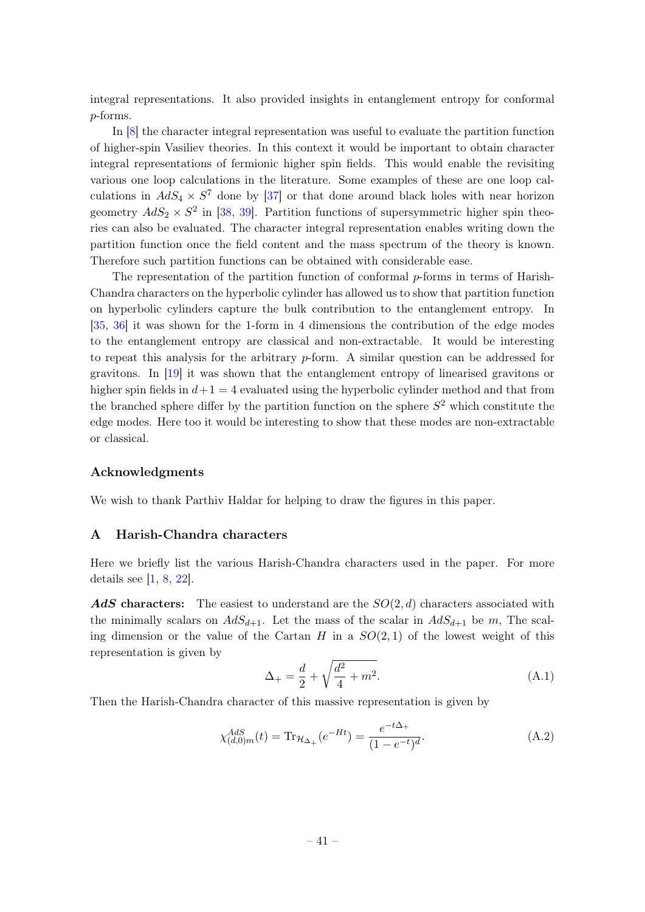integral representations. It also provided insights in entanglement entropy for conformal $p$-forms.

In [8] the character integral representation was useful to evaluate the partition function of higher-spin Vasiliev theories. In this context it would be important to obtain character integral representations of fermionic higher spin fields. This would enable the revisiting various one loop calculations in the literature. Some examples of these are one loop calculations in $AdS_4 \times S^7$ done by [37] or that done around black holes with near horizon geometry $AdS_2 \times S^2$ in [38, 39]. Partition functions of supersymmetric higher spin theories can also be evaluated. The character integral representation enables writing down the partition function once the field content and the mass spectrum of the theory is known. Therefore such partition functions can be obtained with considerable ease.

The representation of the partition function of conformal $p$-forms in terms of Harish-Chandra characters on the hyperbolic cylinder has allowed us to show that partition function on hyperbolic cylinders capture the bulk contribution to the entanglement entropy. In [35, 36] it was shown for the 1-form in 4 dimensions the contribution of the edge modes to the entanglement entropy are classical and non-extractable. It would be interesting to repeat this analysis for the arbitrary $p$-form. A similar question can be addressed for gravitons. In [19] it was shown that the entanglement entropy of linearised gravitons or higher spin fields in $d+1=4$ evaluated using the hyperbolic cylinder method and that from the branched sphere differ by the partition function on the sphere $S^2$ which constitute the edge modes. Here too it would be interesting to show that these modes are non-extractable or classical.

## Acknowledgments

We wish to thank Parthiv Haldar for helping to draw the figures in this paper.

## A Harish-Chandra characters

Here we briefly list the various Harish-Chandra characters used in the paper. For more details see [1, 8, 22].

***AdS* characters:** The easiest to understand are the $SO(2, d)$ characters associated with the minimally scalars on $AdS_{d+1}$. Let the mass of the scalar in $AdS_{d+1}$ be $m$, The scaling dimension or the value of the Cartan $H$ in a $SO(2, 1)$ of the lowest weight of this representation is given by

$$\Delta_+ = \frac{d}{2} + \sqrt{\frac{d^2}{4} + m^2}. \tag{A.1}$$

Then the Harish-Chandra character of this massive representation is given by

$$\chi^{AdS}_{(d,0)m}(t) = \mathrm{Tr}_{\mathcal{H}_{\Delta_+}}(e^{-Ht}) = \frac{e^{-t\Delta_+}}{(1-e^{-t})^d}. \tag{A.2}$$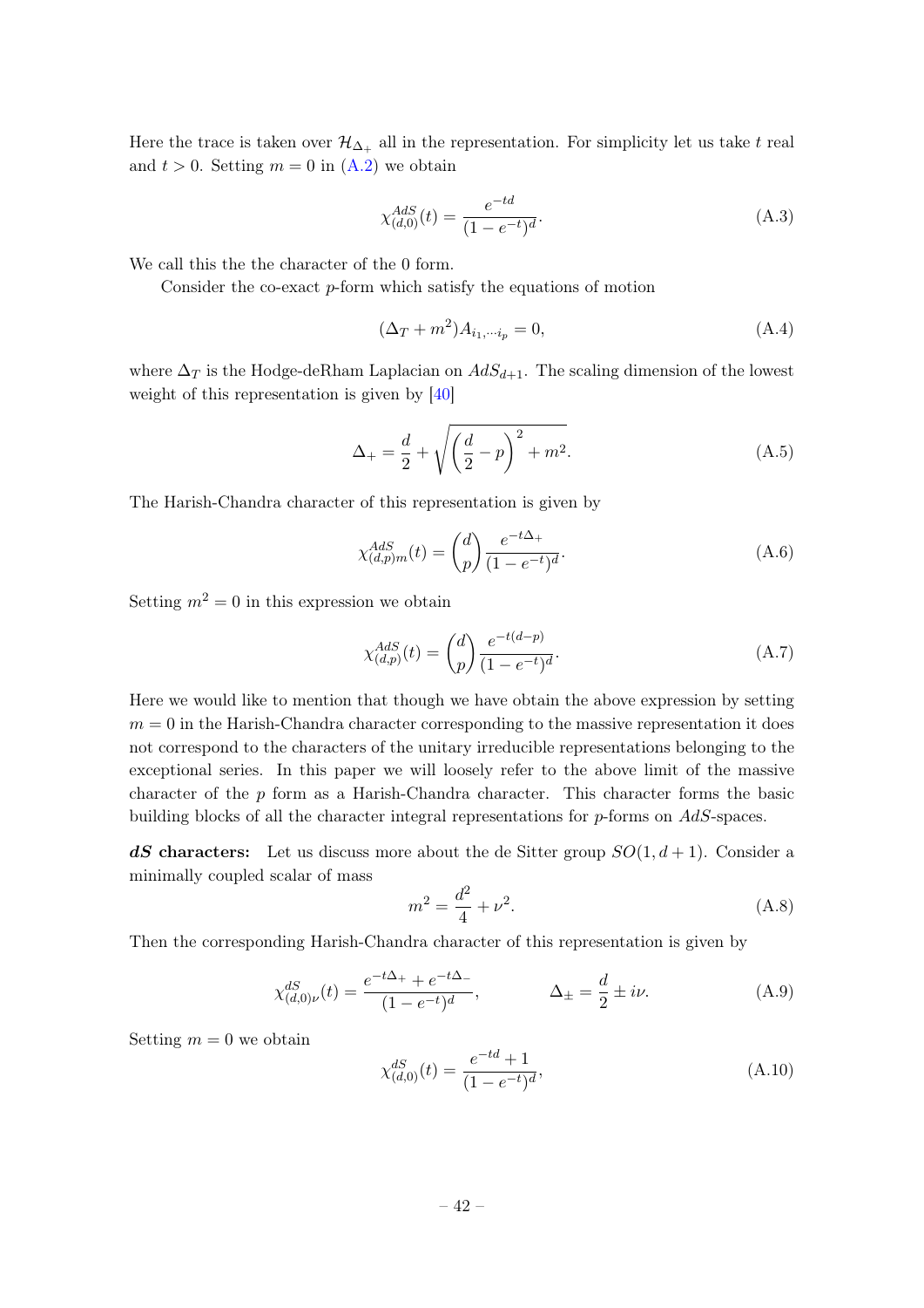Here the trace is taken over $\mathcal{H}_{\Delta_+}$ all in the representation. For simplicity let us take $t$ real and $t > 0$. Setting $m = 0$ in (A.2) we obtain

$$\chi^{AdS}_{(d,0)}(t) = \frac{e^{-td}}{(1-e^{-t})^d}. \tag{A.3}$$

We call this the the character of the 0 form.

Consider the co-exact $p$-form which satisfy the equations of motion

$$(\Delta_T + m^2)A_{i_1,\cdots i_p} = 0, \tag{A.4}$$

where $\Delta_T$ is the Hodge-deRham Laplacian on $AdS_{d+1}$. The scaling dimension of the lowest weight of this representation is given by [40]

$$\Delta_+ = \frac{d}{2} + \sqrt{\left(\frac{d}{2} - p\right)^2 + m^2}. \tag{A.5}$$

The Harish-Chandra character of this representation is given by

$$\chi^{AdS}_{(d,p)m}(t) = \binom{d}{p} \frac{e^{-t\Delta_+}}{(1-e^{-t})^d}. \tag{A.6}$$

Setting $m^2 = 0$ in this expression we obtain

$$\chi^{AdS}_{(d,p)}(t) = \binom{d}{p} \frac{e^{-t(d-p)}}{(1-e^{-t})^d}. \tag{A.7}$$

Here we would like to mention that though we have obtain the above expression by setting $m = 0$ in the Harish-Chandra character corresponding to the massive representation it does not correspond to the characters of the unitary irreducible representations belonging to the exceptional series. In this paper we will loosely refer to the above limit of the massive character of the $p$ form as a Harish-Chandra character. This character forms the basic building blocks of all the character integral representations for $p$-forms on $AdS$-spaces.

***dS* characters:** Let us discuss more about the de Sitter group $SO(1, d+1)$. Consider a minimally coupled scalar of mass

$$m^2 = \frac{d^2}{4} + \nu^2. \tag{A.8}$$

Then the corresponding Harish-Chandra character of this representation is given by

$$\chi^{dS}_{(d,0)\nu}(t) = \frac{e^{-t\Delta_+} + e^{-t\Delta_-}}{(1-e^{-t})^d}, \qquad \Delta_\pm = \frac{d}{2} \pm i\nu. \tag{A.9}$$

Setting $m = 0$ we obtain

$$\chi^{dS}_{(d,0)}(t) = \frac{e^{-td} + 1}{(1-e^{-t})^d}, \tag{A.10}$$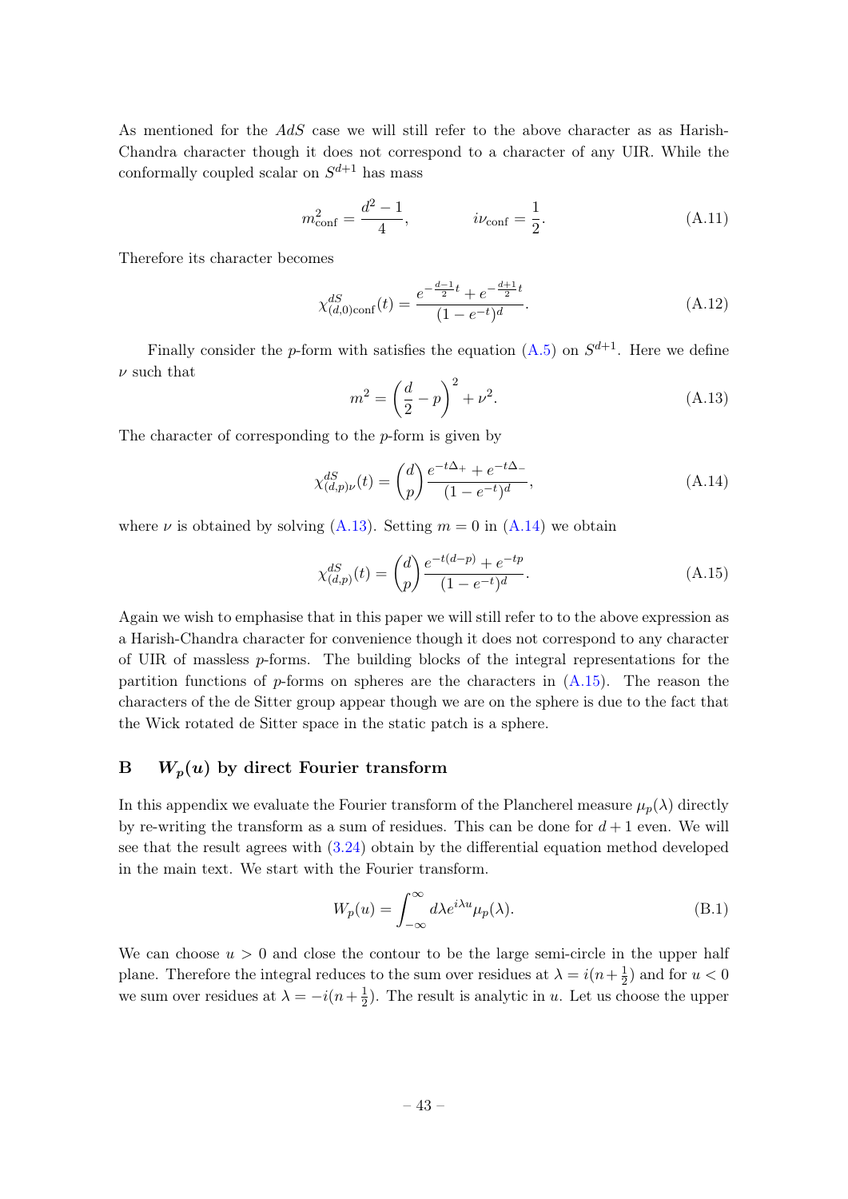As mentioned for the $AdS$ case we will still refer to the above character as as Harish-Chandra character though it does not correspond to a character of any UIR. While the conformally coupled scalar on $S^{d+1}$ has mass

$$m^2_{\rm conf} = \frac{d^2-1}{4}, \qquad\qquad i\nu_{\rm conf} = \frac{1}{2}. \tag{A.11}$$

Therefore its character becomes

$$\chi^{dS}_{(d,0){\rm conf}}(t) = \frac{e^{-\frac{d-1}{2}t} + e^{-\frac{d+1}{2}t}}{(1-e^{-t})^d}. \tag{A.12}$$

Finally consider the $p$-form with satisfies the equation (A.5) on $S^{d+1}$. Here we define $\nu$ such that

$$m^2 = \left(\frac{d}{2} - p\right)^2 + \nu^2. \tag{A.13}$$

The character of corresponding to the $p$-form is given by

$$\chi^{dS}_{(d,p)\nu}(t) = \binom{d}{p} \frac{e^{-t\Delta_+} + e^{-t\Delta_-}}{(1-e^{-t})^d}, \tag{A.14}$$

where $\nu$ is obtained by solving (A.13). Setting $m = 0$ in (A.14) we obtain

$$\chi^{dS}_{(d,p)}(t) = \binom{d}{p} \frac{e^{-t(d-p)} + e^{-tp}}{(1-e^{-t})^d}. \tag{A.15}$$

Again we wish to emphasise that in this paper we will still refer to to the above expression as a Harish-Chandra character for convenience though it does not correspond to any character of UIR of massless $p$-forms. The building blocks of the integral representations for the partition functions of $p$-forms on spheres are the characters in (A.15). The reason the characters of the de Sitter group appear though we are on the sphere is due to the fact that the Wick rotated de Sitter space in the static patch is a sphere.

## B $\quad W_p(u)$ by direct Fourier transform

In this appendix we evaluate the Fourier transform of the Plancherel measure $\mu_p(\lambda)$ directly by re-writing the transform as a sum of residues. This can be done for $d+1$ even. We will see that the result agrees with (3.24) obtain by the differential equation method developed in the main text. We start with the Fourier transform.

$$W_p(u) = \int_{-\infty}^{\infty} d\lambda e^{i\lambda u} \mu_p(\lambda). \tag{B.1}$$

We can choose $u > 0$ and close the contour to be the large semi-circle in the upper half plane. Therefore the integral reduces to the sum over residues at $\lambda = i(n + \frac{1}{2})$ and for $u < 0$ we sum over residues at $\lambda = -i(n + \frac{1}{2})$. The result is analytic in $u$. Let us choose the upper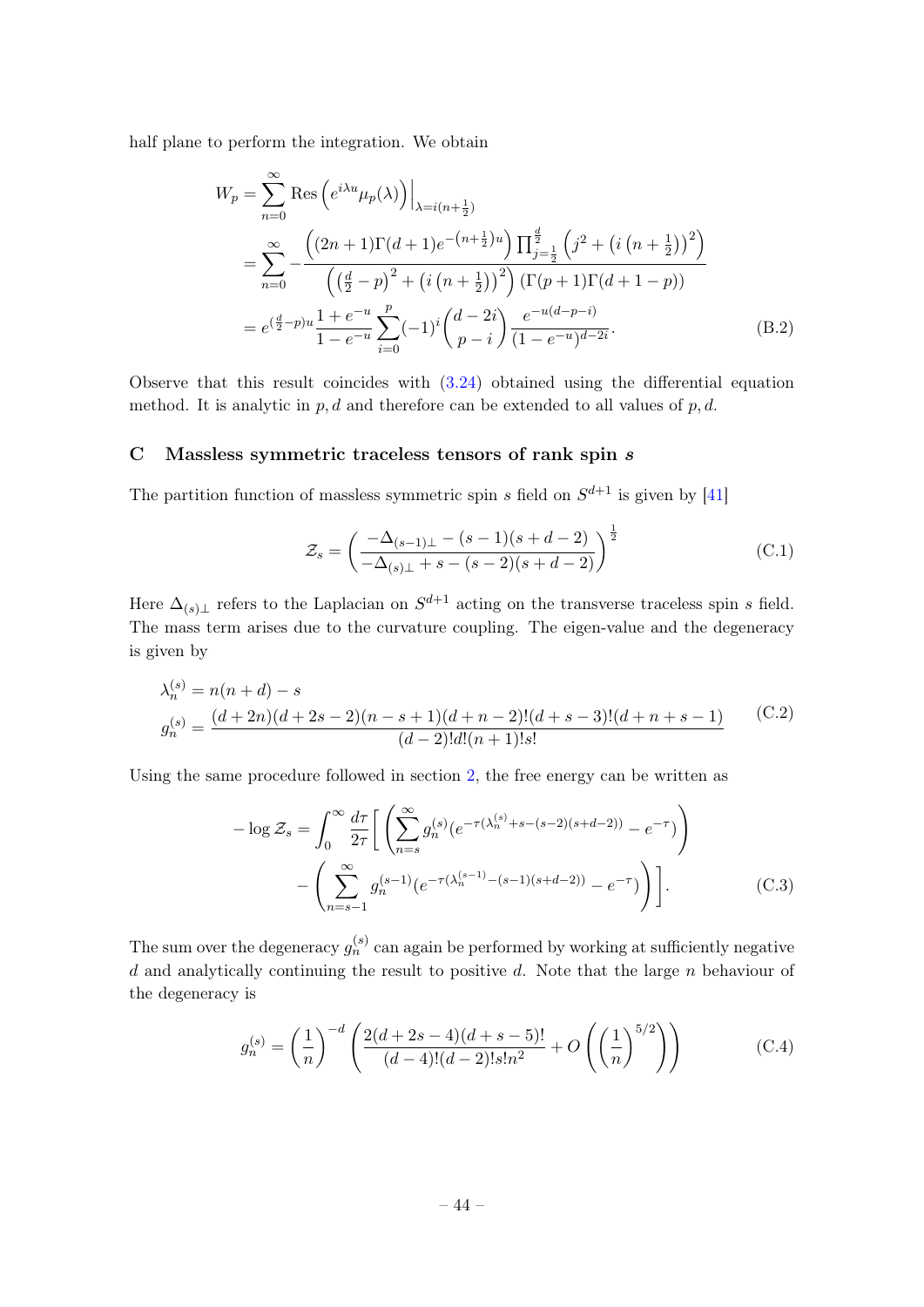half plane to perform the integration. We obtain

$$
\begin{aligned}
W_p &= \sum_{n=0}^{\infty} \text{Res}\left(e^{i\lambda u}\mu_p(\lambda)\right)\Big|_{\lambda=i(n+\frac{1}{2})} \\
&= \sum_{n=0}^{\infty} -\frac{\left((2n+1)\Gamma(d+1)e^{-\left(n+\frac{1}{2}\right)u}\right)\prod_{j=\frac{1}{2}}^{\frac{d}{2}}\left(j^2+\left(i\left(n+\frac{1}{2}\right)\right)^2\right)}{\left(\left(\frac{d}{2}-p\right)^2+\left(i\left(n+\frac{1}{2}\right)\right)^2\right)\left(\Gamma(p+1)\Gamma(d+1-p)\right)} \\
&= e^{\left(\frac{d}{2}-p\right)u}\frac{1+e^{-u}}{1-e^{-u}}\sum_{i=0}^{p}(-1)^i\binom{d-2i}{p-i}\frac{e^{-u(d-p-i)}}{(1-e^{-u})^{d-2i}}.
\end{aligned}
\tag{B.2}
$$

Observe that this result coincides with (3.24) obtained using the differential equation method. It is analytic in $p, d$ and therefore can be extended to all values of $p, d$.

## C Massless symmetric traceless tensors of rank spin $s$

The partition function of massless symmetric spin $s$ field on $S^{d+1}$ is given by [41]

$$
\mathcal{Z}_s = \left(\frac{-\Delta_{(s-1)\perp}-(s-1)(s+d-2)}{-\Delta_{(s)\perp}+s-(s-2)(s+d-2)}\right)^{\frac{1}{2}}
\tag{C.1}
$$

Here $\Delta_{(s)\perp}$ refers to the Laplacian on $S^{d+1}$ acting on the transverse traceless spin $s$ field. The mass term arises due to the curvature coupling. The eigen-value and the degeneracy is given by

$$
\begin{aligned}
\lambda_n^{(s)} &= n(n+d)-s \\
g_n^{(s)} &= \frac{(d+2n)(d+2s-2)(n-s+1)(d+n-2)!(d+s-3)!(d+n+s-1)}{(d-2)!d!(n+1)!s!}
\end{aligned}
\tag{C.2}
$$

Using the same procedure followed in section 2, the free energy can be written as

$$
\begin{aligned}
-\log\mathcal{Z}_s = \int_0^\infty \frac{d\tau}{2\tau}\Bigg[&\left(\sum_{n=s}^{\infty} g_n^{(s)}\left(e^{-\tau(\lambda_n^{(s)}+s-(s-2)(s+d-2))}-e^{-\tau}\right)\right) \\
&-\left(\sum_{n=s-1}^{\infty} g_n^{(s-1)}\left(e^{-\tau(\lambda_n^{(s-1)}-(s-1)(s+d-2))}-e^{-\tau}\right)\right)\Bigg].
\end{aligned}
\tag{C.3}
$$

The sum over the degeneracy $g_n^{(s)}$ can again be performed by working at sufficiently negative $d$ and analytically continuing the result to positive $d$. Note that the large $n$ behaviour of the degeneracy is

$$
g_n^{(s)} = \left(\frac{1}{n}\right)^{-d}\left(\frac{2(d+2s-4)(d+s-5)!}{(d-4)!(d-2)!s!n^2}+O\left(\left(\frac{1}{n}\right)^{5/2}\right)\right)
\tag{C.4}
$$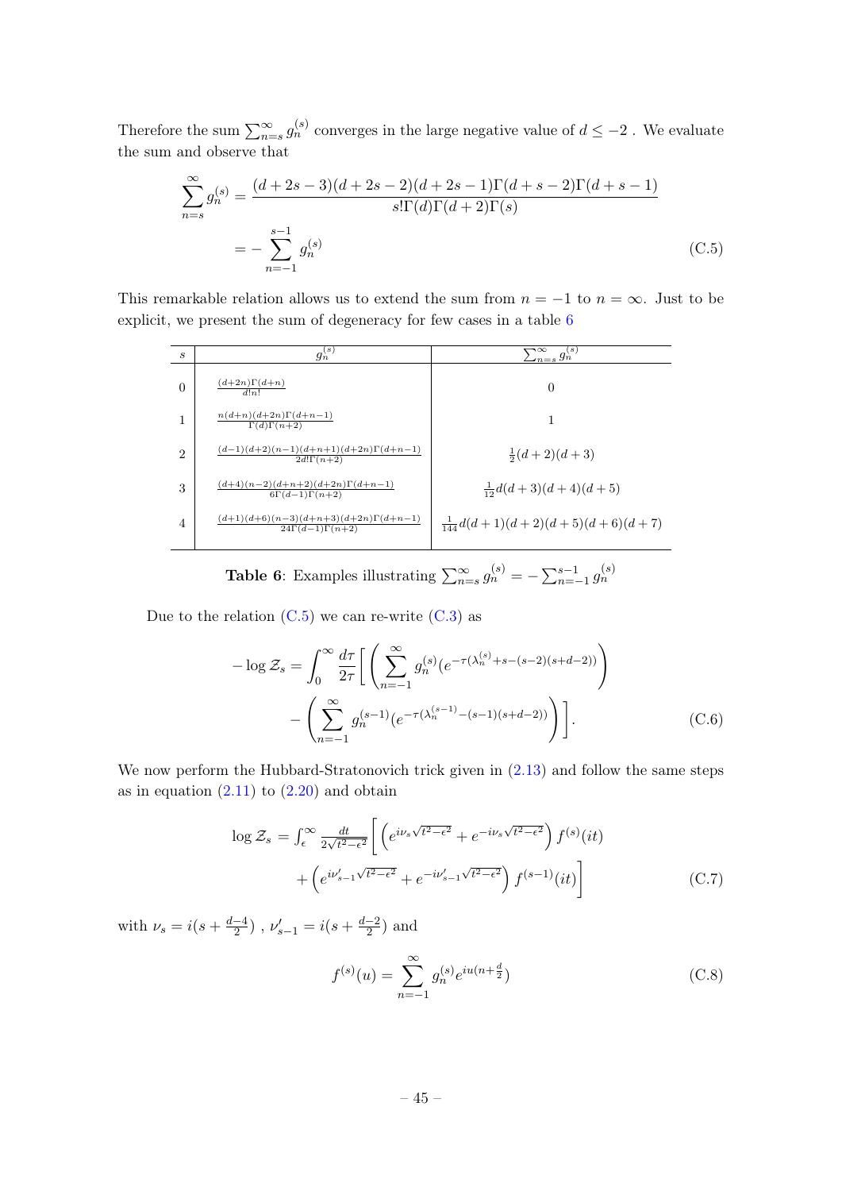Therefore the sum $\sum_{n=s}^{\infty} g_n^{(s)}$ converges in the large negative value of $d \leq -2$ . We evaluate the sum and observe that

$$
\begin{aligned}
\sum_{n=s}^{\infty} g_n^{(s)} &= \frac{(d+2s-3)(d+2s-2)(d+2s-1)\Gamma(d+s-2)\Gamma(d+s-1)}{s!\Gamma(d)\Gamma(d+2)\Gamma(s)} \\
&= -\sum_{n=-1}^{s-1} g_n^{(s)}
\end{aligned}
\tag{C.5}
$$

This remarkable relation allows us to extend the sum from $n = -1$ to $n = \infty$. Just to be explicit, we present the sum of degeneracy for few cases in a table 6

| $s$ | $g_n^{(s)}$ | $\sum_{n=s}^{\infty} g_n^{(s)}$ |
|---|---|---|
| 0 | $\frac{(d+2n)\Gamma(d+n)}{d!n!}$ | $0$ |
| 1 | $\frac{n(d+n)(d+2n)\Gamma(d+n-1)}{\Gamma(d)\Gamma(n+2)}$ | $1$ |
| 2 | $\frac{(d-1)(d+2)(n-1)(d+n+1)(d+2n)\Gamma(d+n-1)}{2d!\Gamma(n+2)}$ | $\frac{1}{2}(d+2)(d+3)$ |
| 3 | $\frac{(d+4)(n-2)(d+n+2)(d+2n)\Gamma(d+n-1)}{6\Gamma(d-1)\Gamma(n+2)}$ | $\frac{1}{12}d(d+3)(d+4)(d+5)$ |
| 4 | $\frac{(d+1)(d+6)(n-3)(d+n+3)(d+2n)\Gamma(d+n-1)}{24\Gamma(d-1)\Gamma(n+2)}$ | $\frac{1}{144}d(d+1)(d+2)(d+5)(d+6)(d+7)$ |

**Table 6**: Examples illustrating $\sum_{n=s}^{\infty} g_n^{(s)} = -\sum_{n=-1}^{s-1} g_n^{(s)}$

Due to the relation (C.5) we can re-write (C.3) as

$$
\begin{aligned}
-\log \mathcal{Z}_s = \int_0^{\infty} \frac{d\tau}{2\tau} \Bigg[ & \left( \sum_{n=-1}^{\infty} g_n^{(s)} (e^{-\tau(\lambda_n^{(s)} + s - (s-2)(s+d-2))} \right) \\
& - \left( \sum_{n=-1}^{\infty} g_n^{(s-1)} (e^{-\tau(\lambda_n^{(s-1)} - (s-1)(s+d-2))} \right) \Bigg].
\end{aligned}
\tag{C.6}
$$

We now perform the Hubbard-Stratonovich trick given in (2.13) and follow the same steps as in equation (2.11) to (2.20) and obtain

$$
\begin{aligned}
\log \mathcal{Z}_s = \int_{\epsilon}^{\infty} \frac{dt}{2\sqrt{t^2-\epsilon^2}} \Bigg[ & \left( e^{i\nu_s \sqrt{t^2-\epsilon^2}} + e^{-i\nu_s \sqrt{t^2-\epsilon^2}} \right) f^{(s)}(it) \\
& + \left( e^{i\nu'_{s-1} \sqrt{t^2-\epsilon^2}} + e^{-i\nu'_{s-1} \sqrt{t^2-\epsilon^2}} \right) f^{(s-1)}(it) \Bigg]
\end{aligned}
\tag{C.7}
$$

with $\nu_s = i(s + \frac{d-4}{2})$ , $\nu'_{s-1} = i(s + \frac{d-2}{2})$ and

$$
f^{(s)}(u) = \sum_{n=-1}^{\infty} g_n^{(s)} e^{iu(n+\frac{d}{2})}
\tag{C.8}
$$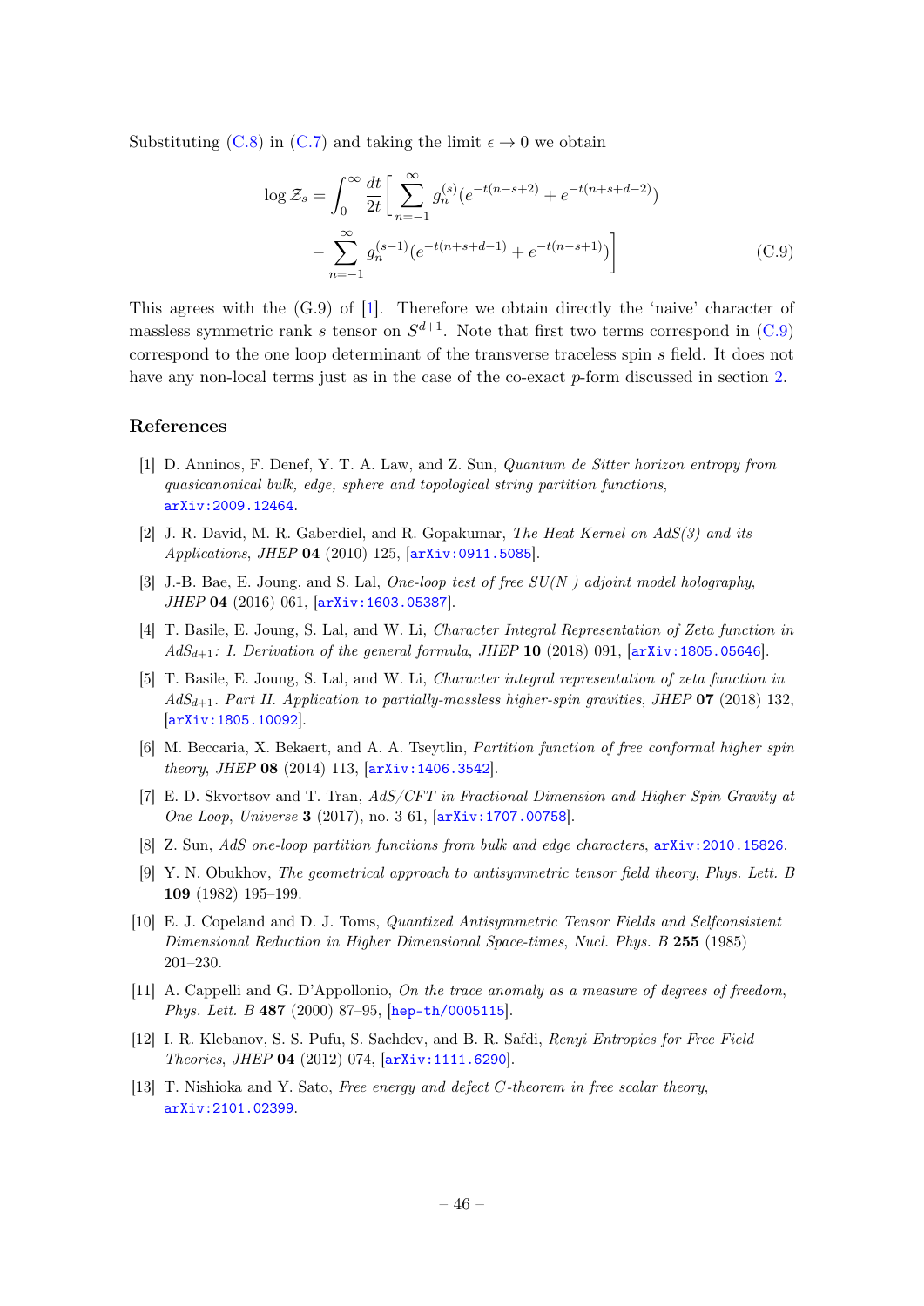Substituting (C.8) in (C.7) and taking the limit $\epsilon \to 0$ we obtain

$$
\begin{aligned}
\log \mathcal{Z}_s = \int_0^\infty \frac{dt}{2t} \Bigg[ & \sum_{n=-1}^{\infty} g_n^{(s)} (e^{-t(n-s+2)} + e^{-t(n+s+d-2)}) \\
& - \sum_{n=-1}^{\infty} g_n^{(s-1)} (e^{-t(n+s+d-1)} + e^{-t(n-s+1)}) \Bigg]
\end{aligned} \tag{C.9}
$$

This agrees with the (G.9) of [1]. Therefore we obtain directly the 'naive' character of massless symmetric rank $s$ tensor on $S^{d+1}$. Note that first two terms correspond in (C.9) correspond to the one loop determinant of the transverse traceless spin $s$ field. It does not have any non-local terms just as in the case of the co-exact $p$-form discussed in section 2.

## References

[1] D. Anninos, F. Denef, Y. T. A. Law, and Z. Sun, *Quantum de Sitter horizon entropy from quasicanonical bulk, edge, sphere and topological string partition functions*, arXiv:2009.12464.

[2] J. R. David, M. R. Gaberdiel, and R. Gopakumar, *The Heat Kernel on AdS(3) and its Applications*, *JHEP* **04** (2010) 125, [arXiv:0911.5085].

[3] J.-B. Bae, E. Joung, and S. Lal, *One-loop test of free SU(N ) adjoint model holography*, *JHEP* **04** (2016) 061, [arXiv:1603.05387].

[4] T. Basile, E. Joung, S. Lal, and W. Li, *Character Integral Representation of Zeta function in $AdS_{d+1}$: I. Derivation of the general formula*, *JHEP* **10** (2018) 091, [arXiv:1805.05646].

[5] T. Basile, E. Joung, S. Lal, and W. Li, *Character integral representation of zeta function in $AdS_{d+1}$. Part II. Application to partially-massless higher-spin gravities*, *JHEP* **07** (2018) 132, [arXiv:1805.10092].

[6] M. Beccaria, X. Bekaert, and A. A. Tseytlin, *Partition function of free conformal higher spin theory*, *JHEP* **08** (2014) 113, [arXiv:1406.3542].

[7] E. D. Skvortsov and T. Tran, *AdS/CFT in Fractional Dimension and Higher Spin Gravity at One Loop*, *Universe* **3** (2017), no. 3 61, [arXiv:1707.00758].

[8] Z. Sun, *AdS one-loop partition functions from bulk and edge characters*, arXiv:2010.15826.

[9] Y. N. Obukhov, *The geometrical approach to antisymmetric tensor field theory*, *Phys. Lett. B* **109** (1982) 195–199.

[10] E. J. Copeland and D. J. Toms, *Quantized Antisymmetric Tensor Fields and Selfconsistent Dimensional Reduction in Higher Dimensional Space-times*, *Nucl. Phys. B* **255** (1985) 201–230.

[11] A. Cappelli and G. D'Appollonio, *On the trace anomaly as a measure of degrees of freedom*, *Phys. Lett. B* **487** (2000) 87–95, [hep-th/0005115].

[12] I. R. Klebanov, S. S. Pufu, S. Sachdev, and B. R. Safdi, *Renyi Entropies for Free Field Theories*, *JHEP* **04** (2012) 074, [arXiv:1111.6290].

[13] T. Nishioka and Y. Sato, *Free energy and defect C-theorem in free scalar theory*, arXiv:2101.02399.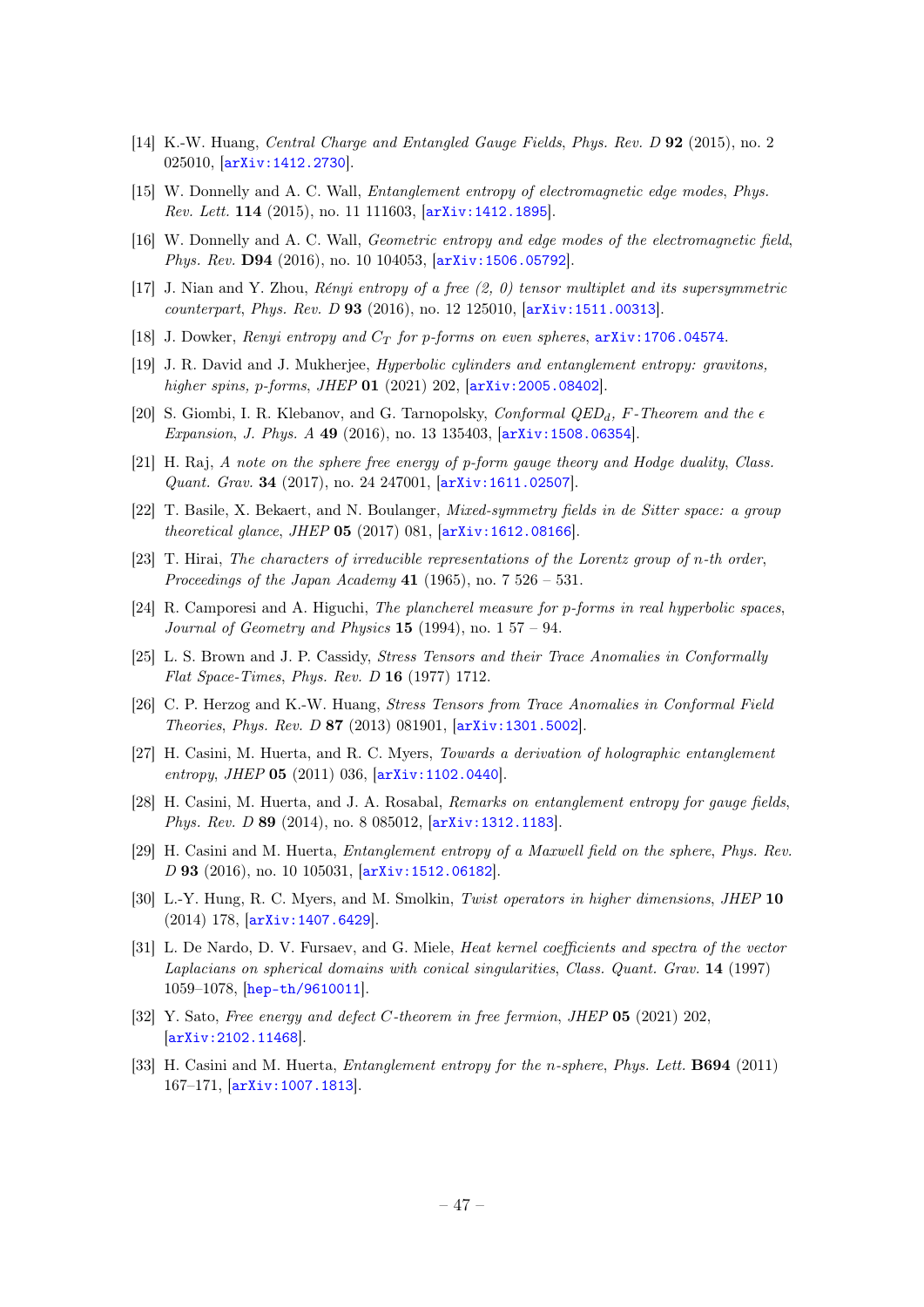[14] K.-W. Huang, *Central Charge and Entangled Gauge Fields*, *Phys. Rev. D* **92** (2015), no. 2 025010, [arXiv:1412.2730].

[15] W. Donnelly and A. C. Wall, *Entanglement entropy of electromagnetic edge modes*, *Phys. Rev. Lett.* **114** (2015), no. 11 111603, [arXiv:1412.1895].

[16] W. Donnelly and A. C. Wall, *Geometric entropy and edge modes of the electromagnetic field*, *Phys. Rev.* **D94** (2016), no. 10 104053, [arXiv:1506.05792].

[17] J. Nian and Y. Zhou, *Rényi entropy of a free (2, 0) tensor multiplet and its supersymmetric counterpart*, *Phys. Rev. D* **93** (2016), no. 12 125010, [arXiv:1511.00313].

[18] J. Dowker, *Renyi entropy and $C_T$ for p-forms on even spheres*, arXiv:1706.04574.

[19] J. R. David and J. Mukherjee, *Hyperbolic cylinders and entanglement entropy: gravitons, higher spins, p-forms*, *JHEP* **01** (2021) 202, [arXiv:2005.08402].

[20] S. Giombi, I. R. Klebanov, and G. Tarnopolsky, *Conformal QED$_d$, F-Theorem and the $\epsilon$ Expansion*, *J. Phys. A* **49** (2016), no. 13 135403, [arXiv:1508.06354].

[21] H. Raj, *A note on the sphere free energy of p-form gauge theory and Hodge duality*, *Class. Quant. Grav.* **34** (2017), no. 24 247001, [arXiv:1611.02507].

[22] T. Basile, X. Bekaert, and N. Boulanger, *Mixed-symmetry fields in de Sitter space: a group theoretical glance*, *JHEP* **05** (2017) 081, [arXiv:1612.08166].

[23] T. Hirai, *The characters of irreducible representations of the Lorentz group of n-th order*, *Proceedings of the Japan Academy* **41** (1965), no. 7 526 – 531.

[24] R. Camporesi and A. Higuchi, *The plancherel measure for p-forms in real hyperbolic spaces*, *Journal of Geometry and Physics* **15** (1994), no. 1 57 – 94.

[25] L. S. Brown and J. P. Cassidy, *Stress Tensors and their Trace Anomalies in Conformally Flat Space-Times*, *Phys. Rev. D* **16** (1977) 1712.

[26] C. P. Herzog and K.-W. Huang, *Stress Tensors from Trace Anomalies in Conformal Field Theories*, *Phys. Rev. D* **87** (2013) 081901, [arXiv:1301.5002].

[27] H. Casini, M. Huerta, and R. C. Myers, *Towards a derivation of holographic entanglement entropy*, *JHEP* **05** (2011) 036, [arXiv:1102.0440].

[28] H. Casini, M. Huerta, and J. A. Rosabal, *Remarks on entanglement entropy for gauge fields*, *Phys. Rev. D* **89** (2014), no. 8 085012, [arXiv:1312.1183].

[29] H. Casini and M. Huerta, *Entanglement entropy of a Maxwell field on the sphere*, *Phys. Rev. D* **93** (2016), no. 10 105031, [arXiv:1512.06182].

[30] L.-Y. Hung, R. C. Myers, and M. Smolkin, *Twist operators in higher dimensions*, *JHEP* **10** (2014) 178, [arXiv:1407.6429].

[31] L. De Nardo, D. V. Fursaev, and G. Miele, *Heat kernel coefficients and spectra of the vector Laplacians on spherical domains with conical singularities*, *Class. Quant. Grav.* **14** (1997) 1059–1078, [hep-th/9610011].

[32] Y. Sato, *Free energy and defect C-theorem in free fermion*, *JHEP* **05** (2021) 202, [arXiv:2102.11468].

[33] H. Casini and M. Huerta, *Entanglement entropy for the n-sphere*, *Phys. Lett.* **B694** (2011) 167–171, [arXiv:1007.1813].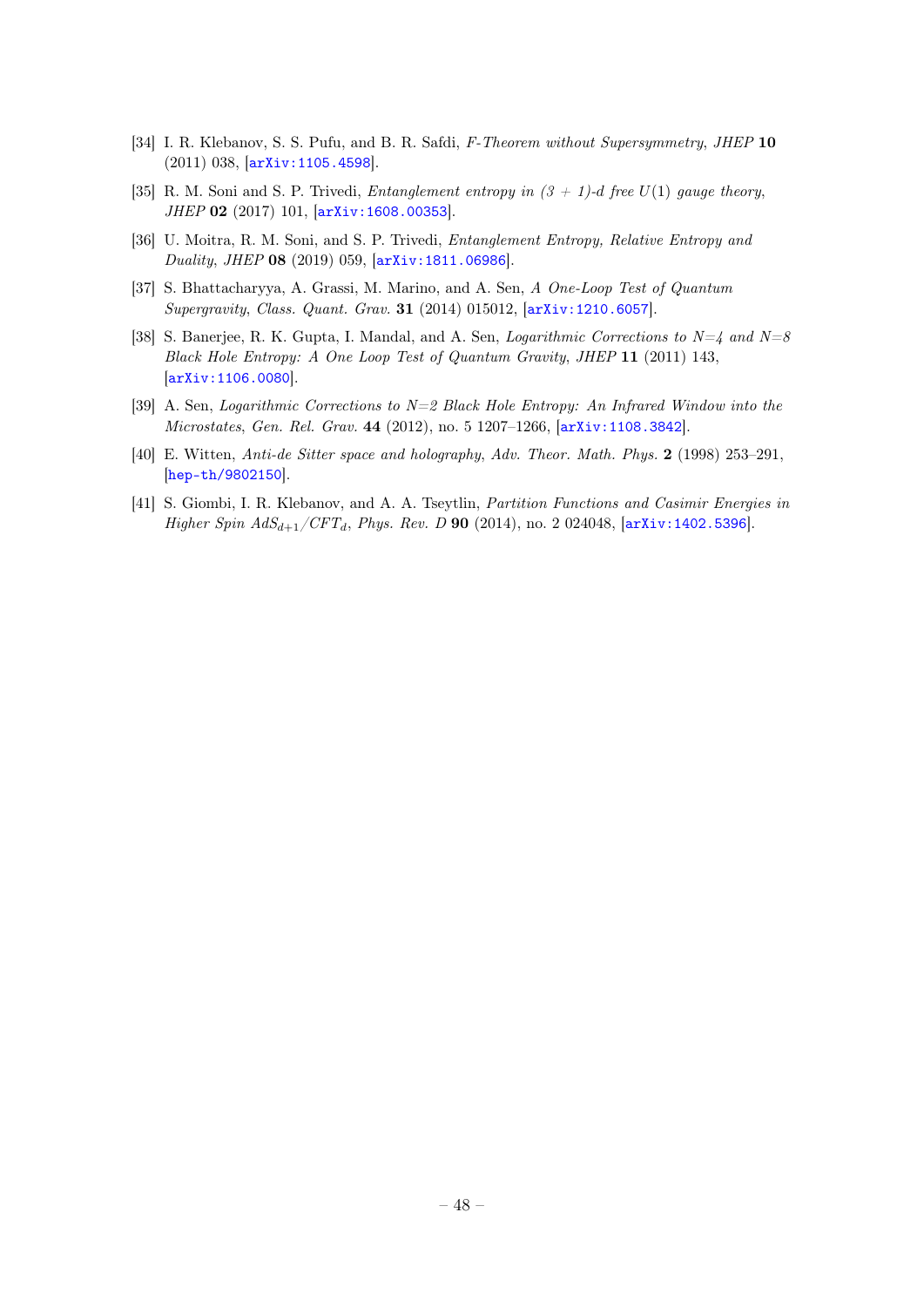[34] I. R. Klebanov, S. S. Pufu, and B. R. Safdi, *F-Theorem without Supersymmetry*, *JHEP* **10** (2011) 038, [arXiv:1105.4598].

[35] R. M. Soni and S. P. Trivedi, *Entanglement entropy in (3 + 1)-d free $U(1)$ gauge theory*, *JHEP* **02** (2017) 101, [arXiv:1608.00353].

[36] U. Moitra, R. M. Soni, and S. P. Trivedi, *Entanglement Entropy, Relative Entropy and Duality*, *JHEP* **08** (2019) 059, [arXiv:1811.06986].

[37] S. Bhattacharyya, A. Grassi, M. Marino, and A. Sen, *A One-Loop Test of Quantum Supergravity*, *Class. Quant. Grav.* **31** (2014) 015012, [arXiv:1210.6057].

[38] S. Banerjee, R. K. Gupta, I. Mandal, and A. Sen, *Logarithmic Corrections to N=4 and N=8 Black Hole Entropy: A One Loop Test of Quantum Gravity*, *JHEP* **11** (2011) 143, [arXiv:1106.0080].

[39] A. Sen, *Logarithmic Corrections to N=2 Black Hole Entropy: An Infrared Window into the Microstates*, *Gen. Rel. Grav.* **44** (2012), no. 5 1207–1266, [arXiv:1108.3842].

[40] E. Witten, *Anti-de Sitter space and holography*, *Adv. Theor. Math. Phys.* **2** (1998) 253–291, [hep-th/9802150].

[41] S. Giombi, I. R. Klebanov, and A. A. Tseytlin, *Partition Functions and Casimir Energies in Higher Spin $AdS_{d+1}/CFT_d$*, *Phys. Rev. D* **90** (2014), no. 2 024048, [arXiv:1402.5396].